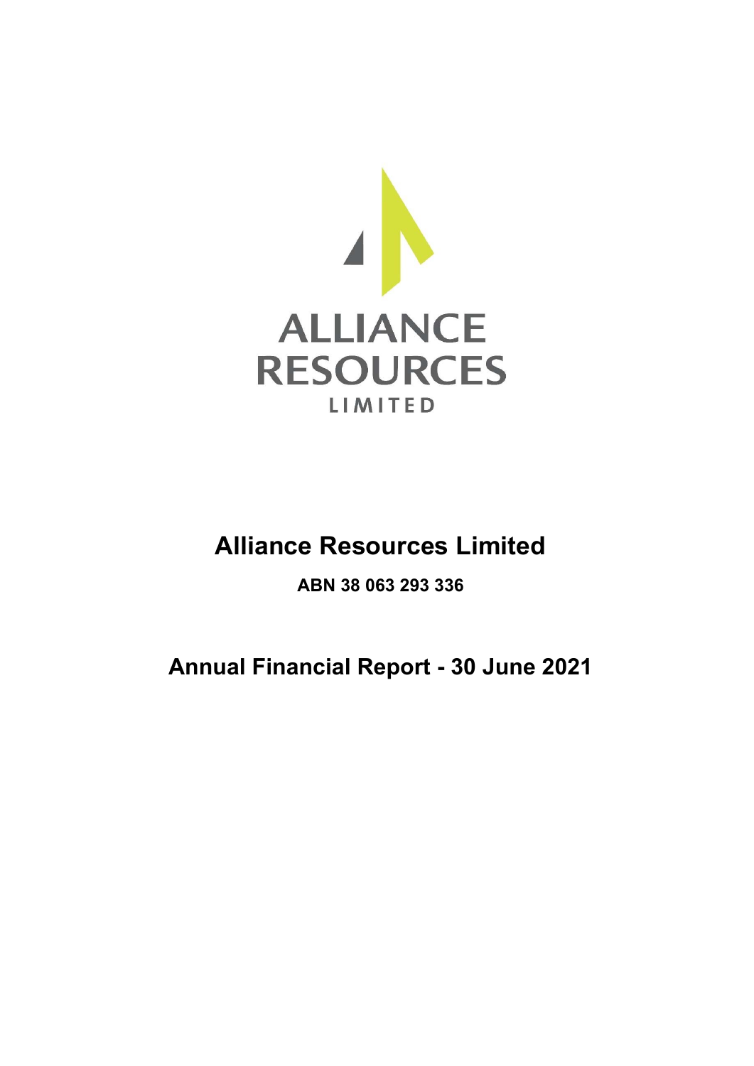# Alliance Resources Limited

**ABN 38 063 293 336**

## Annual Financial Report - 30 June 2021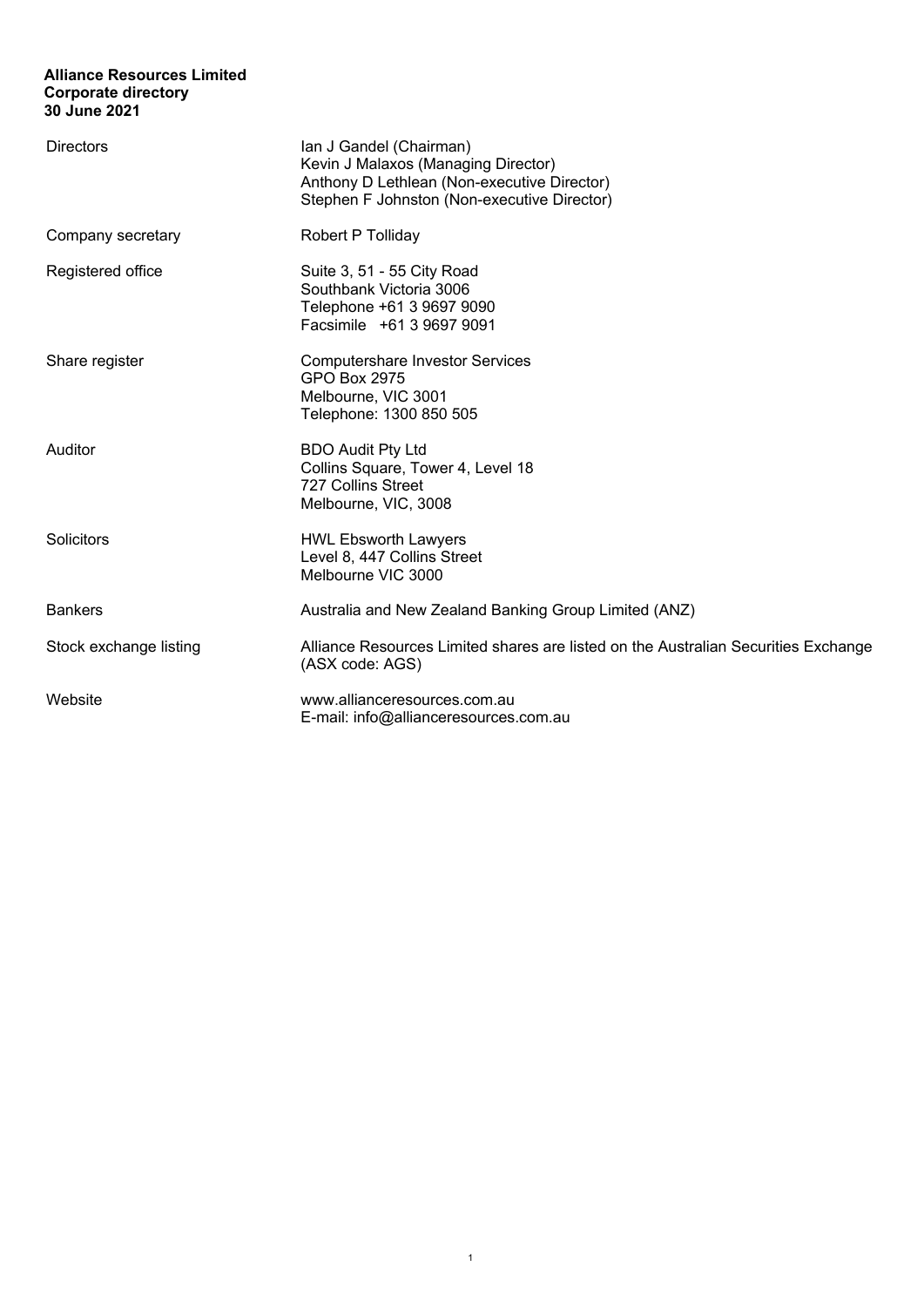**Alliance Resources Limited**
**Corporate directory**
**30 June 2021**

| | |
|---|---|
| Directors | Ian J Gandel (Chairman)<br>Kevin J Malaxos (Managing Director)<br>Anthony D Lethlean (Non-executive Director)<br>Stephen F Johnston (Non-executive Director) |
| Company secretary | Robert P Tolliday |
| Registered office | Suite 3, 51 - 55 City Road<br>Southbank Victoria 3006<br>Telephone +61 3 9697 9090<br>Facsimile +61 3 9697 9091 |
| Share register | Computershare Investor Services<br>GPO Box 2975<br>Melbourne, VIC 3001<br>Telephone: 1300 850 505 |
| Auditor | BDO Audit Pty Ltd<br>Collins Square, Tower 4, Level 18<br>727 Collins Street<br>Melbourne, VIC, 3008 |
| Solicitors | HWL Ebsworth Lawyers<br>Level 8, 447 Collins Street<br>Melbourne VIC 3000 |
| Bankers | Australia and New Zealand Banking Group Limited (ANZ) |
| Stock exchange listing | Alliance Resources Limited shares are listed on the Australian Securities Exchange (ASX code: AGS) |
| Website | www.allianceresources.com.au<br>E-mail: info@allianceresources.com.au |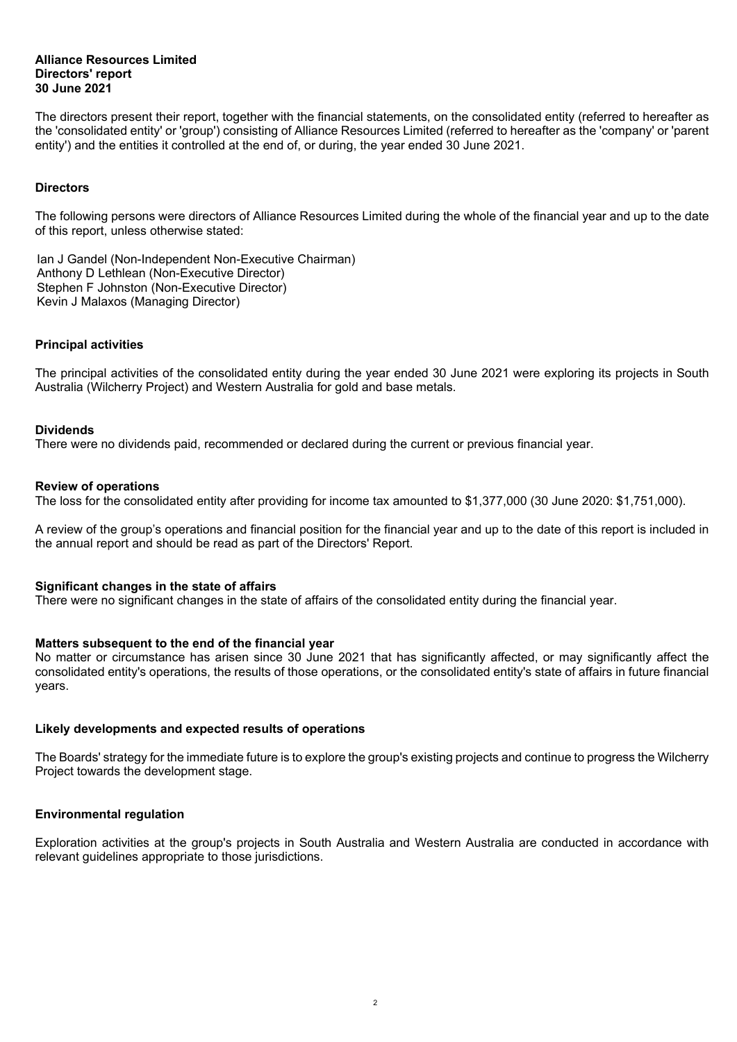**Alliance Resources Limited**
**Directors' report**
**30 June 2021**

The directors present their report, together with the financial statements, on the consolidated entity (referred to hereafter as the 'consolidated entity' or 'group') consisting of Alliance Resources Limited (referred to hereafter as the 'company' or 'parent entity') and the entities it controlled at the end of, or during, the year ended 30 June 2021.

## Directors

The following persons were directors of Alliance Resources Limited during the whole of the financial year and up to the date of this report, unless otherwise stated:

Ian J Gandel (Non-Independent Non-Executive Chairman)
Anthony D Lethlean (Non-Executive Director)
Stephen F Johnston (Non-Executive Director)
Kevin J Malaxos (Managing Director)

## Principal activities

The principal activities of the consolidated entity during the year ended 30 June 2021 were exploring its projects in South Australia (Wilcherry Project) and Western Australia for gold and base metals.

## Dividends

There were no dividends paid, recommended or declared during the current or previous financial year.

## Review of operations

The loss for the consolidated entity after providing for income tax amounted to $1,377,000 (30 June 2020: $1,751,000).

A review of the group's operations and financial position for the financial year and up to the date of this report is included in the annual report and should be read as part of the Directors' Report.

## Significant changes in the state of affairs

There were no significant changes in the state of affairs of the consolidated entity during the financial year.

## Matters subsequent to the end of the financial year

No matter or circumstance has arisen since 30 June 2021 that has significantly affected, or may significantly affect the consolidated entity's operations, the results of those operations, or the consolidated entity's state of affairs in future financial years.

## Likely developments and expected results of operations

The Boards' strategy for the immediate future is to explore the group's existing projects and continue to progress the Wilcherry Project towards the development stage.

## Environmental regulation

Exploration activities at the group's projects in South Australia and Western Australia are conducted in accordance with relevant guidelines appropriate to those jurisdictions.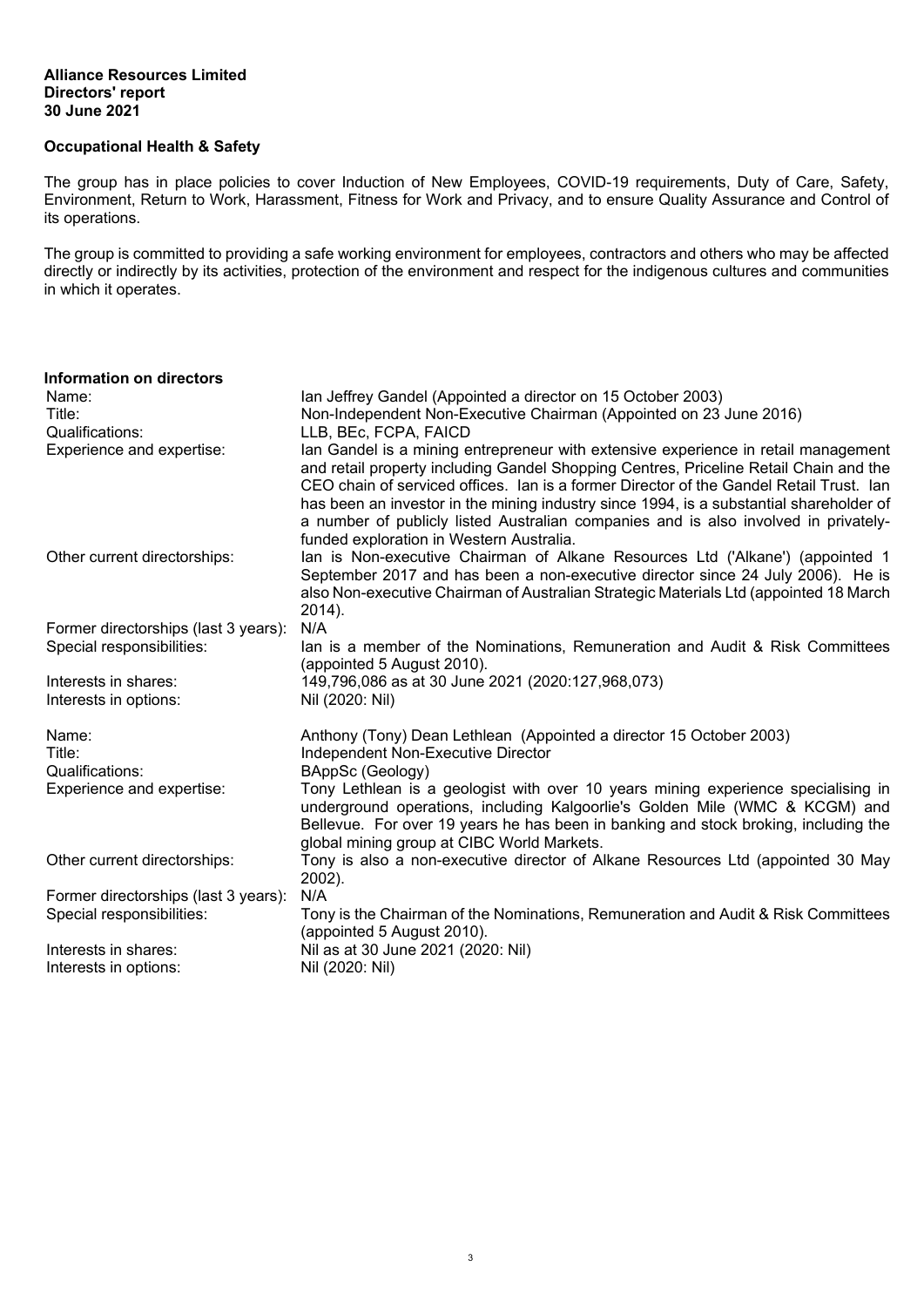**Alliance Resources Limited**
**Directors' report**
**30 June 2021**

## Occupational Health & Safety

The group has in place policies to cover Induction of New Employees, COVID-19 requirements, Duty of Care, Safety, Environment, Return to Work, Harassment, Fitness for Work and Privacy, and to ensure Quality Assurance and Control of its operations.

The group is committed to providing a safe working environment for employees, contractors and others who may be affected directly or indirectly by its activities, protection of the environment and respect for the indigenous cultures and communities in which it operates.

## Information on directors

| | |
|---|---|
| Name: | Ian Jeffrey Gandel (Appointed a director on 15 October 2003) |
| Title: | Non-Independent Non-Executive Chairman (Appointed on 23 June 2016) |
| Qualifications: | LLB, BEc, FCPA, FAICD |
| Experience and expertise: | Ian Gandel is a mining entrepreneur with extensive experience in retail management and retail property including Gandel Shopping Centres, Priceline Retail Chain and the CEO chain of serviced offices. Ian is a former Director of the Gandel Retail Trust. Ian has been an investor in the mining industry since 1994, is a substantial shareholder of a number of publicly listed Australian companies and is also involved in privately-funded exploration in Western Australia. |
| Other current directorships: | Ian is Non-executive Chairman of Alkane Resources Ltd ('Alkane') (appointed 1 September 2017 and has been a non-executive director since 24 July 2006). He is also Non-executive Chairman of Australian Strategic Materials Ltd (appointed 18 March 2014). |
| Former directorships (last 3 years): | N/A |
| Special responsibilities: | Ian is a member of the Nominations, Remuneration and Audit & Risk Committees (appointed 5 August 2010). |
| Interests in shares: | 149,796,086 as at 30 June 2021 (2020:127,968,073) |
| Interests in options: | Nil (2020: Nil) |

| | |
|---|---|
| Name: | Anthony (Tony) Dean Lethlean (Appointed a director 15 October 2003) |
| Title: | Independent Non-Executive Director |
| Qualifications: | BAppSc (Geology) |
| Experience and expertise: | Tony Lethlean is a geologist with over 10 years mining experience specialising in underground operations, including Kalgoorlie's Golden Mile (WMC & KCGM) and Bellevue. For over 19 years he has been in banking and stock broking, including the global mining group at CIBC World Markets. |
| Other current directorships: | Tony is also a non-executive director of Alkane Resources Ltd (appointed 30 May 2002). |
| Former directorships (last 3 years): | N/A |
| Special responsibilities: | Tony is the Chairman of the Nominations, Remuneration and Audit & Risk Committees (appointed 5 August 2010). |
| Interests in shares: | Nil as at 30 June 2021 (2020: Nil) |
| Interests in options: | Nil (2020: Nil) |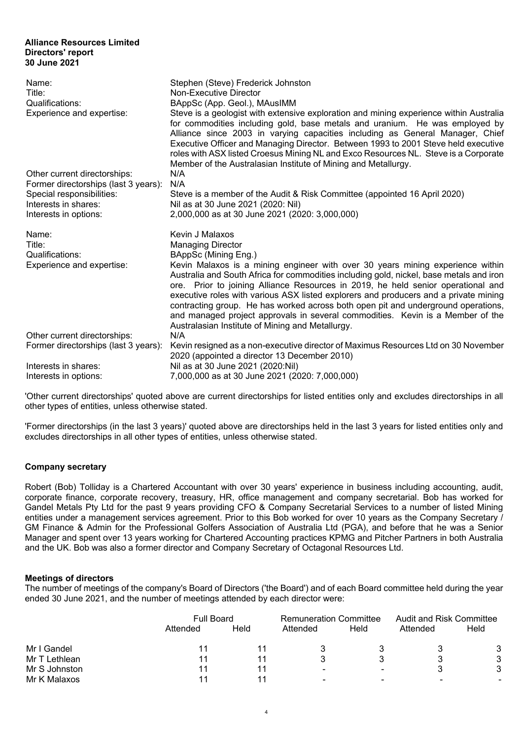**Alliance Resources Limited**
**Directors' report**
**30 June 2021**

| | |
|---|---|
| Name: | Stephen (Steve) Frederick Johnston |
| Title: | Non-Executive Director |
| Qualifications: | BAppSc (App. Geol.), MAusIMM |
| Experience and expertise: | Steve is a geologist with extensive exploration and mining experience within Australia for commodities including gold, base metals and uranium. He was employed by Alliance since 2003 in varying capacities including as General Manager, Chief Executive Officer and Managing Director. Between 1993 to 2001 Steve held executive roles with ASX listed Croesus Mining NL and Exco Resources NL. Steve is a Corporate Member of the Australasian Institute of Mining and Metallurgy. |
| Other current directorships: | N/A |
| Former directorships (last 3 years): | N/A |
| Special responsibilities: | Steve is a member of the Audit & Risk Committee (appointed 16 April 2020) |
| Interests in shares: | Nil as at 30 June 2021 (2020: Nil) |
| Interests in options: | 2,000,000 as at 30 June 2021 (2020: 3,000,000) |

| | |
|---|---|
| Name: | Kevin J Malaxos |
| Title: | Managing Director |
| Qualifications: | BAppSc (Mining Eng.) |
| Experience and expertise: | Kevin Malaxos is a mining engineer with over 30 years mining experience within Australia and South Africa for commodities including gold, nickel, base metals and iron ore. Prior to joining Alliance Resources in 2019, he held senior operational and executive roles with various ASX listed explorers and producers and a private mining contracting group. He has worked across both open pit and underground operations, and managed project approvals in several commodities. Kevin is a Member of the Australasian Institute of Mining and Metallurgy. |
| Other current directorships: | N/A |
| Former directorships (last 3 years): | Kevin resigned as a non-executive director of Maximus Resources Ltd on 30 November 2020 (appointed a director 13 December 2010) |
| Interests in shares: | Nil as at 30 June 2021 (2020:Nil) |
| Interests in options: | 7,000,000 as at 30 June 2021 (2020: 7,000,000) |

'Other current directorships' quoted above are current directorships for listed entities only and excludes directorships in all other types of entities, unless otherwise stated.

'Former directorships (in the last 3 years)' quoted above are directorships held in the last 3 years for listed entities only and excludes directorships in all other types of entities, unless otherwise stated.

## Company secretary

Robert (Bob) Tolliday is a Chartered Accountant with over 30 years' experience in business including accounting, audit, corporate finance, corporate recovery, treasury, HR, office management and company secretarial. Bob has worked for Gandel Metals Pty Ltd for the past 9 years providing CFO & Company Secretarial Services to a number of listed Mining entities under a management services agreement. Prior to this Bob worked for over 10 years as the Company Secretary / GM Finance & Admin for the Professional Golfers Association of Australia Ltd (PGA), and before that he was a Senior Manager and spent over 13 years working for Chartered Accounting practices KPMG and Pitcher Partners in both Australia and the UK. Bob was also a former director and Company Secretary of Octagonal Resources Ltd.

## Meetings of directors

The number of meetings of the company's Board of Directors ('the Board') and of each Board committee held during the year ended 30 June 2021, and the number of meetings attended by each director were:

| | Full Board | | Remuneration Committee | | Audit and Risk Committee | |
|---|---|---|---|---|---|---|
| | Attended | Held | Attended | Held | Attended | Held |
| Mr I Gandel | 11 | 11 | 3 | 3 | 3 | 3 |
| Mr T Lethlean | 11 | 11 | 3 | 3 | 3 | 3 |
| Mr S Johnston | 11 | 11 | - | - | 3 | 3 |
| Mr K Malaxos | 11 | 11 | - | - | - | - |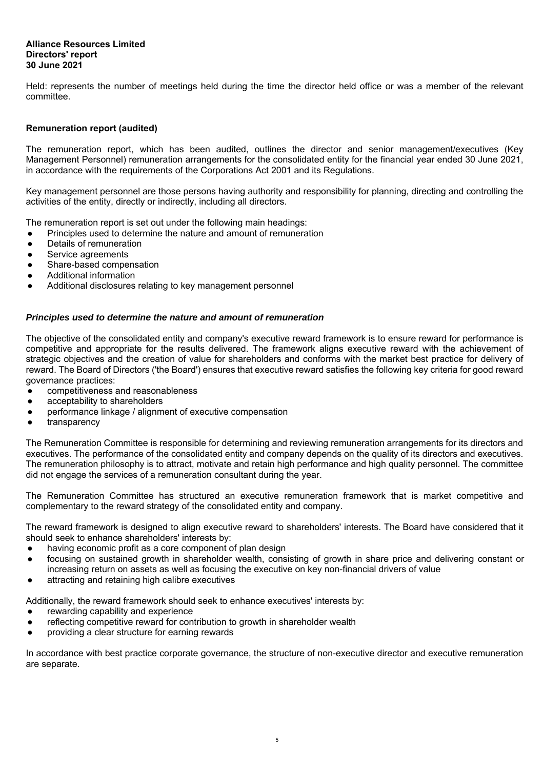Held: represents the number of meetings held during the time the director held office or was a member of the relevant committee.

## Remuneration report (audited)

The remuneration report, which has been audited, outlines the director and senior management/executives (Key Management Personnel) remuneration arrangements for the consolidated entity for the financial year ended 30 June 2021, in accordance with the requirements of the Corporations Act 2001 and its Regulations.

Key management personnel are those persons having authority and responsibility for planning, directing and controlling the activities of the entity, directly or indirectly, including all directors.

The remuneration report is set out under the following main headings:

- Principles used to determine the nature and amount of remuneration
- Details of remuneration
- Service agreements
- Share-based compensation
- Additional information
- Additional disclosures relating to key management personnel

### *Principles used to determine the nature and amount of remuneration*

The objective of the consolidated entity and company's executive reward framework is to ensure reward for performance is competitive and appropriate for the results delivered. The framework aligns executive reward with the achievement of strategic objectives and the creation of value for shareholders and conforms with the market best practice for delivery of reward. The Board of Directors ('the Board') ensures that executive reward satisfies the following key criteria for good reward governance practices:

- competitiveness and reasonableness
- acceptability to shareholders
- performance linkage / alignment of executive compensation
- transparency

The Remuneration Committee is responsible for determining and reviewing remuneration arrangements for its directors and executives. The performance of the consolidated entity and company depends on the quality of its directors and executives. The remuneration philosophy is to attract, motivate and retain high performance and high quality personnel. The committee did not engage the services of a remuneration consultant during the year.

The Remuneration Committee has structured an executive remuneration framework that is market competitive and complementary to the reward strategy of the consolidated entity and company.

The reward framework is designed to align executive reward to shareholders' interests. The Board have considered that it should seek to enhance shareholders' interests by:

- having economic profit as a core component of plan design
- focusing on sustained growth in shareholder wealth, consisting of growth in share price and delivering constant or increasing return on assets as well as focusing the executive on key non-financial drivers of value
- attracting and retaining high calibre executives

Additionally, the reward framework should seek to enhance executives' interests by:

- rewarding capability and experience
- reflecting competitive reward for contribution to growth in shareholder wealth
- providing a clear structure for earning rewards

In accordance with best practice corporate governance, the structure of non-executive director and executive remuneration are separate.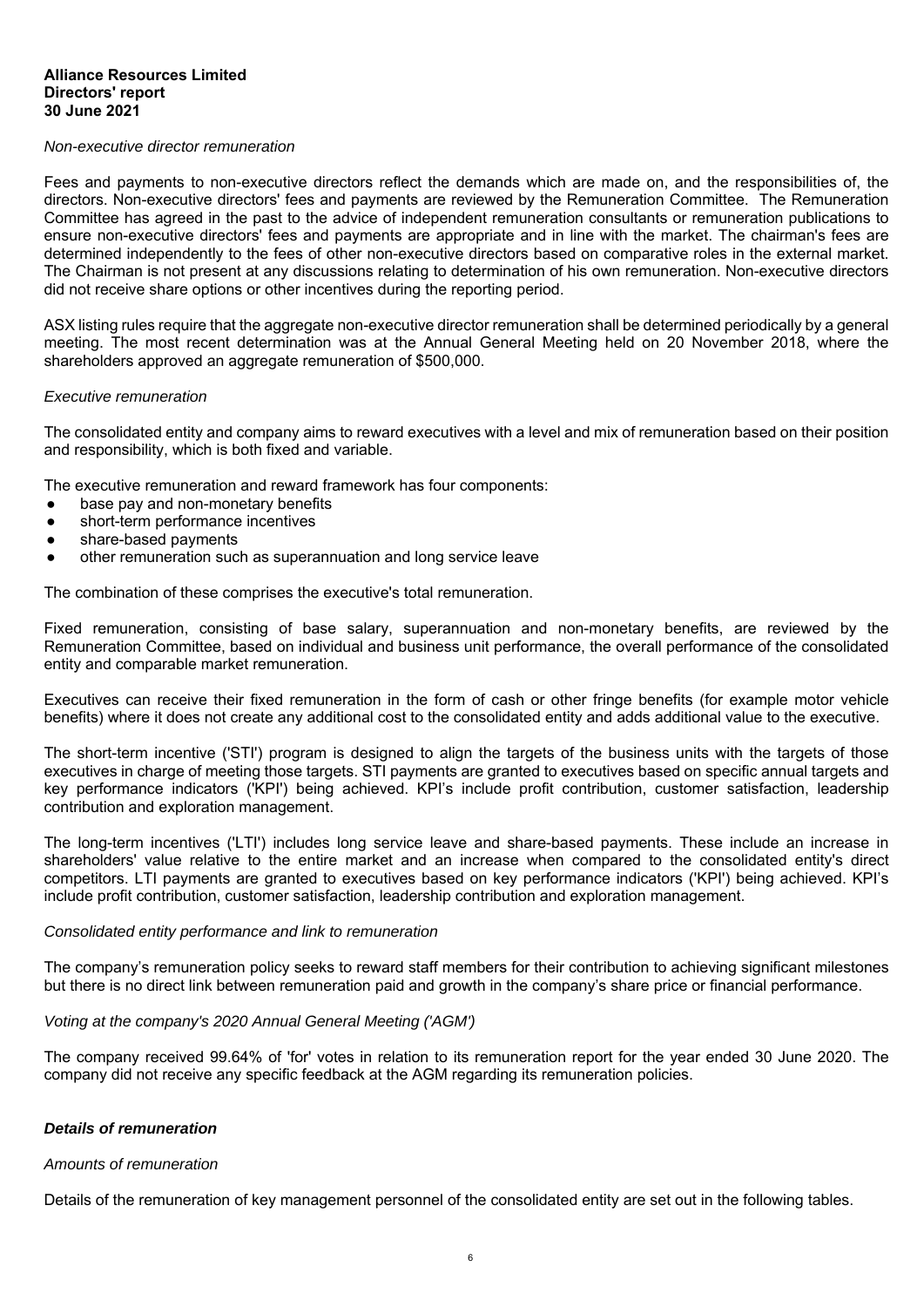*Non-executive director remuneration*

Fees and payments to non-executive directors reflect the demands which are made on, and the responsibilities of, the directors. Non-executive directors' fees and payments are reviewed by the Remuneration Committee. The Remuneration Committee has agreed in the past to the advice of independent remuneration consultants or remuneration publications to ensure non-executive directors' fees and payments are appropriate and in line with the market. The chairman's fees are determined independently to the fees of other non-executive directors based on comparative roles in the external market. The Chairman is not present at any discussions relating to determination of his own remuneration. Non-executive directors did not receive share options or other incentives during the reporting period.

ASX listing rules require that the aggregate non-executive director remuneration shall be determined periodically by a general meeting. The most recent determination was at the Annual General Meeting held on 20 November 2018, where the shareholders approved an aggregate remuneration of $500,000.

*Executive remuneration*

The consolidated entity and company aims to reward executives with a level and mix of remuneration based on their position and responsibility, which is both fixed and variable.

The executive remuneration and reward framework has four components:

- base pay and non-monetary benefits
- short-term performance incentives
- share-based payments
- other remuneration such as superannuation and long service leave

The combination of these comprises the executive's total remuneration.

Fixed remuneration, consisting of base salary, superannuation and non-monetary benefits, are reviewed by the Remuneration Committee, based on individual and business unit performance, the overall performance of the consolidated entity and comparable market remuneration.

Executives can receive their fixed remuneration in the form of cash or other fringe benefits (for example motor vehicle benefits) where it does not create any additional cost to the consolidated entity and adds additional value to the executive.

The short-term incentive ('STI') program is designed to align the targets of the business units with the targets of those executives in charge of meeting those targets. STI payments are granted to executives based on specific annual targets and key performance indicators ('KPI') being achieved. KPI's include profit contribution, customer satisfaction, leadership contribution and exploration management.

The long-term incentives ('LTI') includes long service leave and share-based payments. These include an increase in shareholders' value relative to the entire market and an increase when compared to the consolidated entity's direct competitors. LTI payments are granted to executives based on key performance indicators ('KPI') being achieved. KPI's include profit contribution, customer satisfaction, leadership contribution and exploration management.

*Consolidated entity performance and link to remuneration*

The company's remuneration policy seeks to reward staff members for their contribution to achieving significant milestones but there is no direct link between remuneration paid and growth in the company's share price or financial performance.

*Voting at the company's 2020 Annual General Meeting ('AGM')*

The company received 99.64% of 'for' votes in relation to its remuneration report for the year ended 30 June 2020. The company did not receive any specific feedback at the AGM regarding its remuneration policies.

***Details of remuneration***

*Amounts of remuneration*

Details of the remuneration of key management personnel of the consolidated entity are set out in the following tables.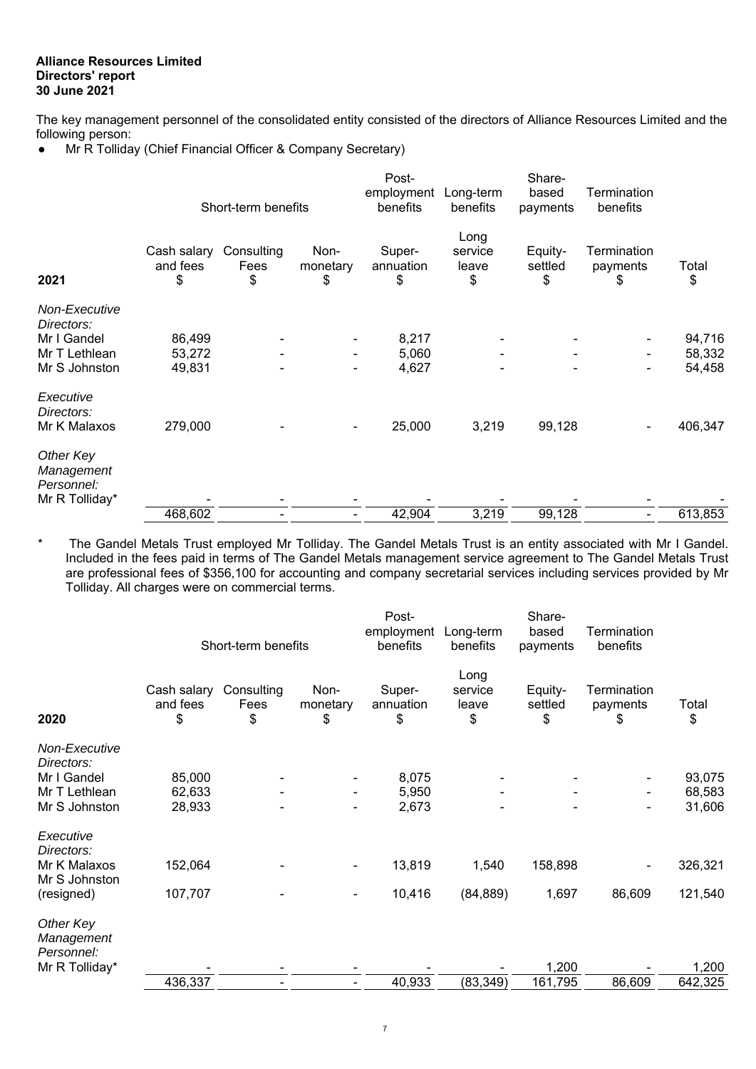**Alliance Resources Limited**
**Directors' report**
**30 June 2021**

The key management personnel of the consolidated entity consisted of the directors of Alliance Resources Limited and the following person:

- Mr R Tolliday (Chief Financial Officer & Company Secretary)

| | Short-term benefits | | | Post-employment benefits | Long-term benefits | Share-based payments | Termination benefits | |
|---|---|---|---|---|---|---|---|---|
| **2021** | Cash salary and fees $ | Consulting Fees $ | Non-monetary $ | Super-annuation $ | Long service leave $ | Equity-settled $ | Termination payments $ | Total $ |
| *Non-Executive Directors:* | | | | | | | | |
| Mr I Gandel | 86,499 | - | - | 8,217 | - | - | - | 94,716 |
| Mr T Lethlean | 53,272 | - | - | 5,060 | - | - | - | 58,332 |
| Mr S Johnston | 49,831 | - | - | 4,627 | - | - | - | 54,458 |
| *Executive Directors:* | | | | | | | | |
| Mr K Malaxos | 279,000 | - | - | 25,000 | 3,219 | 99,128 | - | 406,347 |
| *Other Key Management Personnel:* | | | | | | | | |
| Mr R Tolliday* | - | - | - | - | - | - | - | - |
| | 468,602 | - | - | 42,904 | 3,219 | 99,128 | - | 613,853 |

\* The Gandel Metals Trust employed Mr Tolliday. The Gandel Metals Trust is an entity associated with Mr I Gandel. Included in the fees paid in terms of The Gandel Metals management service agreement to The Gandel Metals Trust are professional fees of $356,100 for accounting and company secretarial services including services provided by Mr Tolliday. All charges were on commercial terms.

| | Short-term benefits | | | Post-employment benefits | Long-term benefits | Share-based payments | Termination benefits | |
|---|---|---|---|---|---|---|---|---|
| **2020** | Cash salary and fees $ | Consulting Fees $ | Non-monetary $ | Super-annuation $ | Long service leave $ | Equity-settled $ | Termination payments $ | Total $ |
| *Non-Executive Directors:* | | | | | | | | |
| Mr I Gandel | 85,000 | - | - | 8,075 | - | - | - | 93,075 |
| Mr T Lethlean | 62,633 | - | - | 5,950 | - | - | - | 68,583 |
| Mr S Johnston | 28,933 | - | - | 2,673 | - | - | - | 31,606 |
| *Executive Directors:* | | | | | | | | |
| Mr K Malaxos | 152,064 | - | - | 13,819 | 1,540 | 158,898 | - | 326,321 |
| Mr S Johnston (resigned) | 107,707 | - | - | 10,416 | (84,889) | 1,697 | 86,609 | 121,540 |
| *Other Key Management Personnel:* | | | | | | | | |
| Mr R Tolliday* | - | - | - | - | - | 1,200 | - | 1,200 |
| | 436,337 | - | - | 40,933 | (83,349) | 161,795 | 86,609 | 642,325 |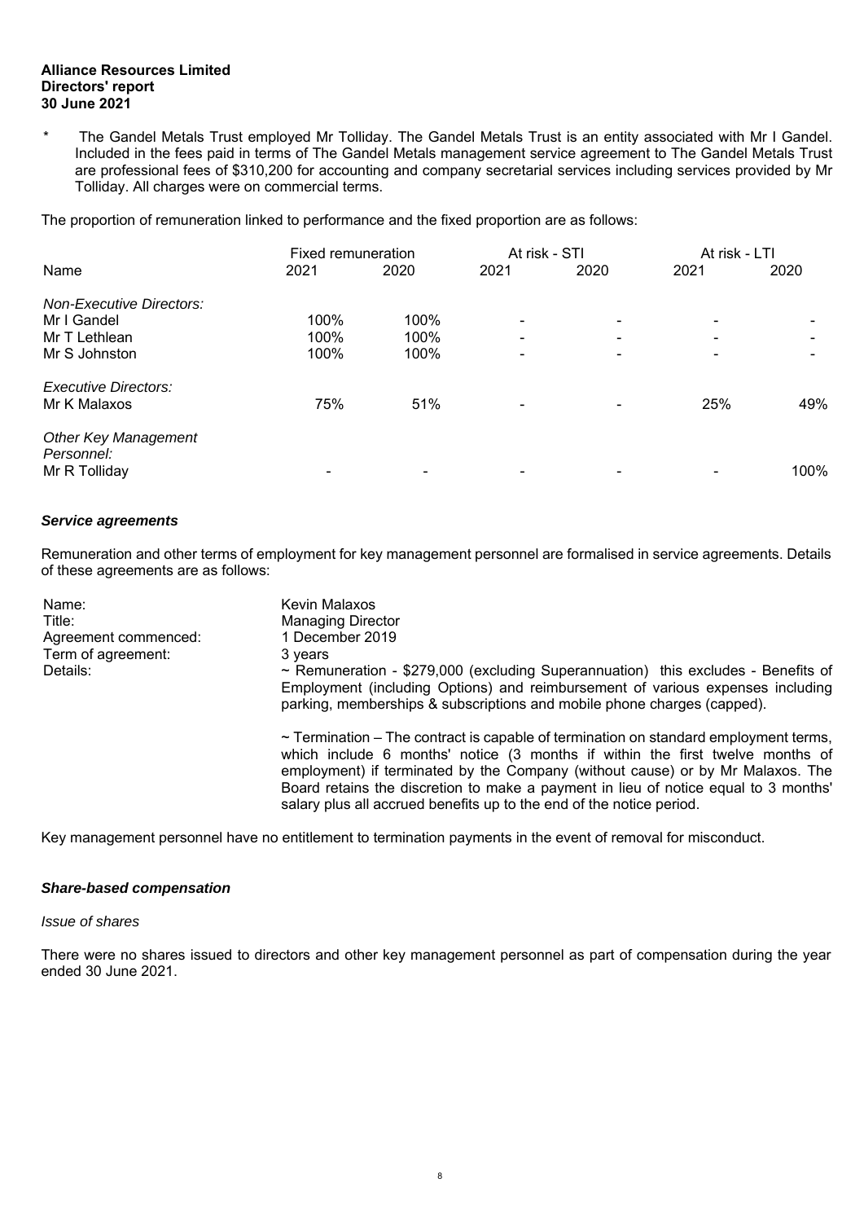**Alliance Resources Limited**
**Directors' report**
**30 June 2021**

\* The Gandel Metals Trust employed Mr Tolliday. The Gandel Metals Trust is an entity associated with Mr I Gandel. Included in the fees paid in terms of The Gandel Metals management service agreement to The Gandel Metals Trust are professional fees of $310,200 for accounting and company secretarial services including services provided by Mr Tolliday. All charges were on commercial terms.

The proportion of remuneration linked to performance and the fixed proportion are as follows:

| | Fixed remuneration | | At risk - STI | | At risk - LTI | |
|---|---|---|---|---|---|---|
| Name | 2021 | 2020 | 2021 | 2020 | 2021 | 2020 |
| *Non-Executive Directors:* | | | | | | |
| Mr I Gandel | 100% | 100% | - | - | - | - |
| Mr T Lethlean | 100% | 100% | - | - | - | - |
| Mr S Johnston | 100% | 100% | - | - | - | - |
| *Executive Directors:* | | | | | | |
| Mr K Malaxos | 75% | 51% | - | - | 25% | 49% |
| *Other Key Management Personnel:* | | | | | | |
| Mr R Tolliday | - | - | - | - | - | 100% |

***Service agreements***

Remuneration and other terms of employment for key management personnel are formalised in service agreements. Details of these agreements are as follows:

| | |
|---|---|
| Name: | Kevin Malaxos |
| Title: | Managing Director |
| Agreement commenced: | 1 December 2019 |
| Term of agreement: | 3 years |
| Details: | ~ Remuneration - $279,000 (excluding Superannuation) this excludes - Benefits of Employment (including Options) and reimbursement of various expenses including parking, memberships & subscriptions and mobile phone charges (capped).<br><br>~ Termination – The contract is capable of termination on standard employment terms, which include 6 months' notice (3 months if within the first twelve months of employment) if terminated by the Company (without cause) or by Mr Malaxos. The Board retains the discretion to make a payment in lieu of notice equal to 3 months' salary plus all accrued benefits up to the end of the notice period. |

Key management personnel have no entitlement to termination payments in the event of removal for misconduct.

***Share-based compensation***

*Issue of shares*

There were no shares issued to directors and other key management personnel as part of compensation during the year ended 30 June 2021.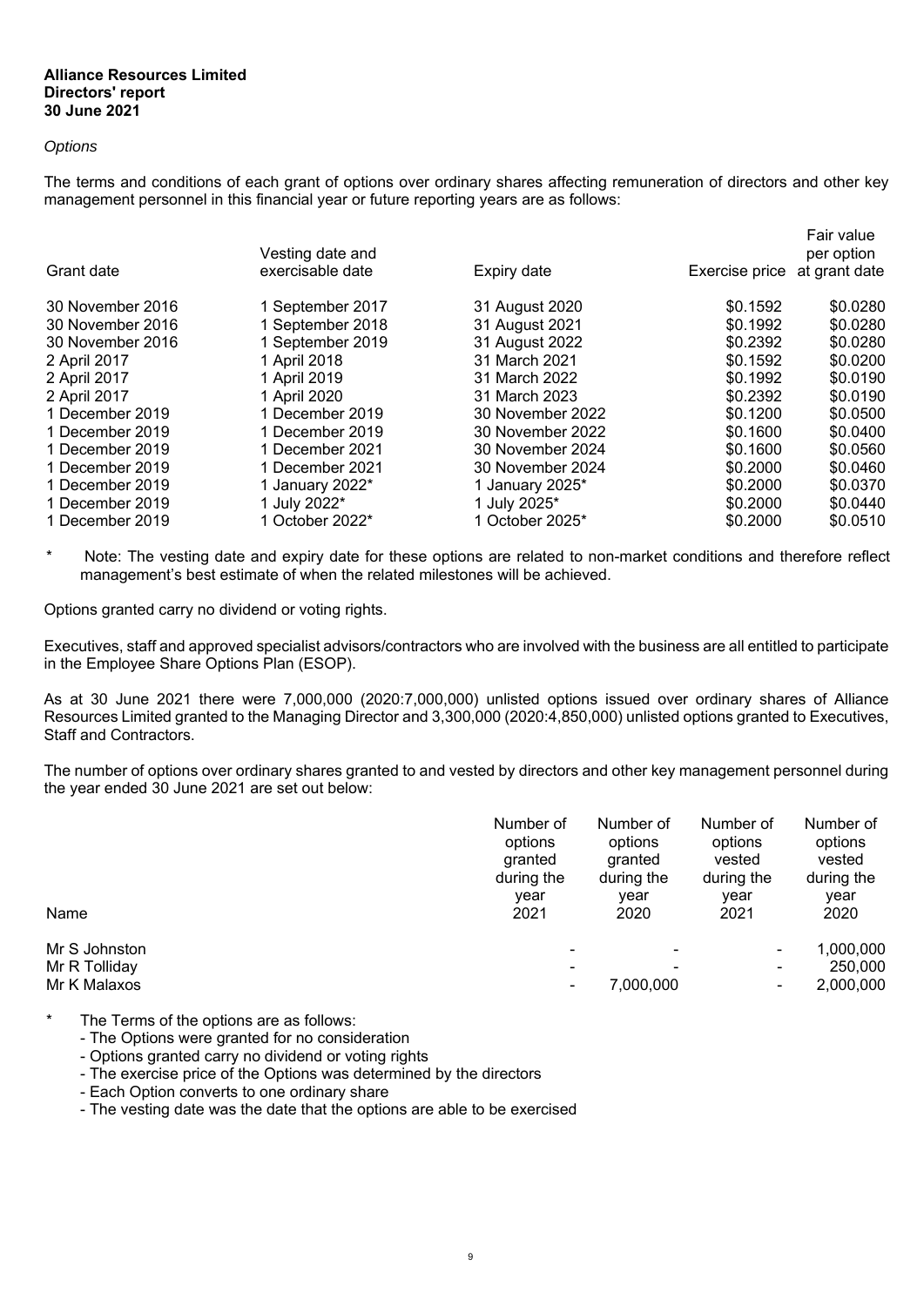**Alliance Resources Limited**
**Directors' report**
**30 June 2021**

*Options*

The terms and conditions of each grant of options over ordinary shares affecting remuneration of directors and other key management personnel in this financial year or future reporting years are as follows:

| Grant date | Vesting date and exercisable date | Expiry date | Exercise price | Fair value per option at grant date |
|---|---|---|---|---|
| 30 November 2016 | 1 September 2017 | 31 August 2020 | $0.1592 | $0.0280 |
| 30 November 2016 | 1 September 2018 | 31 August 2021 | $0.1992 | $0.0280 |
| 30 November 2016 | 1 September 2019 | 31 August 2022 | $0.2392 | $0.0280 |
| 2 April 2017 | 1 April 2018 | 31 March 2021 | $0.1592 | $0.0200 |
| 2 April 2017 | 1 April 2019 | 31 March 2022 | $0.1992 | $0.0190 |
| 2 April 2017 | 1 April 2020 | 31 March 2023 | $0.2392 | $0.0190 |
| 1 December 2019 | 1 December 2019 | 30 November 2022 | $0.1200 | $0.0500 |
| 1 December 2019 | 1 December 2019 | 30 November 2022 | $0.1600 | $0.0400 |
| 1 December 2019 | 1 December 2021 | 30 November 2024 | $0.1600 | $0.0560 |
| 1 December 2019 | 1 December 2021 | 30 November 2024 | $0.2000 | $0.0460 |
| 1 December 2019 | 1 January 2022* | 1 January 2025* | $0.2000 | $0.0370 |
| 1 December 2019 | 1 July 2022* | 1 July 2025* | $0.2000 | $0.0440 |
| 1 December 2019 | 1 October 2022* | 1 October 2025* | $0.2000 | $0.0510 |

\* Note: The vesting date and expiry date for these options are related to non-market conditions and therefore reflect management's best estimate of when the related milestones will be achieved.

Options granted carry no dividend or voting rights.

Executives, staff and approved specialist advisors/contractors who are involved with the business are all entitled to participate in the Employee Share Options Plan (ESOP).

As at 30 June 2021 there were 7,000,000 (2020:7,000,000) unlisted options issued over ordinary shares of Alliance Resources Limited granted to the Managing Director and 3,300,000 (2020:4,850,000) unlisted options granted to Executives, Staff and Contractors.

The number of options over ordinary shares granted to and vested by directors and other key management personnel during the year ended 30 June 2021 are set out below:

| Name | Number of options granted during the year 2021 | Number of options granted during the year 2020 | Number of options vested during the year 2021 | Number of options vested during the year 2020 |
|---|---|---|---|---|
| Mr S Johnston | - | - | - | 1,000,000 |
| Mr R Tolliday | - | - | - | 250,000 |
| Mr K Malaxos | - | 7,000,000 | - | 2,000,000 |

\* The Terms of the options are as follows:

- The Options were granted for no consideration
- Options granted carry no dividend or voting rights
- The exercise price of the Options was determined by the directors
- Each Option converts to one ordinary share
- The vesting date was the date that the options are able to be exercised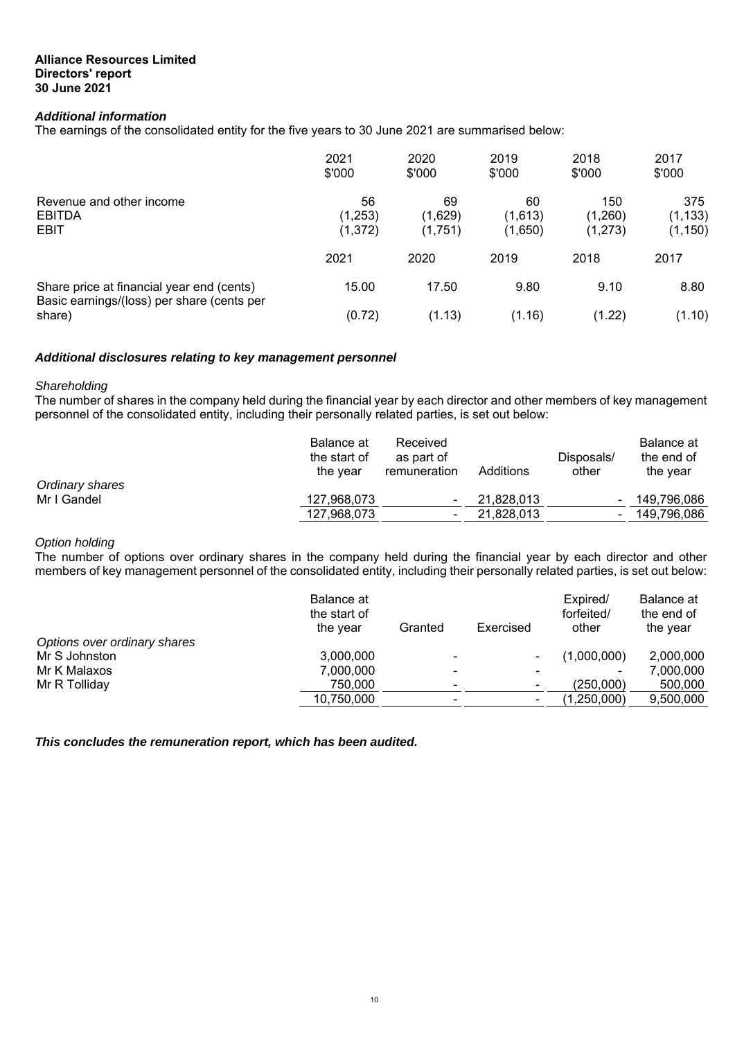**Alliance Resources Limited**
**Directors' report**
**30 June 2021**

***Additional information***

The earnings of the consolidated entity for the five years to 30 June 2021 are summarised below:

| | 2021<br>\$'000 | 2020<br>\$'000 | 2019<br>\$'000 | 2018<br>\$'000 | 2017<br>\$'000 |
|---|---|---|---|---|---|
| Revenue and other income | 56 | 69 | 60 | 150 | 375 |
| EBITDA | (1,253) | (1,629) | (1,613) | (1,260) | (1,133) |
| EBIT | (1,372) | (1,751) | (1,650) | (1,273) | (1,150) |

| | 2021 | 2020 | 2019 | 2018 | 2017 |
|---|---|---|---|---|---|
| Share price at financial year end (cents) | 15.00 | 17.50 | 9.80 | 9.10 | 8.80 |
| Basic earnings/(loss) per share (cents per share) | (0.72) | (1.13) | (1.16) | (1.22) | (1.10) |

***Additional disclosures relating to key management personnel***

*Shareholding*

The number of shares in the company held during the financial year by each director and other members of key management personnel of the consolidated entity, including their personally related parties, is set out below:

| | Balance at the start of the year | Received as part of remuneration | Additions | Disposals/ other | Balance at the end of the year |
|---|---|---|---|---|---|
| *Ordinary shares* | | | | | |
| Mr I Gandel | 127,968,073 | - | 21,828,013 | - | 149,796,086 |
| | 127,968,073 | - | 21,828,013 | - | 149,796,086 |

*Option holding*

The number of options over ordinary shares in the company held during the financial year by each director and other members of key management personnel of the consolidated entity, including their personally related parties, is set out below:

| | Balance at the start of the year | Granted | Exercised | Expired/ forfeited/ other | Balance at the end of the year |
|---|---|---|---|---|---|
| *Options over ordinary shares* | | | | | |
| Mr S Johnston | 3,000,000 | - | - | (1,000,000) | 2,000,000 |
| Mr K Malaxos | 7,000,000 | - | - | - | 7,000,000 |
| Mr R Tolliday | 750,000 | - | - | (250,000) | 500,000 |
| | 10,750,000 | - | - | (1,250,000) | 9,500,000 |

***This concludes the remuneration report, which has been audited.***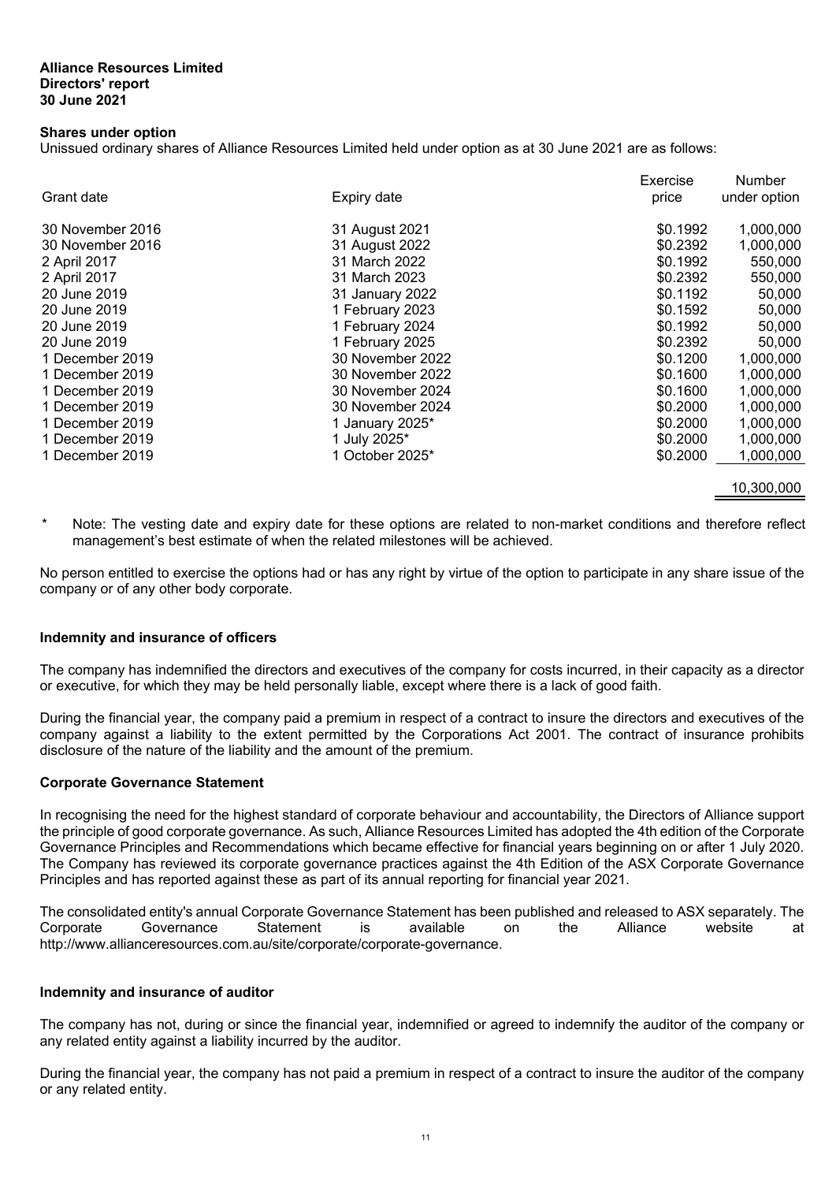**Alliance Resources Limited**
**Directors' report**
**30 June 2021**

**Shares under option**

Unissued ordinary shares of Alliance Resources Limited held under option as at 30 June 2021 are as follows:

| Grant date | Expiry date | Exercise price | Number under option |
|---|---|---|---|
| 30 November 2016 | 31 August 2021 | $0.1992 | 1,000,000 |
| 30 November 2016 | 31 August 2022 | $0.2392 | 1,000,000 |
| 2 April 2017 | 31 March 2022 | $0.1992 | 550,000 |
| 2 April 2017 | 31 March 2023 | $0.2392 | 550,000 |
| 20 June 2019 | 31 January 2022 | $0.1192 | 50,000 |
| 20 June 2019 | 1 February 2023 | $0.1592 | 50,000 |
| 20 June 2019 | 1 February 2024 | $0.1992 | 50,000 |
| 20 June 2019 | 1 February 2025 | $0.2392 | 50,000 |
| 1 December 2019 | 30 November 2022 | $0.1200 | 1,000,000 |
| 1 December 2019 | 30 November 2022 | $0.1600 | 1,000,000 |
| 1 December 2019 | 30 November 2024 | $0.1600 | 1,000,000 |
| 1 December 2019 | 30 November 2024 | $0.2000 | 1,000,000 |
| 1 December 2019 | 1 January 2025* | $0.2000 | 1,000,000 |
| 1 December 2019 | 1 July 2025* | $0.2000 | 1,000,000 |
| 1 December 2019 | 1 October 2025* | $0.2000 | 1,000,000 |
| | | | 10,300,000 |

\* Note: The vesting date and expiry date for these options are related to non-market conditions and therefore reflect management's best estimate of when the related milestones will be achieved.

No person entitled to exercise the options had or has any right by virtue of the option to participate in any share issue of the company or of any other body corporate.

**Indemnity and insurance of officers**

The company has indemnified the directors and executives of the company for costs incurred, in their capacity as a director or executive, for which they may be held personally liable, except where there is a lack of good faith.

During the financial year, the company paid a premium in respect of a contract to insure the directors and executives of the company against a liability to the extent permitted by the Corporations Act 2001. The contract of insurance prohibits disclosure of the nature of the liability and the amount of the premium.

**Corporate Governance Statement**

In recognising the need for the highest standard of corporate behaviour and accountability, the Directors of Alliance support the principle of good corporate governance. As such, Alliance Resources Limited has adopted the 4th edition of the Corporate Governance Principles and Recommendations which became effective for financial years beginning on or after 1 July 2020. The Company has reviewed its corporate governance practices against the 4th Edition of the ASX Corporate Governance Principles and has reported against these as part of its annual reporting for financial year 2021.

The consolidated entity's annual Corporate Governance Statement has been published and released to ASX separately. The Corporate Governance Statement is available on the Alliance website at http://www.allianceresources.com.au/site/corporate/corporate-governance.

**Indemnity and insurance of auditor**

The company has not, during or since the financial year, indemnified or agreed to indemnify the auditor of the company or any related entity against a liability incurred by the auditor.

During the financial year, the company has not paid a premium in respect of a contract to insure the auditor of the company or any related entity.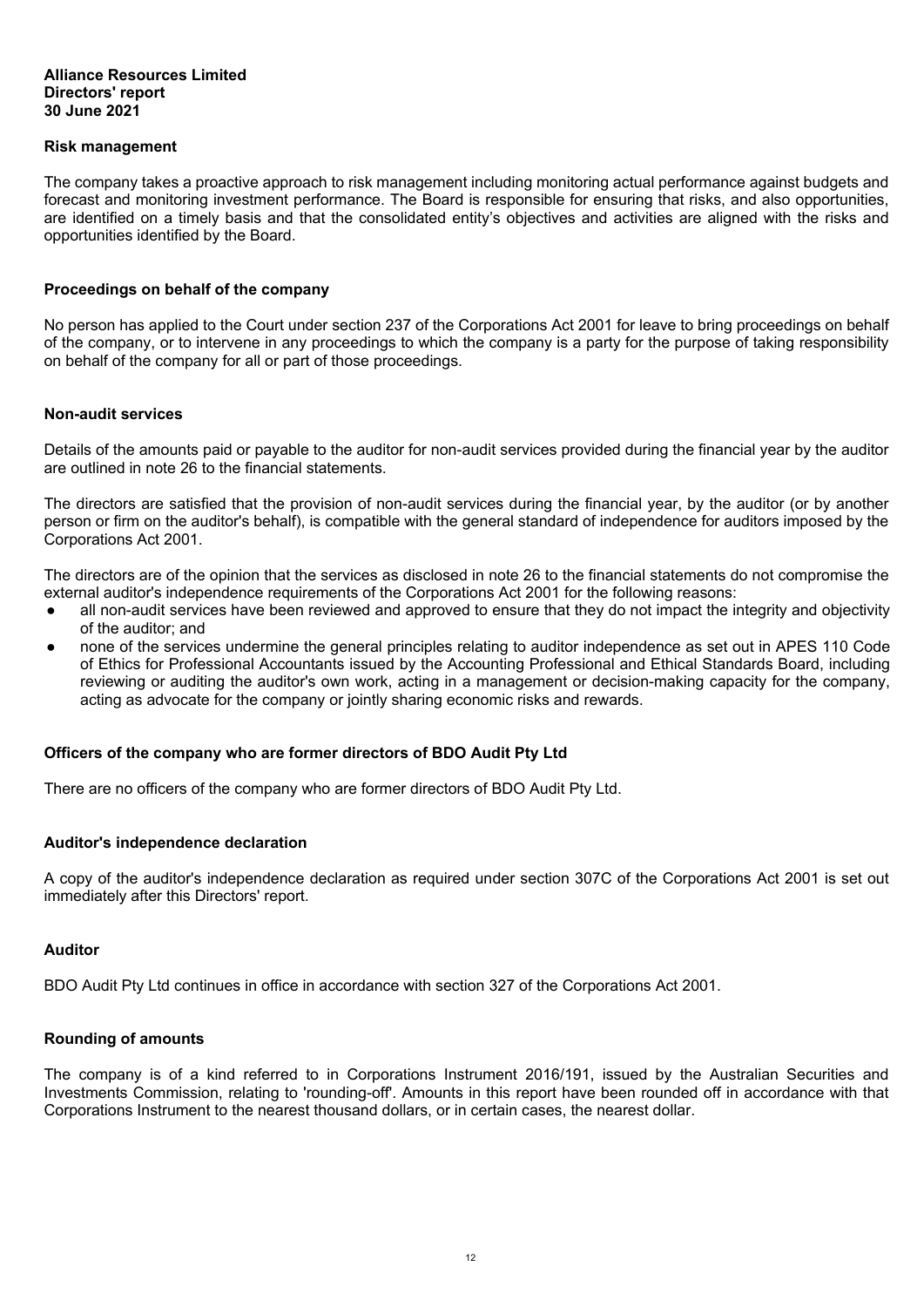**Alliance Resources Limited**
**Directors' report**
**30 June 2021**

## Risk management

The company takes a proactive approach to risk management including monitoring actual performance against budgets and forecast and monitoring investment performance. The Board is responsible for ensuring that risks, and also opportunities, are identified on a timely basis and that the consolidated entity's objectives and activities are aligned with the risks and opportunities identified by the Board.

## Proceedings on behalf of the company

No person has applied to the Court under section 237 of the Corporations Act 2001 for leave to bring proceedings on behalf of the company, or to intervene in any proceedings to which the company is a party for the purpose of taking responsibility on behalf of the company for all or part of those proceedings.

## Non-audit services

Details of the amounts paid or payable to the auditor for non-audit services provided during the financial year by the auditor are outlined in note 26 to the financial statements.

The directors are satisfied that the provision of non-audit services during the financial year, by the auditor (or by another person or firm on the auditor's behalf), is compatible with the general standard of independence for auditors imposed by the Corporations Act 2001.

The directors are of the opinion that the services as disclosed in note 26 to the financial statements do not compromise the external auditor's independence requirements of the Corporations Act 2001 for the following reasons:

- all non-audit services have been reviewed and approved to ensure that they do not impact the integrity and objectivity of the auditor; and
- none of the services undermine the general principles relating to auditor independence as set out in APES 110 Code of Ethics for Professional Accountants issued by the Accounting Professional and Ethical Standards Board, including reviewing or auditing the auditor's own work, acting in a management or decision-making capacity for the company, acting as advocate for the company or jointly sharing economic risks and rewards.

## Officers of the company who are former directors of BDO Audit Pty Ltd

There are no officers of the company who are former directors of BDO Audit Pty Ltd.

## Auditor's independence declaration

A copy of the auditor's independence declaration as required under section 307C of the Corporations Act 2001 is set out immediately after this Directors' report.

## Auditor

BDO Audit Pty Ltd continues in office in accordance with section 327 of the Corporations Act 2001.

## Rounding of amounts

The company is of a kind referred to in Corporations Instrument 2016/191, issued by the Australian Securities and Investments Commission, relating to 'rounding-off'. Amounts in this report have been rounded off in accordance with that Corporations Instrument to the nearest thousand dollars, or in certain cases, the nearest dollar.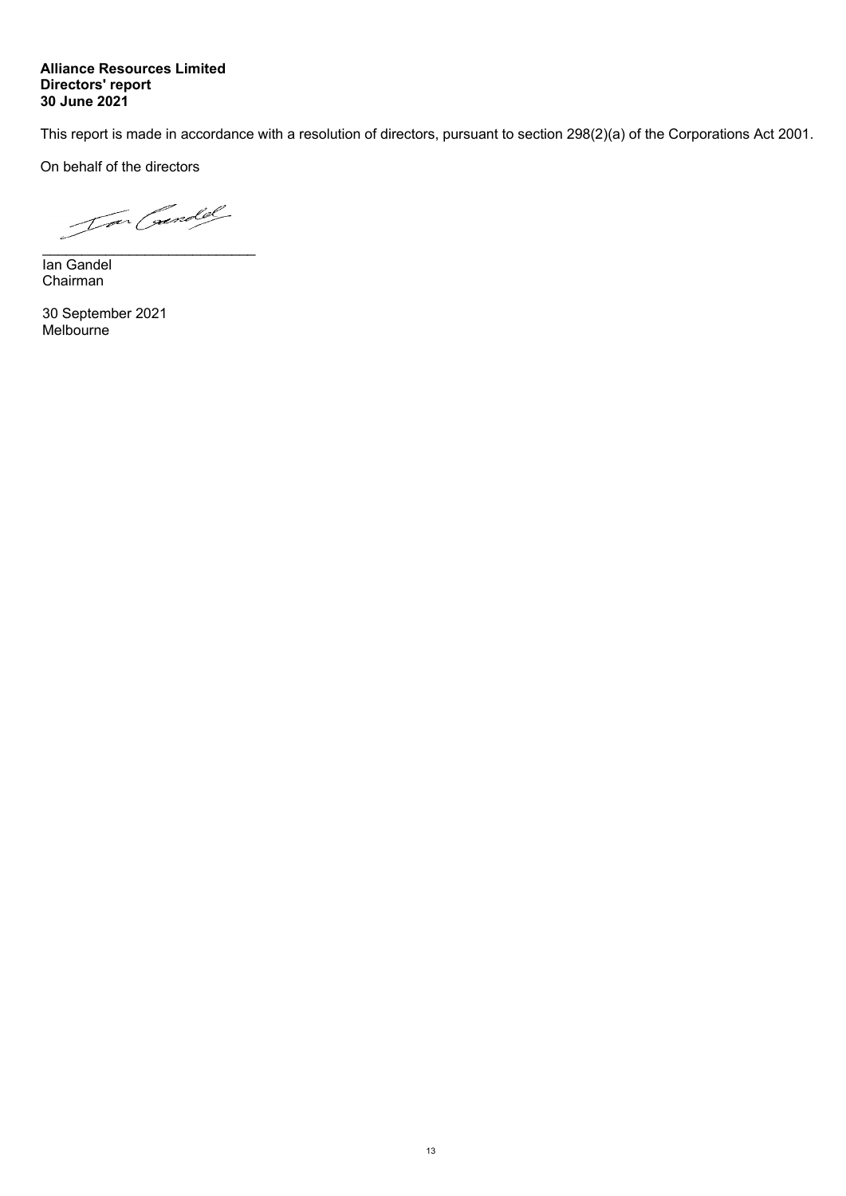**Alliance Resources Limited**
**Directors' report**
**30 June 2021**

This report is made in accordance with a resolution of directors, pursuant to section 298(2)(a) of the Corporations Act 2001.

On behalf of the directors

___________________________

Ian Gandel
Chairman

30 September 2021
Melbourne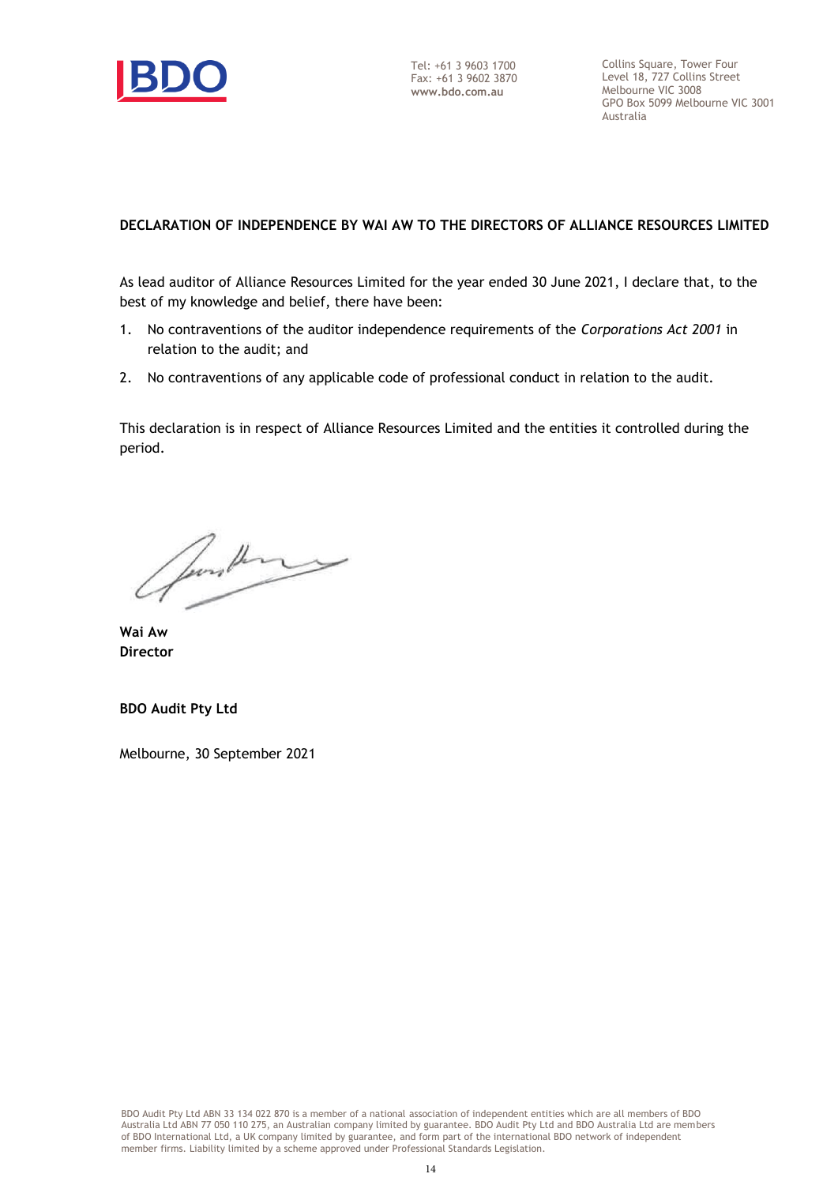Tel: +61 3 9603 1700
Fax: +61 3 9602 3870
**www.bdo.com.au**

Collins Square, Tower Four
Level 18, 727 Collins Street
Melbourne VIC 3008
GPO Box 5099 Melbourne VIC 3001
Australia

**DECLARATION OF INDEPENDENCE BY WAI AW TO THE DIRECTORS OF ALLIANCE RESOURCES LIMITED**

As lead auditor of Alliance Resources Limited for the year ended 30 June 2021, I declare that, to the best of my knowledge and belief, there have been:

1. No contraventions of the auditor independence requirements of the *Corporations Act 2001* in relation to the audit; and
2. No contraventions of any applicable code of professional conduct in relation to the audit.

This declaration is in respect of Alliance Resources Limited and the entities it controlled during the period.

**Wai Aw**
**Director**

**BDO Audit Pty Ltd**

Melbourne, 30 September 2021

BDO Audit Pty Ltd ABN 33 134 022 870 is a member of a national association of independent entities which are all members of BDO Australia Ltd ABN 77 050 110 275, an Australian company limited by guarantee. BDO Audit Pty Ltd and BDO Australia Ltd are members of BDO International Ltd, a UK company limited by guarantee, and form part of the international BDO network of independent member firms. Liability limited by a scheme approved under Professional Standards Legislation.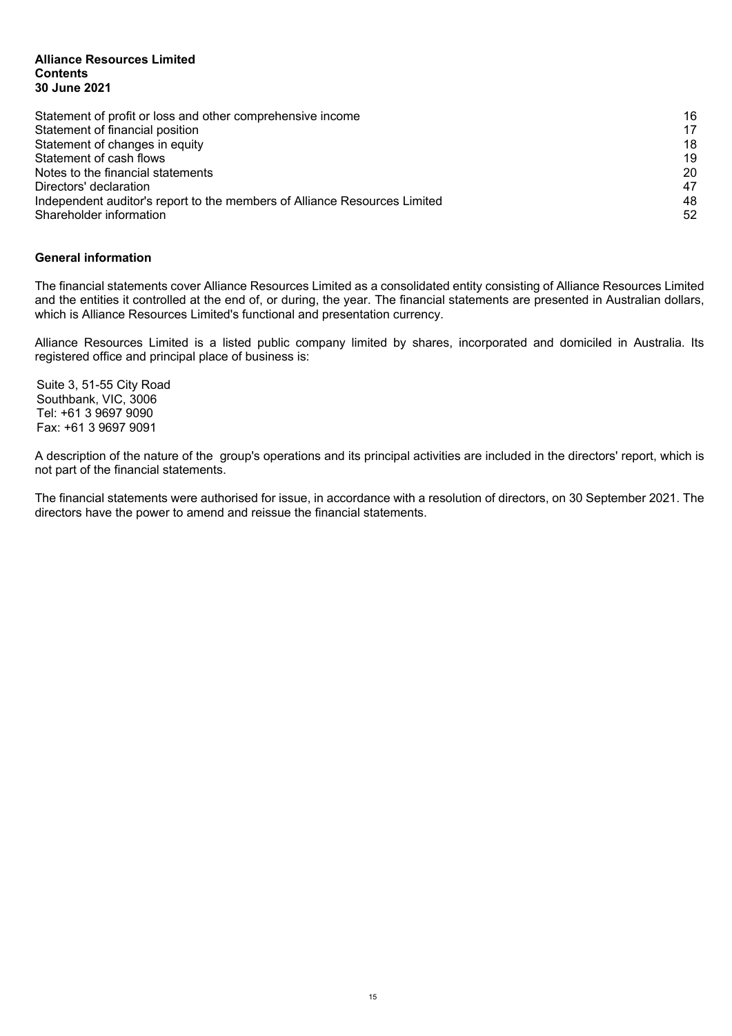**Alliance Resources Limited**
**Contents**
**30 June 2021**

| | |
|---|---|
| Statement of profit or loss and other comprehensive income | 16 |
| Statement of financial position | 17 |
| Statement of changes in equity | 18 |
| Statement of cash flows | 19 |
| Notes to the financial statements | 20 |
| Directors' declaration | 47 |
| Independent auditor's report to the members of Alliance Resources Limited | 48 |
| Shareholder information | 52 |

**General information**

The financial statements cover Alliance Resources Limited as a consolidated entity consisting of Alliance Resources Limited and the entities it controlled at the end of, or during, the year. The financial statements are presented in Australian dollars, which is Alliance Resources Limited's functional and presentation currency.

Alliance Resources Limited is a listed public company limited by shares, incorporated and domiciled in Australia. Its registered office and principal place of business is:

Suite 3, 51-55 City Road
Southbank, VIC, 3006
Tel: +61 3 9697 9090
Fax: +61 3 9697 9091

A description of the nature of the group's operations and its principal activities are included in the directors' report, which is not part of the financial statements.

The financial statements were authorised for issue, in accordance with a resolution of directors, on 30 September 2021. The directors have the power to amend and reissue the financial statements.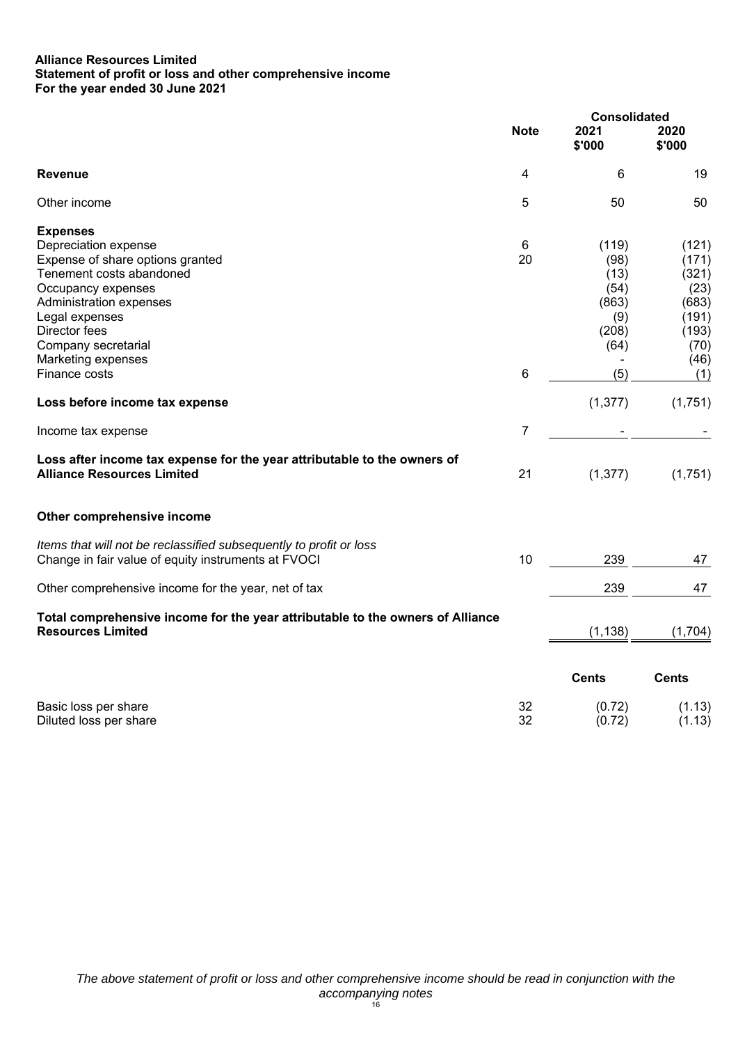**Alliance Resources Limited**
**Statement of profit or loss and other comprehensive income**
**For the year ended 30 June 2021**

| | Note | Consolidated 2021 $'000 | 2020 $'000 |
|---|---|---|---|
| **Revenue** | 4 | 6 | 19 |
| Other income | 5 | 50 | 50 |
| **Expenses** | | | |
| Depreciation expense | 6 | (119) | (121) |
| Expense of share options granted | 20 | (98) | (171) |
| Tenement costs abandoned | | (13) | (321) |
| Occupancy expenses | | (54) | (23) |
| Administration expenses | | (863) | (683) |
| Legal expenses | | (9) | (191) |
| Director fees | | (208) | (193) |
| Company secretarial | | (64) | (70) |
| Marketing expenses | | - | (46) |
| Finance costs | 6 | (5) | (1) |
| **Loss before income tax expense** | | (1,377) | (1,751) |
| Income tax expense | 7 | - | - |
| **Loss after income tax expense for the year attributable to the owners of Alliance Resources Limited** | 21 | (1,377) | (1,751) |
| **Other comprehensive income** | | | |
| *Items that will not be reclassified subsequently to profit or loss* | | | |
| Change in fair value of equity instruments at FVOCI | 10 | 239 | 47 |
| Other comprehensive income for the year, net of tax | | 239 | 47 |
| **Total comprehensive income for the year attributable to the owners of Alliance Resources Limited** | | (1,138) | (1,704) |
| | | **Cents** | **Cents** |
| Basic loss per share | 32 | (0.72) | (1.13) |
| Diluted loss per share | 32 | (0.72) | (1.13) |

*The above statement of profit or loss and other comprehensive income should be read in conjunction with the accompanying notes*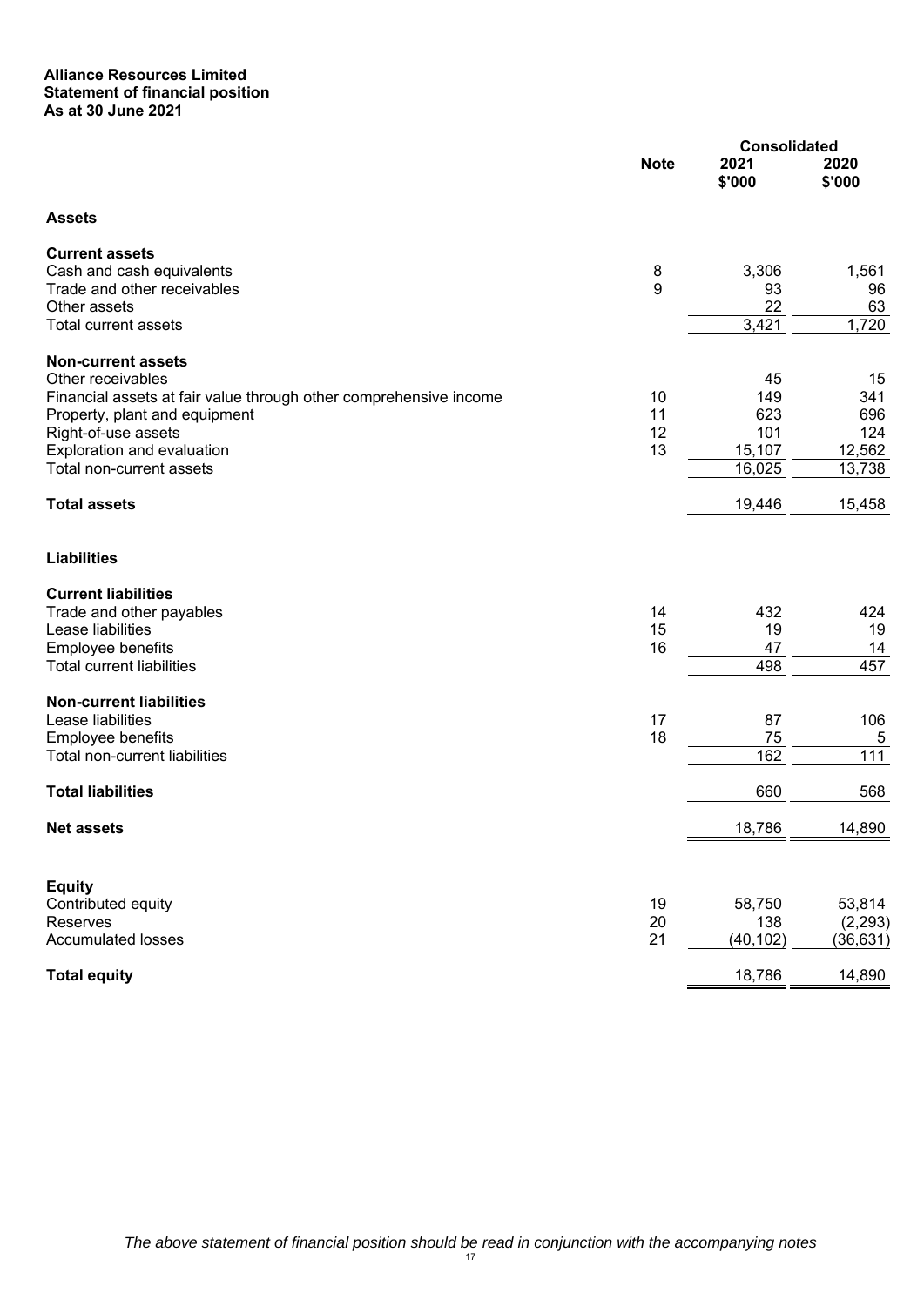**Alliance Resources Limited**
**Statement of financial position**
**As at 30 June 2021**

| | Note | Consolidated 2021 $'000 | 2020 $'000 |
|---|---|---|---|
| **Assets** | | | |
| **Current assets** | | | |
| Cash and cash equivalents | 8 | 3,306 | 1,561 |
| Trade and other receivables | 9 | 93 | 96 |
| Other assets | | 22 | 63 |
| Total current assets | | 3,421 | 1,720 |
| **Non-current assets** | | | |
| Other receivables | | 45 | 15 |
| Financial assets at fair value through other comprehensive income | 10 | 149 | 341 |
| Property, plant and equipment | 11 | 623 | 696 |
| Right-of-use assets | 12 | 101 | 124 |
| Exploration and evaluation | 13 | 15,107 | 12,562 |
| Total non-current assets | | 16,025 | 13,738 |
| **Total assets** | | 19,446 | 15,458 |
| **Liabilities** | | | |
| **Current liabilities** | | | |
| Trade and other payables | 14 | 432 | 424 |
| Lease liabilities | 15 | 19 | 19 |
| Employee benefits | 16 | 47 | 14 |
| Total current liabilities | | 498 | 457 |
| **Non-current liabilities** | | | |
| Lease liabilities | 17 | 87 | 106 |
| Employee benefits | 18 | 75 | 5 |
| Total non-current liabilities | | 162 | 111 |
| **Total liabilities** | | 660 | 568 |
| **Net assets** | | 18,786 | 14,890 |
| **Equity** | | | |
| Contributed equity | 19 | 58,750 | 53,814 |
| Reserves | 20 | 138 | (2,293) |
| Accumulated losses | 21 | (40,102) | (36,631) |
| **Total equity** | | 18,786 | 14,890 |

*The above statement of financial position should be read in conjunction with the accompanying notes*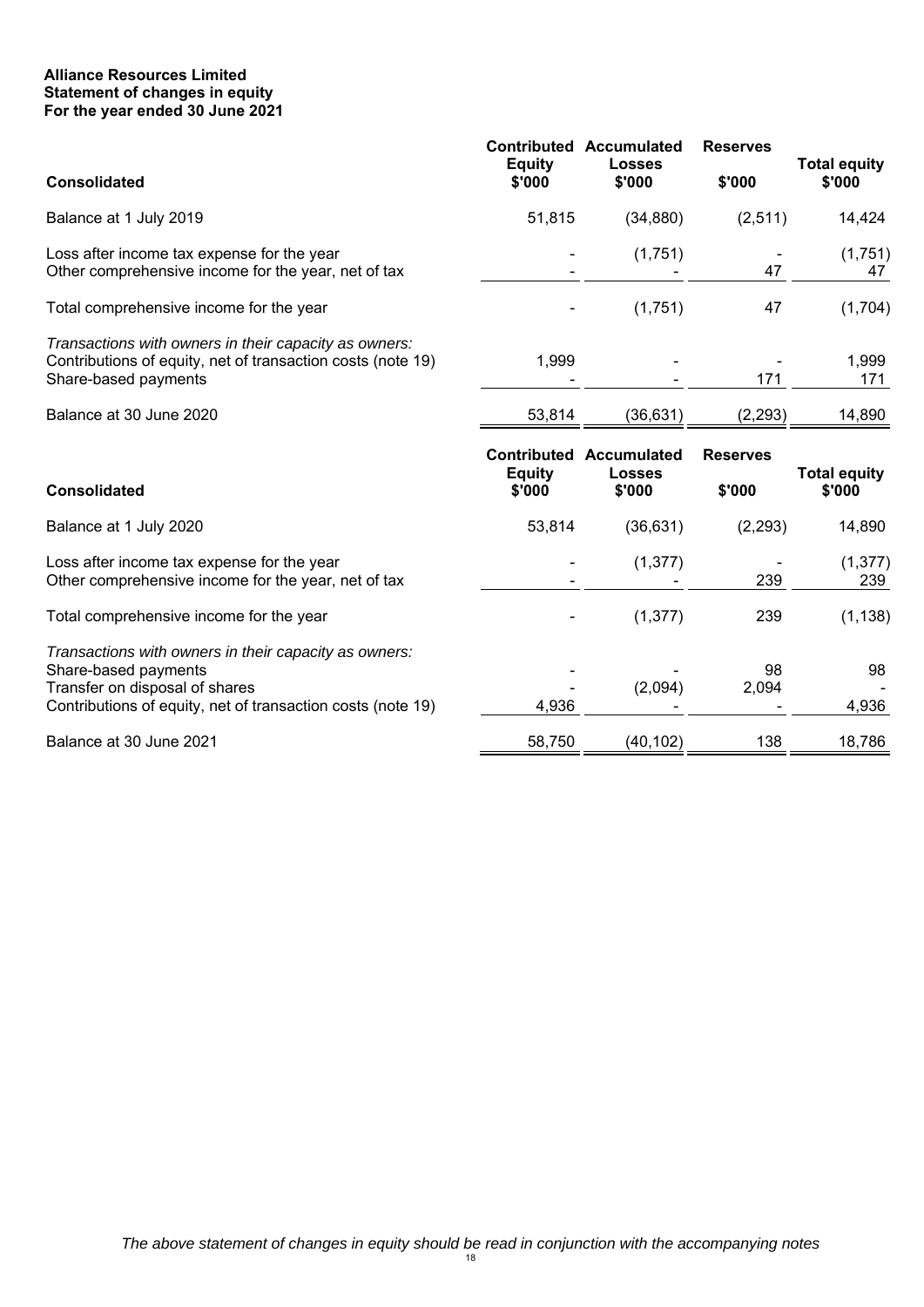**Alliance Resources Limited**
**Statement of changes in equity**
**For the year ended 30 June 2021**

| Consolidated | Contributed Equity $'000 | Accumulated Losses $'000 | Reserves $'000 | Total equity $'000 |
|---|---|---|---|---|
| Balance at 1 July 2019 | 51,815 | (34,880) | (2,511) | 14,424 |
| Loss after income tax expense for the year | - | (1,751) | - | (1,751) |
| Other comprehensive income for the year, net of tax | - | - | 47 | 47 |
| Total comprehensive income for the year | - | (1,751) | 47 | (1,704) |
| *Transactions with owners in their capacity as owners:* | | | | |
| Contributions of equity, net of transaction costs (note 19) | 1,999 | - | - | 1,999 |
| Share-based payments | - | - | 171 | 171 |
| Balance at 30 June 2020 | 53,814 | (36,631) | (2,293) | 14,890 |

| Consolidated | Contributed Equity $'000 | Accumulated Losses $'000 | Reserves $'000 | Total equity $'000 |
|---|---|---|---|---|
| Balance at 1 July 2020 | 53,814 | (36,631) | (2,293) | 14,890 |
| Loss after income tax expense for the year | - | (1,377) | - | (1,377) |
| Other comprehensive income for the year, net of tax | - | - | 239 | 239 |
| Total comprehensive income for the year | - | (1,377) | 239 | (1,138) |
| *Transactions with owners in their capacity as owners:* | | | | |
| Share-based payments | - | - | 98 | 98 |
| Transfer on disposal of shares | - | (2,094) | 2,094 | - |
| Contributions of equity, net of transaction costs (note 19) | 4,936 | - | - | 4,936 |
| Balance at 30 June 2021 | 58,750 | (40,102) | 138 | 18,786 |

*The above statement of changes in equity should be read in conjunction with the accompanying notes*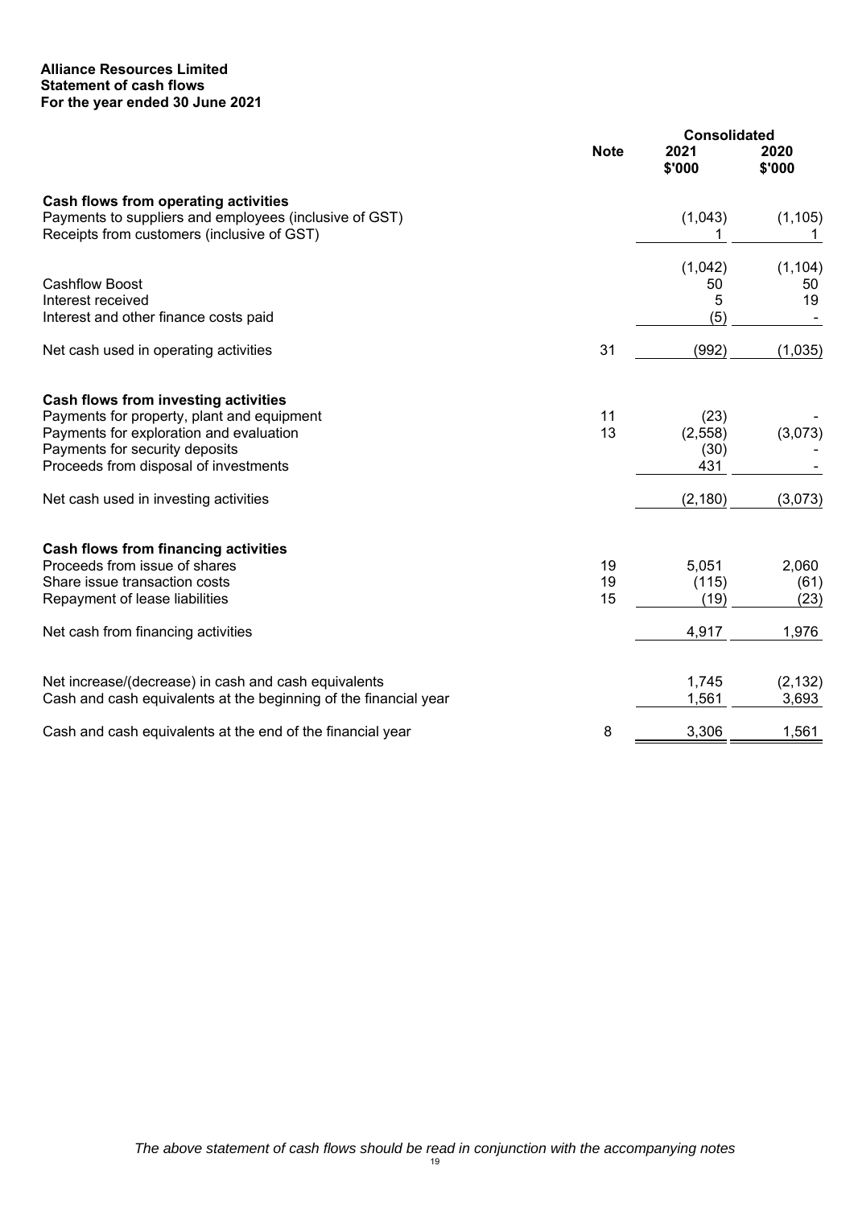**Alliance Resources Limited**
**Statement of cash flows**
**For the year ended 30 June 2021**

| | Note | Consolidated 2021 $'000 | Consolidated 2020 $'000 |
|---|---|---|---|
| **Cash flows from operating activities** | | | |
| Payments to suppliers and employees (inclusive of GST) | | (1,043) | (1,105) |
| Receipts from customers (inclusive of GST) | | 1 | 1 |
| | | (1,042) | (1,104) |
| Cashflow Boost | | 50 | 50 |
| Interest received | | 5 | 19 |
| Interest and other finance costs paid | | (5) | - |
| Net cash used in operating activities | 31 | (992) | (1,035) |
| **Cash flows from investing activities** | | | |
| Payments for property, plant and equipment | 11 | (23) | - |
| Payments for exploration and evaluation | 13 | (2,558) | (3,073) |
| Payments for security deposits | | (30) | - |
| Proceeds from disposal of investments | | 431 | - |
| Net cash used in investing activities | | (2,180) | (3,073) |
| **Cash flows from financing activities** | | | |
| Proceeds from issue of shares | 19 | 5,051 | 2,060 |
| Share issue transaction costs | 19 | (115) | (61) |
| Repayment of lease liabilities | 15 | (19) | (23) |
| Net cash from financing activities | | 4,917 | 1,976 |
| Net increase/(decrease) in cash and cash equivalents | | 1,745 | (2,132) |
| Cash and cash equivalents at the beginning of the financial year | | 1,561 | 3,693 |
| Cash and cash equivalents at the end of the financial year | 8 | 3,306 | 1,561 |

*The above statement of cash flows should be read in conjunction with the accompanying notes*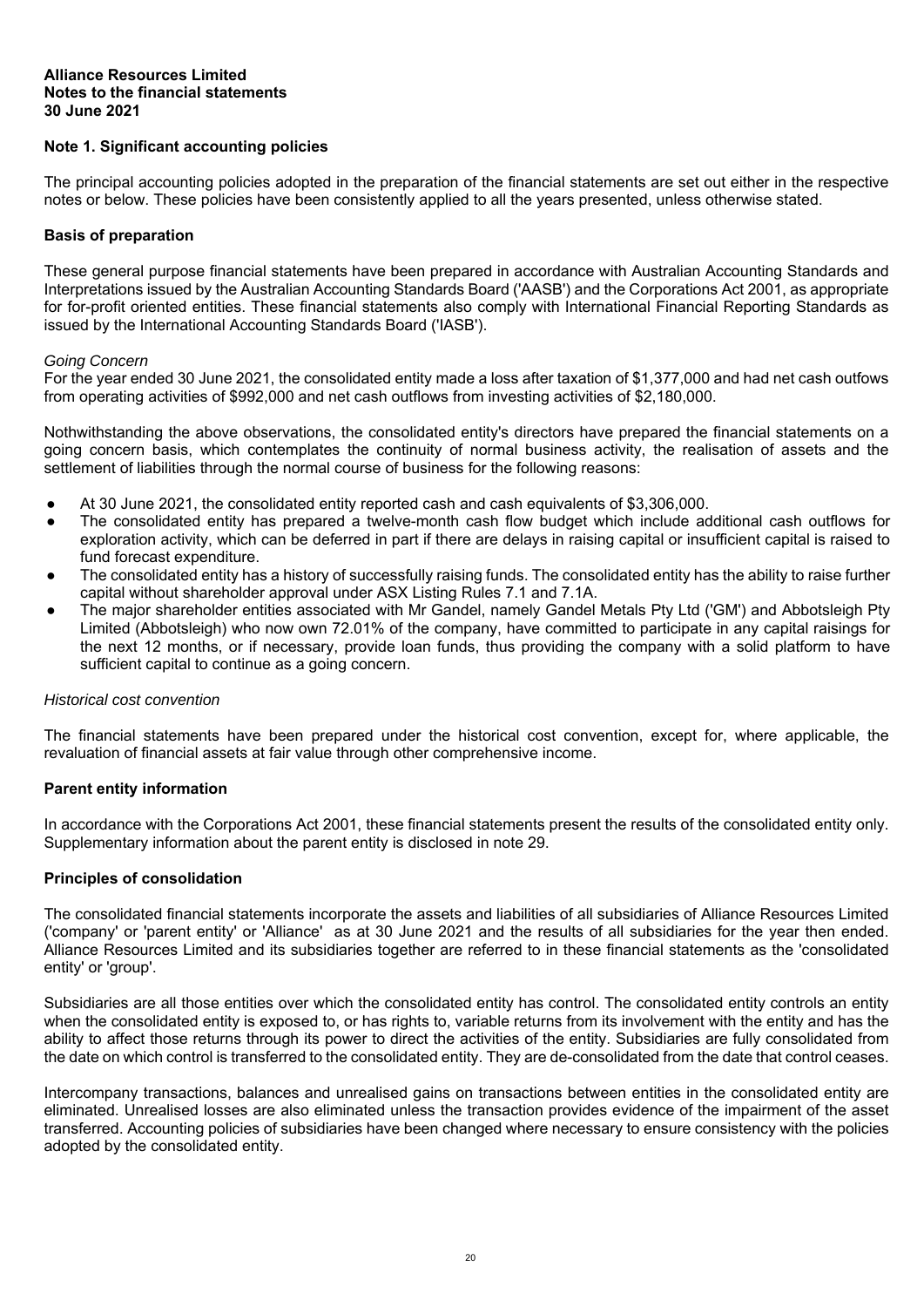**Alliance Resources Limited**
**Notes to the financial statements**
**30 June 2021**

## Note 1. Significant accounting policies

The principal accounting policies adopted in the preparation of the financial statements are set out either in the respective notes or below. These policies have been consistently applied to all the years presented, unless otherwise stated.

### Basis of preparation

These general purpose financial statements have been prepared in accordance with Australian Accounting Standards and Interpretations issued by the Australian Accounting Standards Board ('AASB') and the Corporations Act 2001, as appropriate for for-profit oriented entities. These financial statements also comply with International Financial Reporting Standards as issued by the International Accounting Standards Board ('IASB').

*Going Concern*

For the year ended 30 June 2021, the consolidated entity made a loss after taxation of $1,377,000 and had net cash outfows from operating activities of $992,000 and net cash outflows from investing activities of $2,180,000.

Nothwithstanding the above observations, the consolidated entity's directors have prepared the financial statements on a going concern basis, which contemplates the continuity of normal business activity, the realisation of assets and the settlement of liabilities through the normal course of business for the following reasons:

- At 30 June 2021, the consolidated entity reported cash and cash equivalents of $3,306,000.
- The consolidated entity has prepared a twelve-month cash flow budget which include additional cash outflows for exploration activity, which can be deferred in part if there are delays in raising capital or insufficient capital is raised to fund forecast expenditure.
- The consolidated entity has a history of successfully raising funds. The consolidated entity has the ability to raise further capital without shareholder approval under ASX Listing Rules 7.1 and 7.1A.
- The major shareholder entities associated with Mr Gandel, namely Gandel Metals Pty Ltd ('GM') and Abbotsleigh Pty Limited (Abbotsleigh) who now own 72.01% of the company, have committed to participate in any capital raisings for the next 12 months, or if necessary, provide loan funds, thus providing the company with a solid platform to have sufficient capital to continue as a going concern.

*Historical cost convention*

The financial statements have been prepared under the historical cost convention, except for, where applicable, the revaluation of financial assets at fair value through other comprehensive income.

### Parent entity information

In accordance with the Corporations Act 2001, these financial statements present the results of the consolidated entity only. Supplementary information about the parent entity is disclosed in note 29.

### Principles of consolidation

The consolidated financial statements incorporate the assets and liabilities of all subsidiaries of Alliance Resources Limited ('company' or 'parent entity' or 'Alliance' as at 30 June 2021 and the results of all subsidiaries for the year then ended. Alliance Resources Limited and its subsidiaries together are referred to in these financial statements as the 'consolidated entity' or 'group'.

Subsidiaries are all those entities over which the consolidated entity has control. The consolidated entity controls an entity when the consolidated entity is exposed to, or has rights to, variable returns from its involvement with the entity and has the ability to affect those returns through its power to direct the activities of the entity. Subsidiaries are fully consolidated from the date on which control is transferred to the consolidated entity. They are de-consolidated from the date that control ceases.

Intercompany transactions, balances and unrealised gains on transactions between entities in the consolidated entity are eliminated. Unrealised losses are also eliminated unless the transaction provides evidence of the impairment of the asset transferred. Accounting policies of subsidiaries have been changed where necessary to ensure consistency with the policies adopted by the consolidated entity.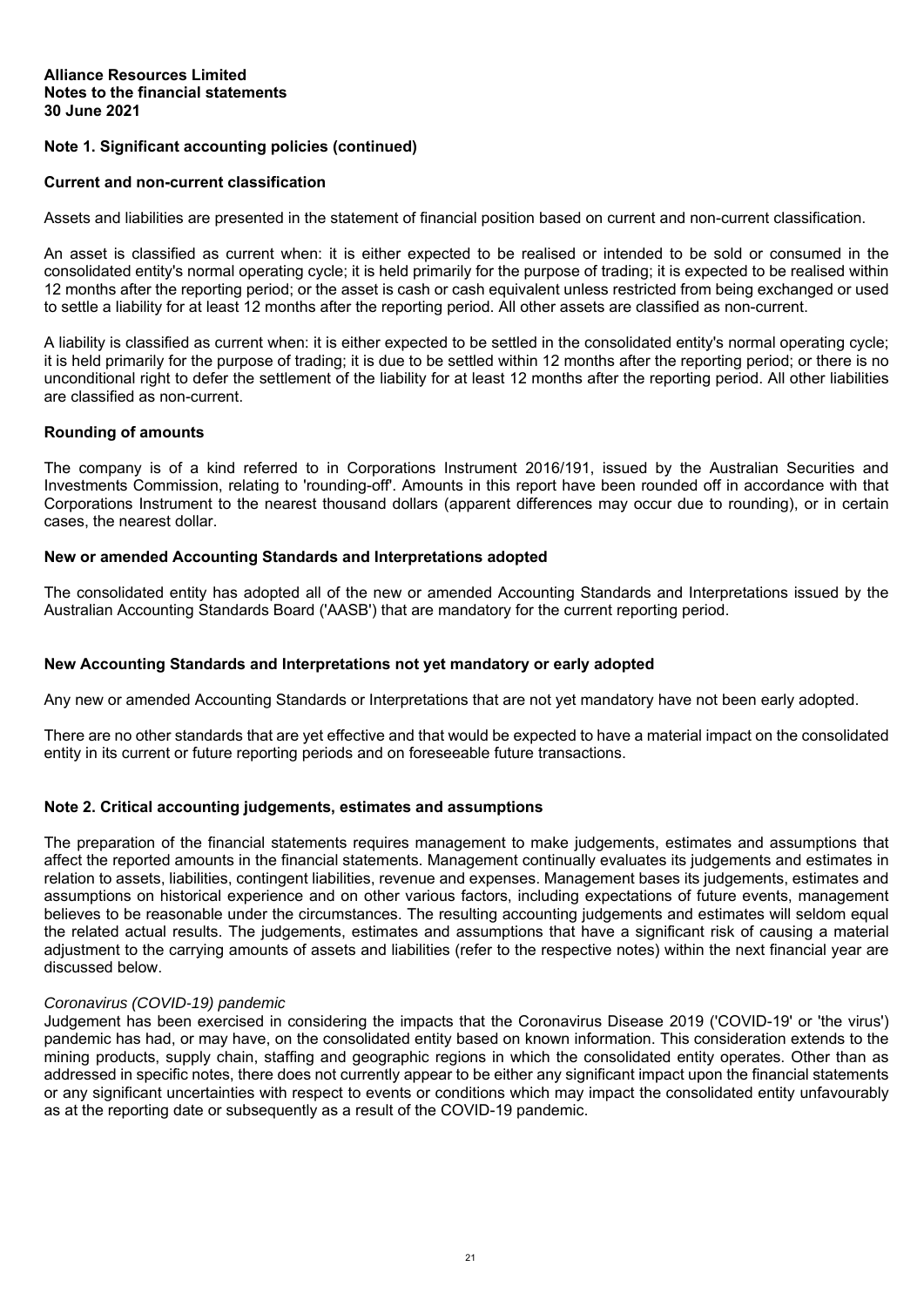**Alliance Resources Limited**
**Notes to the financial statements**
**30 June 2021**

## Note 1. Significant accounting policies (continued)

### Current and non-current classification

Assets and liabilities are presented in the statement of financial position based on current and non-current classification.

An asset is classified as current when: it is either expected to be realised or intended to be sold or consumed in the consolidated entity's normal operating cycle; it is held primarily for the purpose of trading; it is expected to be realised within 12 months after the reporting period; or the asset is cash or cash equivalent unless restricted from being exchanged or used to settle a liability for at least 12 months after the reporting period. All other assets are classified as non-current.

A liability is classified as current when: it is either expected to be settled in the consolidated entity's normal operating cycle; it is held primarily for the purpose of trading; it is due to be settled within 12 months after the reporting period; or there is no unconditional right to defer the settlement of the liability for at least 12 months after the reporting period. All other liabilities are classified as non-current.

### Rounding of amounts

The company is of a kind referred to in Corporations Instrument 2016/191, issued by the Australian Securities and Investments Commission, relating to 'rounding-off'. Amounts in this report have been rounded off in accordance with that Corporations Instrument to the nearest thousand dollars (apparent differences may occur due to rounding), or in certain cases, the nearest dollar.

### New or amended Accounting Standards and Interpretations adopted

The consolidated entity has adopted all of the new or amended Accounting Standards and Interpretations issued by the Australian Accounting Standards Board ('AASB') that are mandatory for the current reporting period.

### New Accounting Standards and Interpretations not yet mandatory or early adopted

Any new or amended Accounting Standards or Interpretations that are not yet mandatory have not been early adopted.

There are no other standards that are yet effective and that would be expected to have a material impact on the consolidated entity in its current or future reporting periods and on foreseeable future transactions.

## Note 2. Critical accounting judgements, estimates and assumptions

The preparation of the financial statements requires management to make judgements, estimates and assumptions that affect the reported amounts in the financial statements. Management continually evaluates its judgements and estimates in relation to assets, liabilities, contingent liabilities, revenue and expenses. Management bases its judgements, estimates and assumptions on historical experience and on other various factors, including expectations of future events, management believes to be reasonable under the circumstances. The resulting accounting judgements and estimates will seldom equal the related actual results. The judgements, estimates and assumptions that have a significant risk of causing a material adjustment to the carrying amounts of assets and liabilities (refer to the respective notes) within the next financial year are discussed below.

*Coronavirus (COVID-19) pandemic*

Judgement has been exercised in considering the impacts that the Coronavirus Disease 2019 ('COVID-19' or 'the virus') pandemic has had, or may have, on the consolidated entity based on known information. This consideration extends to the mining products, supply chain, staffing and geographic regions in which the consolidated entity operates. Other than as addressed in specific notes, there does not currently appear to be either any significant impact upon the financial statements or any significant uncertainties with respect to events or conditions which may impact the consolidated entity unfavourably as at the reporting date or subsequently as a result of the COVID-19 pandemic.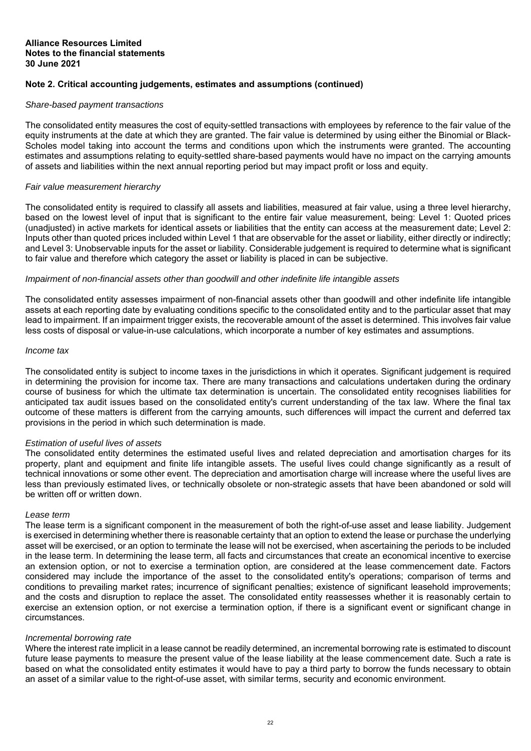**Alliance Resources Limited**
**Notes to the financial statements**
**30 June 2021**

## Note 2. Critical accounting judgements, estimates and assumptions (continued)

*Share-based payment transactions*

The consolidated entity measures the cost of equity-settled transactions with employees by reference to the fair value of the equity instruments at the date at which they are granted. The fair value is determined by using either the Binomial or Black-Scholes model taking into account the terms and conditions upon which the instruments were granted. The accounting estimates and assumptions relating to equity-settled share-based payments would have no impact on the carrying amounts of assets and liabilities within the next annual reporting period but may impact profit or loss and equity.

*Fair value measurement hierarchy*

The consolidated entity is required to classify all assets and liabilities, measured at fair value, using a three level hierarchy, based on the lowest level of input that is significant to the entire fair value measurement, being: Level 1: Quoted prices (unadjusted) in active markets for identical assets or liabilities that the entity can access at the measurement date; Level 2: Inputs other than quoted prices included within Level 1 that are observable for the asset or liability, either directly or indirectly; and Level 3: Unobservable inputs for the asset or liability. Considerable judgement is required to determine what is significant to fair value and therefore which category the asset or liability is placed in can be subjective.

*Impairment of non-financial assets other than goodwill and other indefinite life intangible assets*

The consolidated entity assesses impairment of non-financial assets other than goodwill and other indefinite life intangible assets at each reporting date by evaluating conditions specific to the consolidated entity and to the particular asset that may lead to impairment. If an impairment trigger exists, the recoverable amount of the asset is determined. This involves fair value less costs of disposal or value-in-use calculations, which incorporate a number of key estimates and assumptions.

*Income tax*

The consolidated entity is subject to income taxes in the jurisdictions in which it operates. Significant judgement is required in determining the provision for income tax. There are many transactions and calculations undertaken during the ordinary course of business for which the ultimate tax determination is uncertain. The consolidated entity recognises liabilities for anticipated tax audit issues based on the consolidated entity's current understanding of the tax law. Where the final tax outcome of these matters is different from the carrying amounts, such differences will impact the current and deferred tax provisions in the period in which such determination is made.

*Estimation of useful lives of assets*

The consolidated entity determines the estimated useful lives and related depreciation and amortisation charges for its property, plant and equipment and finite life intangible assets. The useful lives could change significantly as a result of technical innovations or some other event. The depreciation and amortisation charge will increase where the useful lives are less than previously estimated lives, or technically obsolete or non-strategic assets that have been abandoned or sold will be written off or written down.

*Lease term*

The lease term is a significant component in the measurement of both the right-of-use asset and lease liability. Judgement is exercised in determining whether there is reasonable certainty that an option to extend the lease or purchase the underlying asset will be exercised, or an option to terminate the lease will not be exercised, when ascertaining the periods to be included in the lease term. In determining the lease term, all facts and circumstances that create an economical incentive to exercise an extension option, or not to exercise a termination option, are considered at the lease commencement date. Factors considered may include the importance of the asset to the consolidated entity's operations; comparison of terms and conditions to prevailing market rates; incurrence of significant penalties; existence of significant leasehold improvements; and the costs and disruption to replace the asset. The consolidated entity reassesses whether it is reasonably certain to exercise an extension option, or not exercise a termination option, if there is a significant event or significant change in circumstances.

*Incremental borrowing rate*

Where the interest rate implicit in a lease cannot be readily determined, an incremental borrowing rate is estimated to discount future lease payments to measure the present value of the lease liability at the lease commencement date. Such a rate is based on what the consolidated entity estimates it would have to pay a third party to borrow the funds necessary to obtain an asset of a similar value to the right-of-use asset, with similar terms, security and economic environment.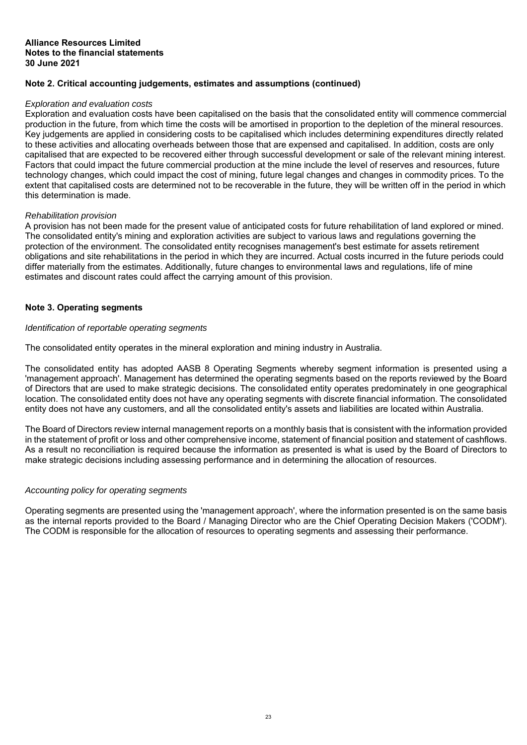## Note 2. Critical accounting judgements, estimates and assumptions (continued)

*Exploration and evaluation costs*

Exploration and evaluation costs have been capitalised on the basis that the consolidated entity will commence commercial production in the future, from which time the costs will be amortised in proportion to the depletion of the mineral resources. Key judgements are applied in considering costs to be capitalised which includes determining expenditures directly related to these activities and allocating overheads between those that are expensed and capitalised. In addition, costs are only capitalised that are expected to be recovered either through successful development or sale of the relevant mining interest. Factors that could impact the future commercial production at the mine include the level of reserves and resources, future technology changes, which could impact the cost of mining, future legal changes and changes in commodity prices. To the extent that capitalised costs are determined not to be recoverable in the future, they will be written off in the period in which this determination is made.

*Rehabilitation provision*

A provision has not been made for the present value of anticipated costs for future rehabilitation of land explored or mined. The consolidated entity's mining and exploration activities are subject to various laws and regulations governing the protection of the environment. The consolidated entity recognises management's best estimate for assets retirement obligations and site rehabilitations in the period in which they are incurred. Actual costs incurred in the future periods could differ materially from the estimates. Additionally, future changes to environmental laws and regulations, life of mine estimates and discount rates could affect the carrying amount of this provision.

## Note 3. Operating segments

*Identification of reportable operating segments*

The consolidated entity operates in the mineral exploration and mining industry in Australia.

The consolidated entity has adopted AASB 8 Operating Segments whereby segment information is presented using a 'management approach'. Management has determined the operating segments based on the reports reviewed by the Board of Directors that are used to make strategic decisions. The consolidated entity operates predominately in one geographical location. The consolidated entity does not have any operating segments with discrete financial information. The consolidated entity does not have any customers, and all the consolidated entity's assets and liabilities are located within Australia.

The Board of Directors review internal management reports on a monthly basis that is consistent with the information provided in the statement of profit or loss and other comprehensive income, statement of financial position and statement of cashflows. As a result no reconciliation is required because the information as presented is what is used by the Board of Directors to make strategic decisions including assessing performance and in determining the allocation of resources.

*Accounting policy for operating segments*

Operating segments are presented using the 'management approach', where the information presented is on the same basis as the internal reports provided to the Board / Managing Director who are the Chief Operating Decision Makers ('CODM'). The CODM is responsible for the allocation of resources to operating segments and assessing their performance.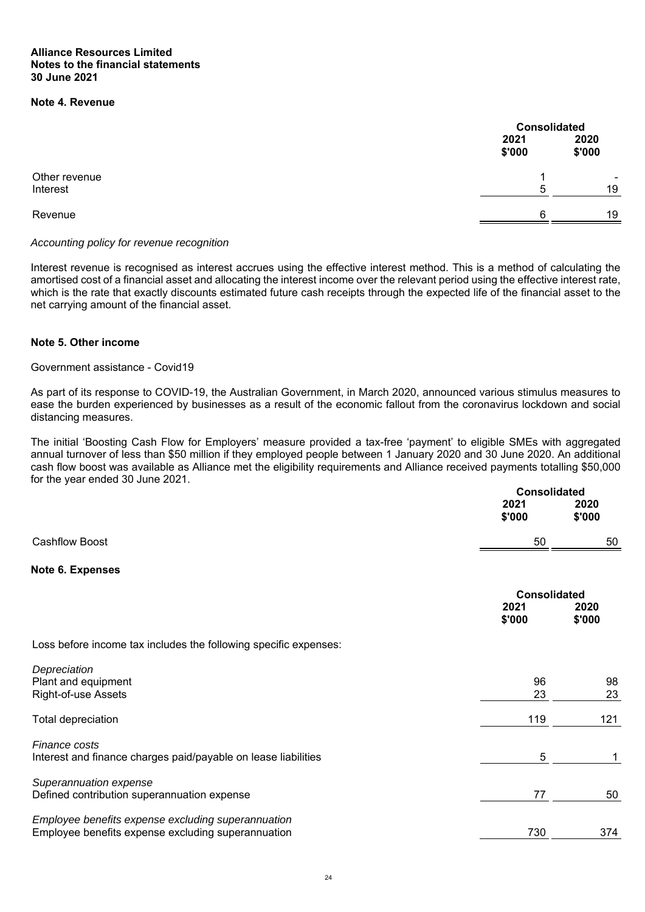**Alliance Resources Limited**
**Notes to the financial statements**
**30 June 2021**

## Note 4. Revenue

| | Consolidated | |
|---|---|---|
| | 2021 $'000 | 2020 $'000 |
| Other revenue | 1 | - |
| Interest | 5 | 19 |
| Revenue | 6 | 19 |

*Accounting policy for revenue recognition*

Interest revenue is recognised as interest accrues using the effective interest method. This is a method of calculating the amortised cost of a financial asset and allocating the interest income over the relevant period using the effective interest rate, which is the rate that exactly discounts estimated future cash receipts through the expected life of the financial asset to the net carrying amount of the financial asset.

## Note 5. Other income

Government assistance - Covid19

As part of its response to COVID-19, the Australian Government, in March 2020, announced various stimulus measures to ease the burden experienced by businesses as a result of the economic fallout from the coronavirus lockdown and social distancing measures.

The initial 'Boosting Cash Flow for Employers' measure provided a tax-free 'payment' to eligible SMEs with aggregated annual turnover of less than $50 million if they employed people between 1 January 2020 and 30 June 2020. An additional cash flow boost was available as Alliance met the eligibility requirements and Alliance received payments totalling $50,000 for the year ended 30 June 2021.

| | Consolidated | |
|---|---|---|
| | 2021 $'000 | 2020 $'000 |
| Cashflow Boost | 50 | 50 |

## Note 6. Expenses

| | Consolidated | |
|---|---|---|
| | 2021 $'000 | 2020 $'000 |
| Loss before income tax includes the following specific expenses: | | |
| *Depreciation* | | |
| Plant and equipment | 96 | 98 |
| Right-of-use Assets | 23 | 23 |
| Total depreciation | 119 | 121 |
| *Finance costs* | | |
| Interest and finance charges paid/payable on lease liabilities | 5 | 1 |
| *Superannuation expense* | | |
| Defined contribution superannuation expense | 77 | 50 |
| *Employee benefits expense excluding superannuation* | | |
| Employee benefits expense excluding superannuation | 730 | 374 |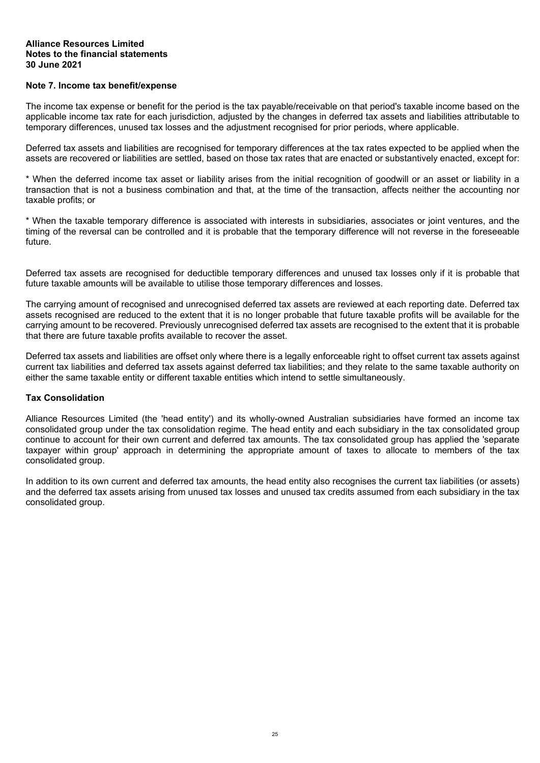**Alliance Resources Limited**
**Notes to the financial statements**
**30 June 2021**

## Note 7. Income tax benefit/expense

The income tax expense or benefit for the period is the tax payable/receivable on that period's taxable income based on the applicable income tax rate for each jurisdiction, adjusted by the changes in deferred tax assets and liabilities attributable to temporary differences, unused tax losses and the adjustment recognised for prior periods, where applicable.

Deferred tax assets and liabilities are recognised for temporary differences at the tax rates expected to be applied when the assets are recovered or liabilities are settled, based on those tax rates that are enacted or substantively enacted, except for:

* When the deferred income tax asset or liability arises from the initial recognition of goodwill or an asset or liability in a transaction that is not a business combination and that, at the time of the transaction, affects neither the accounting nor taxable profits; or

* When the taxable temporary difference is associated with interests in subsidiaries, associates or joint ventures, and the timing of the reversal can be controlled and it is probable that the temporary difference will not reverse in the foreseeable future.

Deferred tax assets are recognised for deductible temporary differences and unused tax losses only if it is probable that future taxable amounts will be available to utilise those temporary differences and losses.

The carrying amount of recognised and unrecognised deferred tax assets are reviewed at each reporting date. Deferred tax assets recognised are reduced to the extent that it is no longer probable that future taxable profits will be available for the carrying amount to be recovered. Previously unrecognised deferred tax assets are recognised to the extent that it is probable that there are future taxable profits available to recover the asset.

Deferred tax assets and liabilities are offset only where there is a legally enforceable right to offset current tax assets against current tax liabilities and deferred tax assets against deferred tax liabilities; and they relate to the same taxable authority on either the same taxable entity or different taxable entities which intend to settle simultaneously.

### Tax Consolidation

Alliance Resources Limited (the 'head entity') and its wholly-owned Australian subsidiaries have formed an income tax consolidated group under the tax consolidation regime. The head entity and each subsidiary in the tax consolidated group continue to account for their own current and deferred tax amounts. The tax consolidated group has applied the 'separate taxpayer within group' approach in determining the appropriate amount of taxes to allocate to members of the tax consolidated group.

In addition to its own current and deferred tax amounts, the head entity also recognises the current tax liabilities (or assets) and the deferred tax assets arising from unused tax losses and unused tax credits assumed from each subsidiary in the tax consolidated group.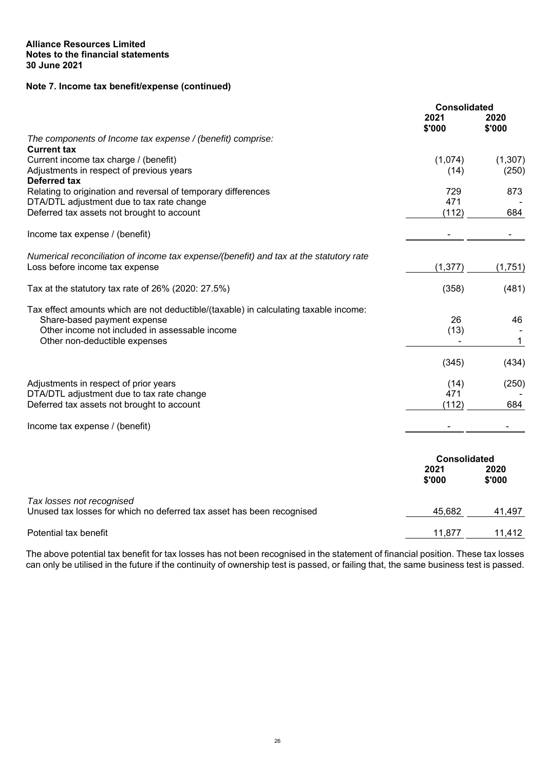**Alliance Resources Limited**
**Notes to the financial statements**
**30 June 2021**

## Note 7. Income tax benefit/expense (continued)

| | Consolidated | |
|---|---|---|
| | 2021 $'000 | 2020 $'000 |
| *The components of Income tax expense / (benefit) comprise:* | | |
| **Current tax** | | |
| Current income tax charge / (benefit) | (1,074) | (1,307) |
| Adjustments in respect of previous years | (14) | (250) |
| **Deferred tax** | | |
| Relating to origination and reversal of temporary differences | 729 | 873 |
| DTA/DTL adjustment due to tax rate change | 471 | - |
| Deferred tax assets not brought to account | (112) | 684 |
| Income tax expense / (benefit) | - | - |
| *Numerical reconciliation of income tax expense/(benefit) and tax at the statutory rate* | | |
| Loss before income tax expense | (1,377) | (1,751) |
| Tax at the statutory tax rate of 26% (2020: 27.5%) | (358) | (481) |
| Tax effect amounts which are not deductible/(taxable) in calculating taxable income: | | |
| Share-based payment expense | 26 | 46 |
| Other income not included in assessable income | (13) | - |
| Other non-deductible expenses | - | 1 |
| | (345) | (434) |
| Adjustments in respect of prior years | (14) | (250) |
| DTA/DTL adjustment due to tax rate change | 471 | - |
| Deferred tax assets not brought to account | (112) | 684 |
| Income tax expense / (benefit) | - | - |

| | Consolidated | |
|---|---|---|
| | 2021 $'000 | 2020 $'000 |
| *Tax losses not recognised* | | |
| Unused tax losses for which no deferred tax asset has been recognised | 45,682 | 41,497 |
| Potential tax benefit | 11,877 | 11,412 |

The above potential tax benefit for tax losses has not been recognised in the statement of financial position. These tax losses can only be utilised in the future if the continuity of ownership test is passed, or failing that, the same business test is passed.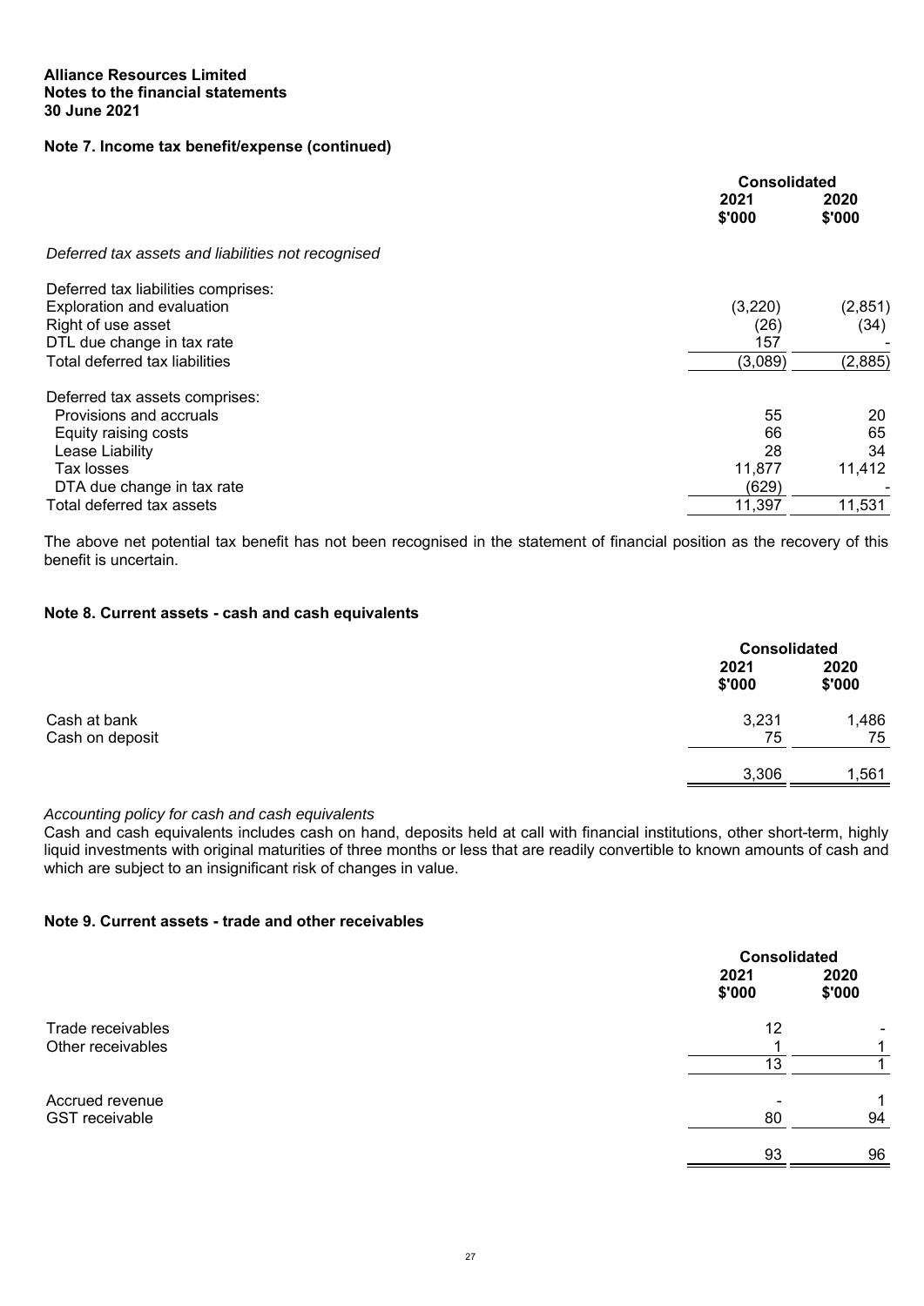**Alliance Resources Limited**
**Notes to the financial statements**
**30 June 2021**

## Note 7. Income tax benefit/expense (continued)

| | Consolidated | |
|---|---|---|
| | 2021 $'000 | 2020 $'000 |
| *Deferred tax assets and liabilities not recognised* | | |
| Deferred tax liabilities comprises: | | |
| Exploration and evaluation | (3,220) | (2,851) |
| Right of use asset | (26) | (34) |
| DTL due change in tax rate | 157 | - |
| Total deferred tax liabilities | (3,089) | (2,885) |
| Deferred tax assets comprises: | | |
| Provisions and accruals | 55 | 20 |
| Equity raising costs | 66 | 65 |
| Lease Liability | 28 | 34 |
| Tax losses | 11,877 | 11,412 |
| DTA due change in tax rate | (629) | - |
| Total deferred tax assets | 11,397 | 11,531 |

The above net potential tax benefit has not been recognised in the statement of financial position as the recovery of this benefit is uncertain.

## Note 8. Current assets - cash and cash equivalents

| | Consolidated | |
|---|---|---|
| | 2021 $'000 | 2020 $'000 |
| Cash at bank | 3,231 | 1,486 |
| Cash on deposit | 75 | 75 |
| | 3,306 | 1,561 |

*Accounting policy for cash and cash equivalents*
Cash and cash equivalents includes cash on hand, deposits held at call with financial institutions, other short-term, highly liquid investments with original maturities of three months or less that are readily convertible to known amounts of cash and which are subject to an insignificant risk of changes in value.

## Note 9. Current assets - trade and other receivables

| | Consolidated | |
|---|---|---|
| | 2021 $'000 | 2020 $'000 |
| Trade receivables | 12 | - |
| Other receivables | 1 | 1 |
| | 13 | 1 |
| Accrued revenue | - | 1 |
| GST receivable | 80 | 94 |
| | 93 | 96 |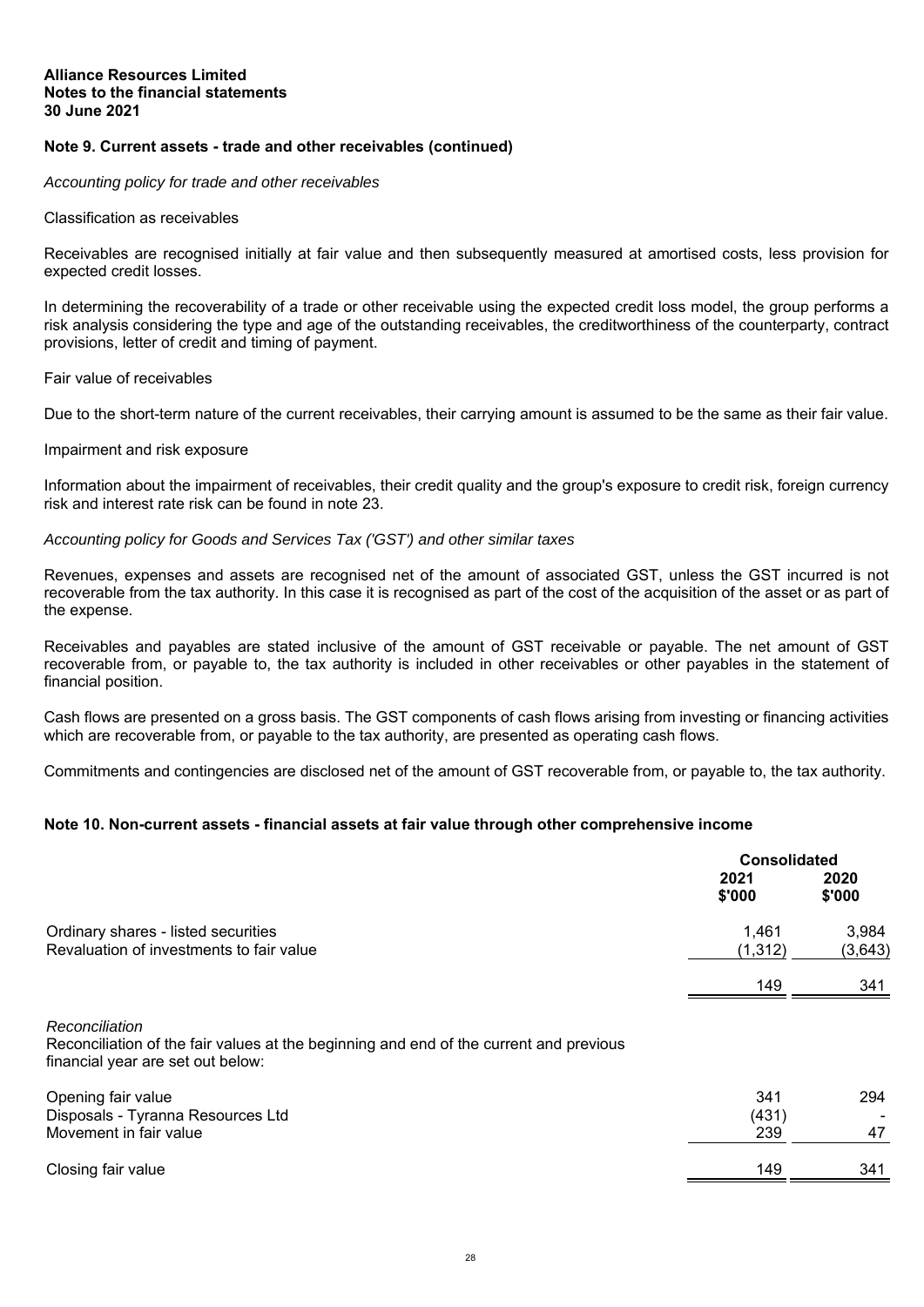**Alliance Resources Limited**
**Notes to the financial statements**
**30 June 2021**

## Note 9. Current assets - trade and other receivables (continued)

*Accounting policy for trade and other receivables*

Classification as receivables

Receivables are recognised initially at fair value and then subsequently measured at amortised costs, less provision for expected credit losses.

In determining the recoverability of a trade or other receivable using the expected credit loss model, the group performs a risk analysis considering the type and age of the outstanding receivables, the creditworthiness of the counterparty, contract provisions, letter of credit and timing of payment.

Fair value of receivables

Due to the short-term nature of the current receivables, their carrying amount is assumed to be the same as their fair value.

Impairment and risk exposure

Information about the impairment of receivables, their credit quality and the group's exposure to credit risk, foreign currency risk and interest rate risk can be found in note 23.

*Accounting policy for Goods and Services Tax ('GST') and other similar taxes*

Revenues, expenses and assets are recognised net of the amount of associated GST, unless the GST incurred is not recoverable from the tax authority. In this case it is recognised as part of the cost of the acquisition of the asset or as part of the expense.

Receivables and payables are stated inclusive of the amount of GST receivable or payable. The net amount of GST recoverable from, or payable to, the tax authority is included in other receivables or other payables in the statement of financial position.

Cash flows are presented on a gross basis. The GST components of cash flows arising from investing or financing activities which are recoverable from, or payable to the tax authority, are presented as operating cash flows.

Commitments and contingencies are disclosed net of the amount of GST recoverable from, or payable to, the tax authority.

## Note 10. Non-current assets - financial assets at fair value through other comprehensive income

| | Consolidated | |
|---|---|---|
| | 2021 $'000 | 2020 $'000 |
| Ordinary shares - listed securities | 1,461 | 3,984 |
| Revaluation of investments to fair value | (1,312) | (3,643) |
| | 149 | 341 |

*Reconciliation*
Reconciliation of the fair values at the beginning and end of the current and previous financial year are set out below:

| | 2021 $'000 | 2020 $'000 |
|---|---|---|
| Opening fair value | 341 | 294 |
| Disposals - Tyranna Resources Ltd | (431) | - |
| Movement in fair value | 239 | 47 |
| Closing fair value | 149 | 341 |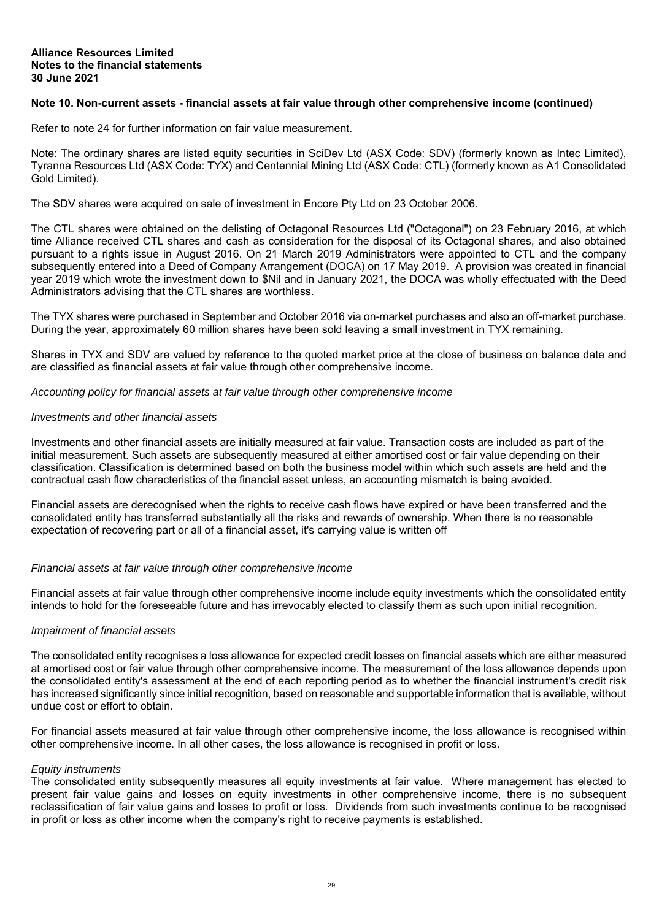## Note 10. Non-current assets - financial assets at fair value through other comprehensive income (continued)

Refer to note 24 for further information on fair value measurement.

Note: The ordinary shares are listed equity securities in SciDev Ltd (ASX Code: SDV) (formerly known as Intec Limited), Tyranna Resources Ltd (ASX Code: TYX) and Centennial Mining Ltd (ASX Code: CTL) (formerly known as A1 Consolidated Gold Limited).

The SDV shares were acquired on sale of investment in Encore Pty Ltd on 23 October 2006.

The CTL shares were obtained on the delisting of Octagonal Resources Ltd ("Octagonal") on 23 February 2016, at which time Alliance received CTL shares and cash as consideration for the disposal of its Octagonal shares, and also obtained pursuant to a rights issue in August 2016. On 21 March 2019 Administrators were appointed to CTL and the company subsequently entered into a Deed of Company Arrangement (DOCA) on 17 May 2019. A provision was created in financial year 2019 which wrote the investment down to $Nil and in January 2021, the DOCA was wholly effectuated with the Deed Administrators advising that the CTL shares are worthless.

The TYX shares were purchased in September and October 2016 via on-market purchases and also an off-market purchase. During the year, approximately 60 million shares have been sold leaving a small investment in TYX remaining.

Shares in TYX and SDV are valued by reference to the quoted market price at the close of business on balance date and are classified as financial assets at fair value through other comprehensive income.

*Accounting policy for financial assets at fair value through other comprehensive income*

*Investments and other financial assets*

Investments and other financial assets are initially measured at fair value. Transaction costs are included as part of the initial measurement. Such assets are subsequently measured at either amortised cost or fair value depending on their classification. Classification is determined based on both the business model within which such assets are held and the contractual cash flow characteristics of the financial asset unless, an accounting mismatch is being avoided.

Financial assets are derecognised when the rights to receive cash flows have expired or have been transferred and the consolidated entity has transferred substantially all the risks and rewards of ownership. When there is no reasonable expectation of recovering part or all of a financial asset, it's carrying value is written off

*Financial assets at fair value through other comprehensive income*

Financial assets at fair value through other comprehensive income include equity investments which the consolidated entity intends to hold for the foreseeable future and has irrevocably elected to classify them as such upon initial recognition.

*Impairment of financial assets*

The consolidated entity recognises a loss allowance for expected credit losses on financial assets which are either measured at amortised cost or fair value through other comprehensive income. The measurement of the loss allowance depends upon the consolidated entity's assessment at the end of each reporting period as to whether the financial instrument's credit risk has increased significantly since initial recognition, based on reasonable and supportable information that is available, without undue cost or effort to obtain.

For financial assets measured at fair value through other comprehensive income, the loss allowance is recognised within other comprehensive income. In all other cases, the loss allowance is recognised in profit or loss.

*Equity instruments*

The consolidated entity subsequently measures all equity investments at fair value. Where management has elected to present fair value gains and losses on equity investments in other comprehensive income, there is no subsequent reclassification of fair value gains and losses to profit or loss. Dividends from such investments continue to be recognised in profit or loss as other income when the company's right to receive payments is established.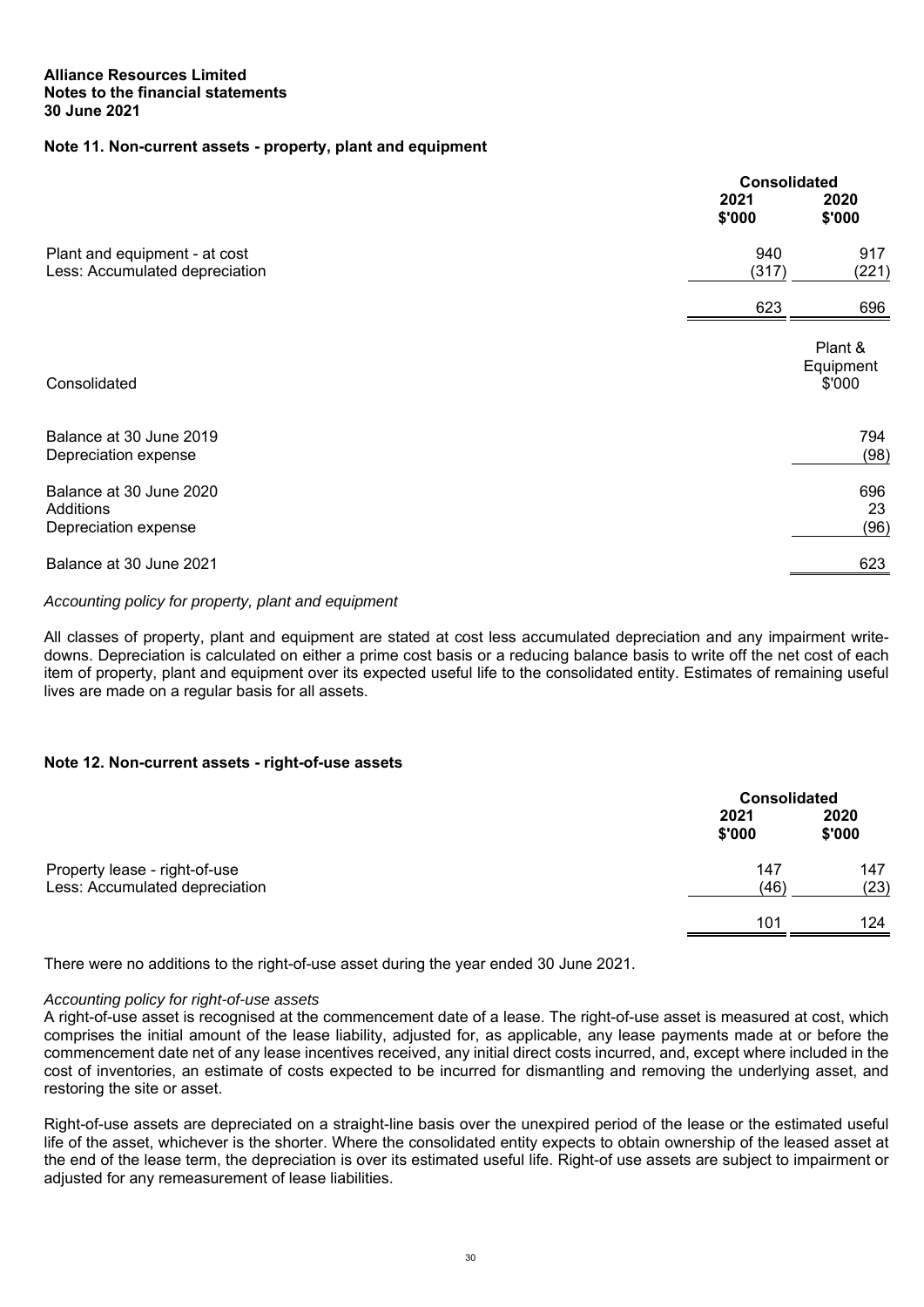**Alliance Resources Limited**
**Notes to the financial statements**
**30 June 2021**

## Note 11. Non-current assets - property, plant and equipment

| | Consolidated | |
|---|---|---|
| | 2021<br>$'000 | 2020<br>$'000 |
| Plant and equipment - at cost | 940 | 917 |
| Less: Accumulated depreciation | (317) | (221) |
| | 623 | 696 |

| Consolidated | Plant & Equipment<br>$'000 |
|---|---|
| Balance at 30 June 2019 | 794 |
| Depreciation expense | (98) |
| Balance at 30 June 2020 | 696 |
| Additions | 23 |
| Depreciation expense | (96) |
| Balance at 30 June 2021 | 623 |

*Accounting policy for property, plant and equipment*

All classes of property, plant and equipment are stated at cost less accumulated depreciation and any impairment write-downs. Depreciation is calculated on either a prime cost basis or a reducing balance basis to write off the net cost of each item of property, plant and equipment over its expected useful life to the consolidated entity. Estimates of remaining useful lives are made on a regular basis for all assets.

## Note 12. Non-current assets - right-of-use assets

| | Consolidated | |
|---|---|---|
| | 2021<br>$'000 | 2020<br>$'000 |
| Property lease - right-of-use | 147 | 147 |
| Less: Accumulated depreciation | (46) | (23) |
| | 101 | 124 |

There were no additions to the right-of-use asset during the year ended 30 June 2021.

*Accounting policy for right-of-use assets*

A right-of-use asset is recognised at the commencement date of a lease. The right-of-use asset is measured at cost, which comprises the initial amount of the lease liability, adjusted for, as applicable, any lease payments made at or before the commencement date net of any lease incentives received, any initial direct costs incurred, and, except where included in the cost of inventories, an estimate of costs expected to be incurred for dismantling and removing the underlying asset, and restoring the site or asset.

Right-of-use assets are depreciated on a straight-line basis over the unexpired period of the lease or the estimated useful life of the asset, whichever is the shorter. Where the consolidated entity expects to obtain ownership of the leased asset at the end of the lease term, the depreciation is over its estimated useful life. Right-of use assets are subject to impairment or adjusted for any remeasurement of lease liabilities.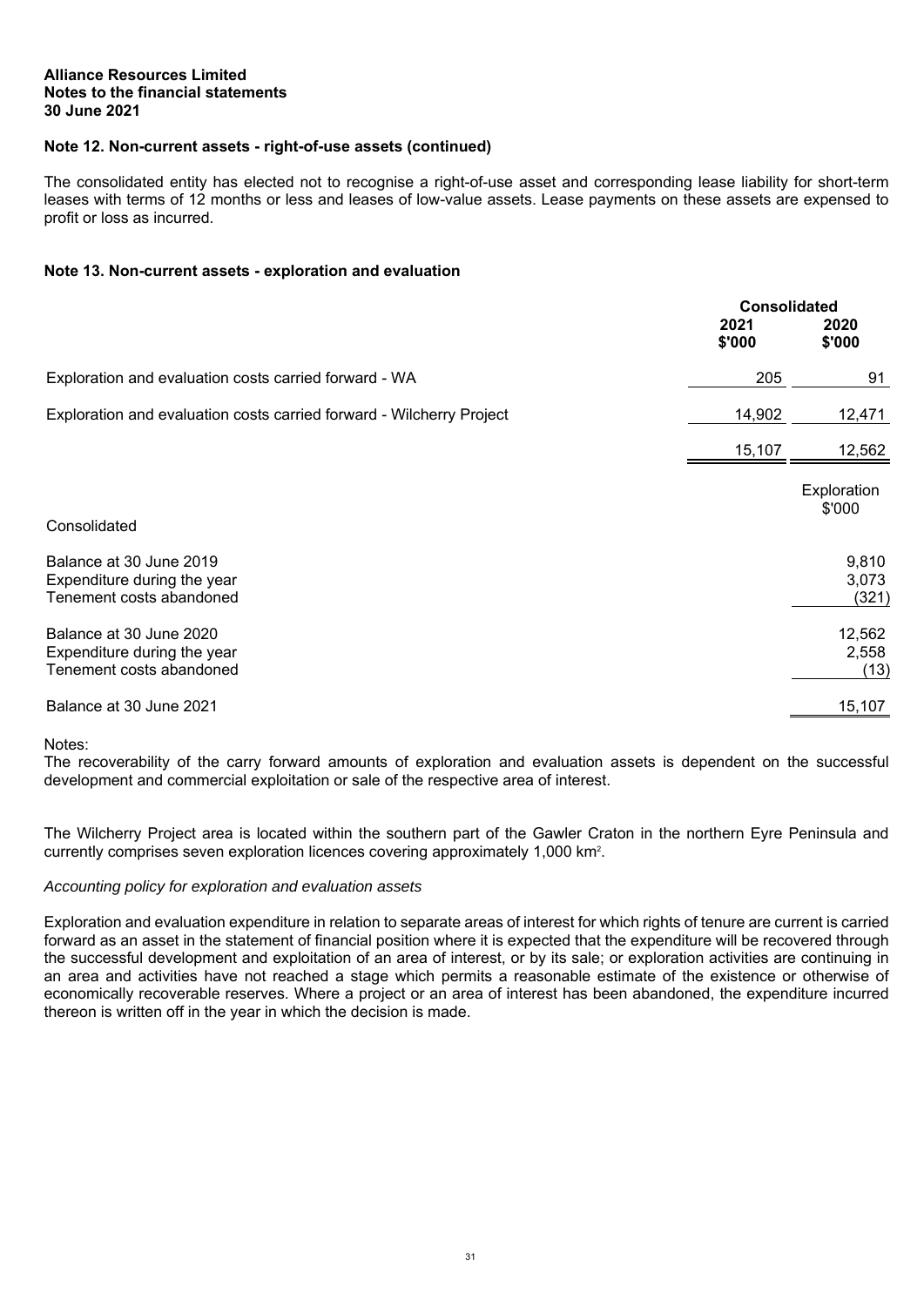**Alliance Resources Limited**
**Notes to the financial statements**
**30 June 2021**

## Note 12. Non-current assets - right-of-use assets (continued)

The consolidated entity has elected not to recognise a right-of-use asset and corresponding lease liability for short-term leases with terms of 12 months or less and leases of low-value assets. Lease payments on these assets are expensed to profit or loss as incurred.

## Note 13. Non-current assets - exploration and evaluation

| | Consolidated | |
|---|---|---|
| | 2021 $'000 | 2020 $'000 |
| Exploration and evaluation costs carried forward - WA | 205 | 91 |
| Exploration and evaluation costs carried forward - Wilcherry Project | 14,902 | 12,471 |
| | 15,107 | 12,562 |

| Consolidated | Exploration $'000 |
|---|---|
| Balance at 30 June 2019 | 9,810 |
| Expenditure during the year | 3,073 |
| Tenement costs abandoned | (321) |
| Balance at 30 June 2020 | 12,562 |
| Expenditure during the year | 2,558 |
| Tenement costs abandoned | (13) |
| Balance at 30 June 2021 | 15,107 |

Notes:
The recoverability of the carry forward amounts of exploration and evaluation assets is dependent on the successful development and commercial exploitation or sale of the respective area of interest.

The Wilcherry Project area is located within the southern part of the Gawler Craton in the northern Eyre Peninsula and currently comprises seven exploration licences covering approximately 1,000 $km^2$.

*Accounting policy for exploration and evaluation assets*

Exploration and evaluation expenditure in relation to separate areas of interest for which rights of tenure are current is carried forward as an asset in the statement of financial position where it is expected that the expenditure will be recovered through the successful development and exploitation of an area of interest, or by its sale; or exploration activities are continuing in an area and activities have not reached a stage which permits a reasonable estimate of the existence or otherwise of economically recoverable reserves. Where a project or an area of interest has been abandoned, the expenditure incurred thereon is written off in the year in which the decision is made.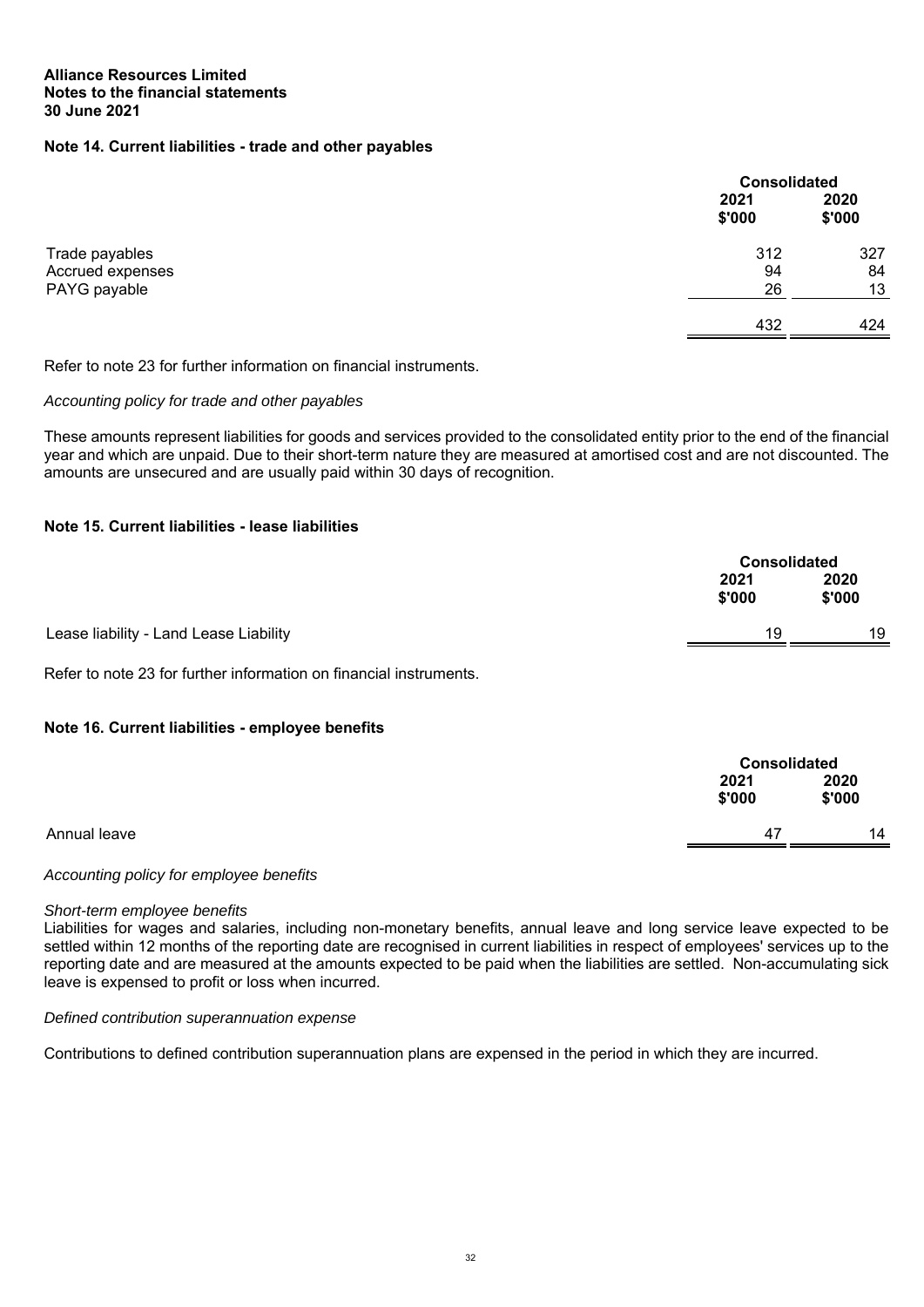**Alliance Resources Limited**
**Notes to the financial statements**
**30 June 2021**

## Note 14. Current liabilities - trade and other payables

| | Consolidated | |
|---|---|---|
| | 2021 $'000 | 2020 $'000 |
| Trade payables | 312 | 327 |
| Accrued expenses | 94 | 84 |
| PAYG payable | 26 | 13 |
| | 432 | 424 |

Refer to note 23 for further information on financial instruments.

*Accounting policy for trade and other payables*

These amounts represent liabilities for goods and services provided to the consolidated entity prior to the end of the financial year and which are unpaid. Due to their short-term nature they are measured at amortised cost and are not discounted. The amounts are unsecured and are usually paid within 30 days of recognition.

## Note 15. Current liabilities - lease liabilities

| | Consolidated | |
|---|---|---|
| | 2021 $'000 | 2020 $'000 |
| Lease liability - Land Lease Liability | 19 | 19 |

Refer to note 23 for further information on financial instruments.

## Note 16. Current liabilities - employee benefits

| | Consolidated | |
|---|---|---|
| | 2021 $'000 | 2020 $'000 |
| Annual leave | 47 | 14 |

*Accounting policy for employee benefits*

*Short-term employee benefits*
Liabilities for wages and salaries, including non-monetary benefits, annual leave and long service leave expected to be settled within 12 months of the reporting date are recognised in current liabilities in respect of employees' services up to the reporting date and are measured at the amounts expected to be paid when the liabilities are settled. Non-accumulating sick leave is expensed to profit or loss when incurred.

*Defined contribution superannuation expense*

Contributions to defined contribution superannuation plans are expensed in the period in which they are incurred.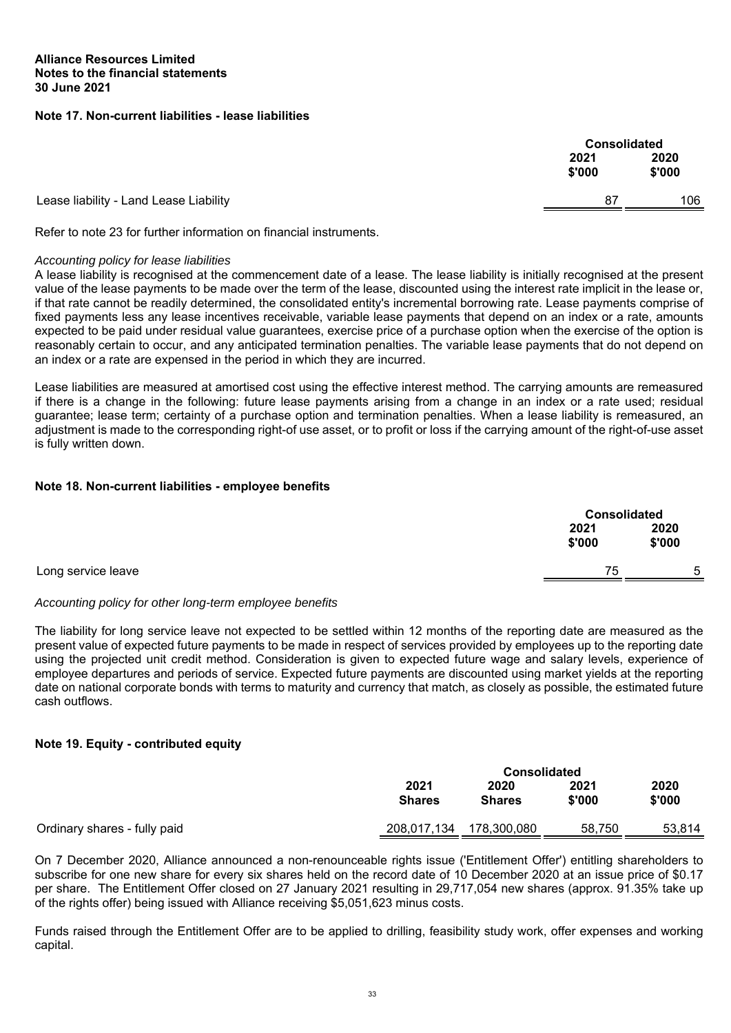**Alliance Resources Limited**
**Notes to the financial statements**
**30 June 2021**

## Note 17. Non-current liabilities - lease liabilities

| | Consolidated | |
|---|---|---|
| | **2021 \$'000** | **2020 \$'000** |
| Lease liability - Land Lease Liability | 87 | 106 |

Refer to note 23 for further information on financial instruments.

*Accounting policy for lease liabilities*

A lease liability is recognised at the commencement date of a lease. The lease liability is initially recognised at the present value of the lease payments to be made over the term of the lease, discounted using the interest rate implicit in the lease or, if that rate cannot be readily determined, the consolidated entity's incremental borrowing rate. Lease payments comprise of fixed payments less any lease incentives receivable, variable lease payments that depend on an index or a rate, amounts expected to be paid under residual value guarantees, exercise price of a purchase option when the exercise of the option is reasonably certain to occur, and any anticipated termination penalties. The variable lease payments that do not depend on an index or a rate are expensed in the period in which they are incurred.

Lease liabilities are measured at amortised cost using the effective interest method. The carrying amounts are remeasured if there is a change in the following: future lease payments arising from a change in an index or a rate used; residual guarantee; lease term; certainty of a purchase option and termination penalties. When a lease liability is remeasured, an adjustment is made to the corresponding right-of use asset, or to profit or loss if the carrying amount of the right-of-use asset is fully written down.

## Note 18. Non-current liabilities - employee benefits

| | Consolidated | |
|---|---|---|
| | **2021 \$'000** | **2020 \$'000** |
| Long service leave | 75 | 5 |

*Accounting policy for other long-term employee benefits*

The liability for long service leave not expected to be settled within 12 months of the reporting date are measured as the present value of expected future payments to be made in respect of services provided by employees up to the reporting date using the projected unit credit method. Consideration is given to expected future wage and salary levels, experience of employee departures and periods of service. Expected future payments are discounted using market yields at the reporting date on national corporate bonds with terms to maturity and currency that match, as closely as possible, the estimated future cash outflows.

## Note 19. Equity - contributed equity

| | Consolidated | | | |
|---|---|---|---|---|
| | **2021 Shares** | **2020 Shares** | **2021 \$'000** | **2020 \$'000** |
| Ordinary shares - fully paid | 208,017,134 | 178,300,080 | 58,750 | 53,814 |

On 7 December 2020, Alliance announced a non-renounceable rights issue ('Entitlement Offer') entitling shareholders to subscribe for one new share for every six shares held on the record date of 10 December 2020 at an issue price of \$0.17 per share. The Entitlement Offer closed on 27 January 2021 resulting in 29,717,054 new shares (approx. 91.35% take up of the rights offer) being issued with Alliance receiving \$5,051,623 minus costs.

Funds raised through the Entitlement Offer are to be applied to drilling, feasibility study work, offer expenses and working capital.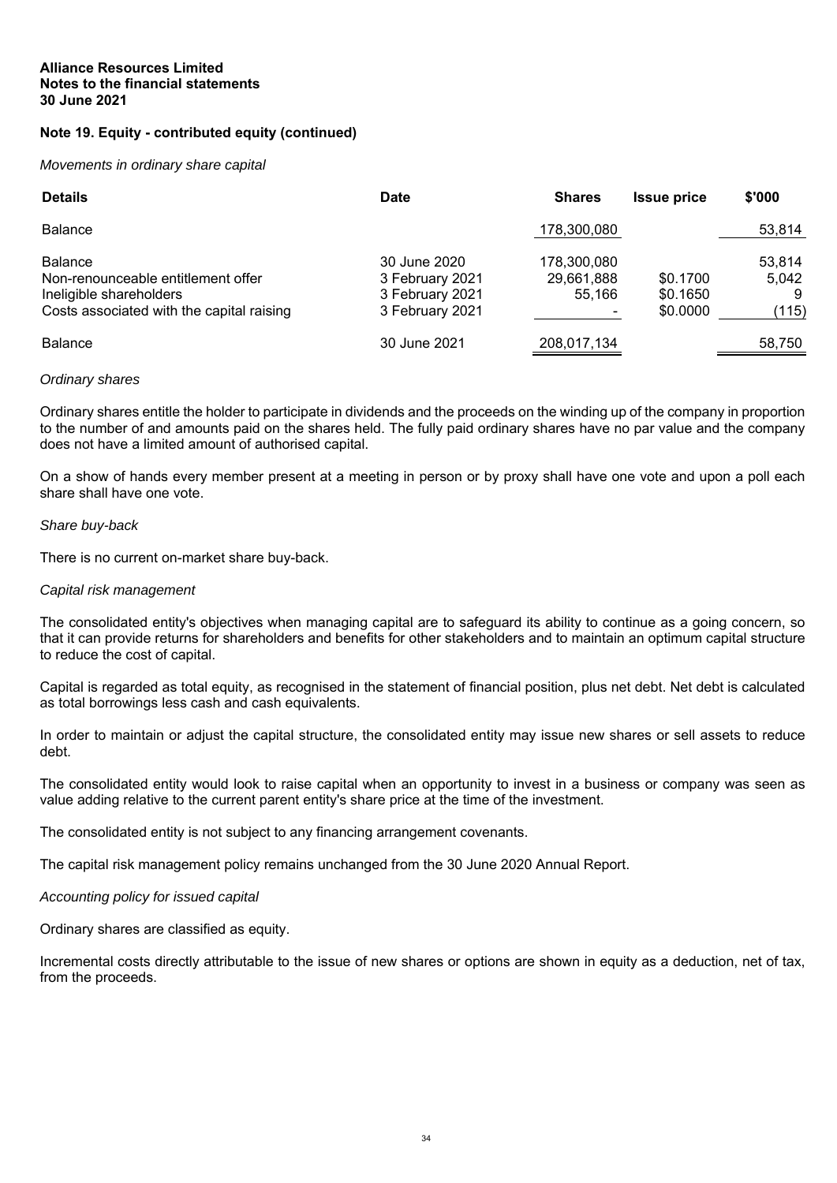**Alliance Resources Limited**
**Notes to the financial statements**
**30 June 2021**

## Note 19. Equity - contributed equity (continued)

*Movements in ordinary share capital*

| Details | Date | Shares | Issue price | $'000 |
|---|---|---|---|---|
| Balance | | 178,300,080 | | 53,814 |
| Balance | 30 June 2020 | 178,300,080 | | 53,814 |
| Non-renounceable entitlement offer | 3 February 2021 | 29,661,888 | $0.1700 | 5,042 |
| Ineligible shareholders | 3 February 2021 | 55,166 | $0.1650 | 9 |
| Costs associated with the capital raising | 3 February 2021 | - | $0.0000 | (115) |
| Balance | 30 June 2021 | 208,017,134 | | 58,750 |

*Ordinary shares*

Ordinary shares entitle the holder to participate in dividends and the proceeds on the winding up of the company in proportion to the number of and amounts paid on the shares held. The fully paid ordinary shares have no par value and the company does not have a limited amount of authorised capital.

On a show of hands every member present at a meeting in person or by proxy shall have one vote and upon a poll each share shall have one vote.

*Share buy-back*

There is no current on-market share buy-back.

*Capital risk management*

The consolidated entity's objectives when managing capital are to safeguard its ability to continue as a going concern, so that it can provide returns for shareholders and benefits for other stakeholders and to maintain an optimum capital structure to reduce the cost of capital.

Capital is regarded as total equity, as recognised in the statement of financial position, plus net debt. Net debt is calculated as total borrowings less cash and cash equivalents.

In order to maintain or adjust the capital structure, the consolidated entity may issue new shares or sell assets to reduce debt.

The consolidated entity would look to raise capital when an opportunity to invest in a business or company was seen as value adding relative to the current parent entity's share price at the time of the investment.

The consolidated entity is not subject to any financing arrangement covenants.

The capital risk management policy remains unchanged from the 30 June 2020 Annual Report.

*Accounting policy for issued capital*

Ordinary shares are classified as equity.

Incremental costs directly attributable to the issue of new shares or options are shown in equity as a deduction, net of tax, from the proceeds.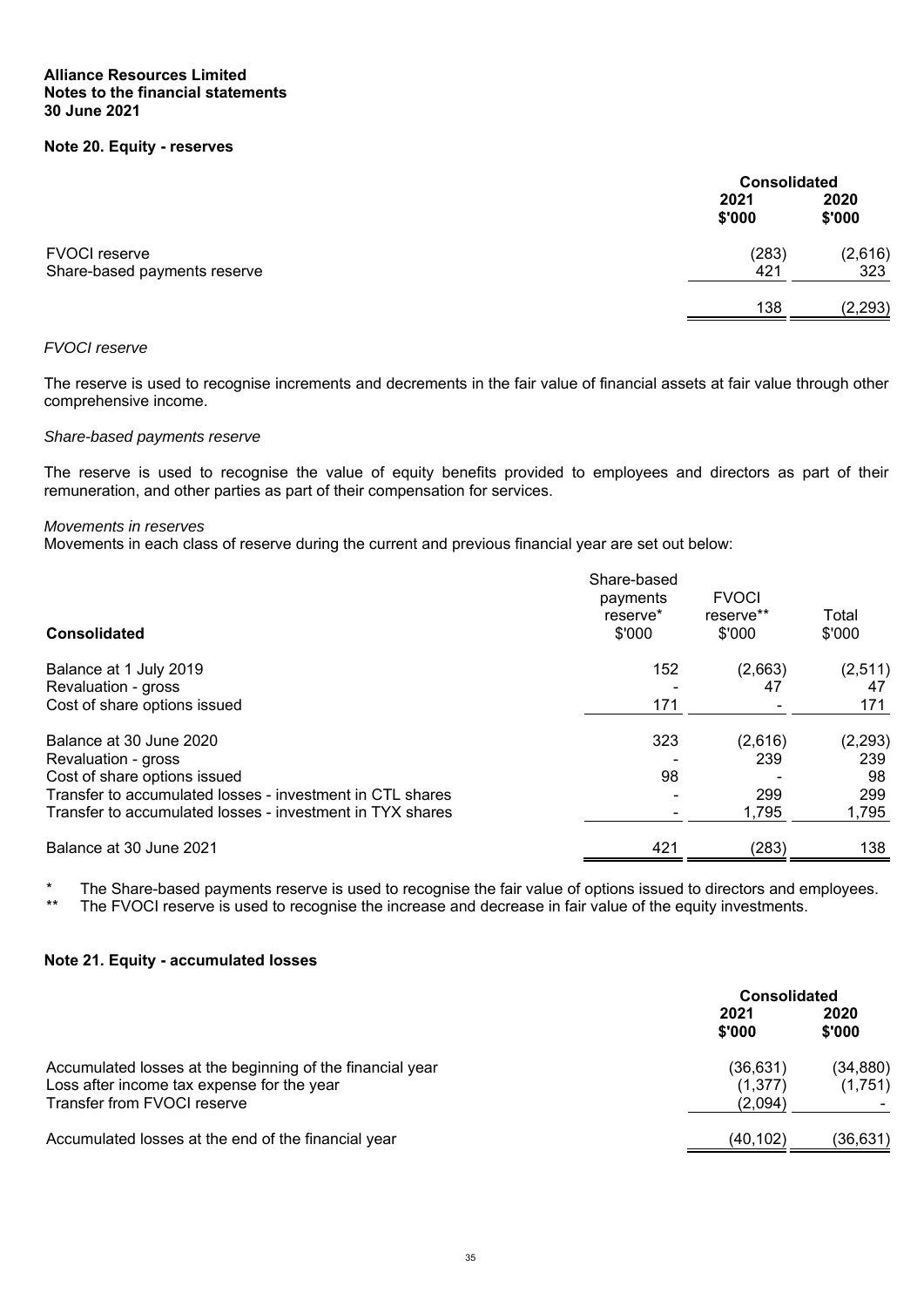**Alliance Resources Limited**
**Notes to the financial statements**
**30 June 2021**

## Note 20. Equity - reserves

| | Consolidated | |
|---|---|---|
| | 2021<br>$'000 | 2020<br>$'000 |
| FVOCI reserve | (283) | (2,616) |
| Share-based payments reserve | 421 | 323 |
| | 138 | (2,293) |

*FVOCI reserve*

The reserve is used to recognise increments and decrements in the fair value of financial assets at fair value through other comprehensive income.

*Share-based payments reserve*

The reserve is used to recognise the value of equity benefits provided to employees and directors as part of their remuneration, and other parties as part of their compensation for services.

*Movements in reserves*

Movements in each class of reserve during the current and previous financial year are set out below:

| Consolidated | Share-based payments reserve*<br>$'000 | FVOCI reserve**<br>$'000 | Total<br>$'000 |
|---|---|---|---|
| Balance at 1 July 2019 | 152 | (2,663) | (2,511) |
| Revaluation - gross | - | 47 | 47 |
| Cost of share options issued | 171 | - | 171 |
| Balance at 30 June 2020 | 323 | (2,616) | (2,293) |
| Revaluation - gross | - | 239 | 239 |
| Cost of share options issued | 98 | - | 98 |
| Transfer to accumulated losses - investment in CTL shares | - | 299 | 299 |
| Transfer to accumulated losses - investment in TYX shares | - | 1,795 | 1,795 |
| Balance at 30 June 2021 | 421 | (283) | 138 |

\* The Share-based payments reserve is used to recognise the fair value of options issued to directors and employees.
\*\* The FVOCI reserve is used to recognise the increase and decrease in fair value of the equity investments.

## Note 21. Equity - accumulated losses

| | Consolidated | |
|---|---|---|
| | 2021<br>$'000 | 2020<br>$'000 |
| Accumulated losses at the beginning of the financial year | (36,631) | (34,880) |
| Loss after income tax expense for the year | (1,377) | (1,751) |
| Transfer from FVOCI reserve | (2,094) | - |
| Accumulated losses at the end of the financial year | (40,102) | (36,631) |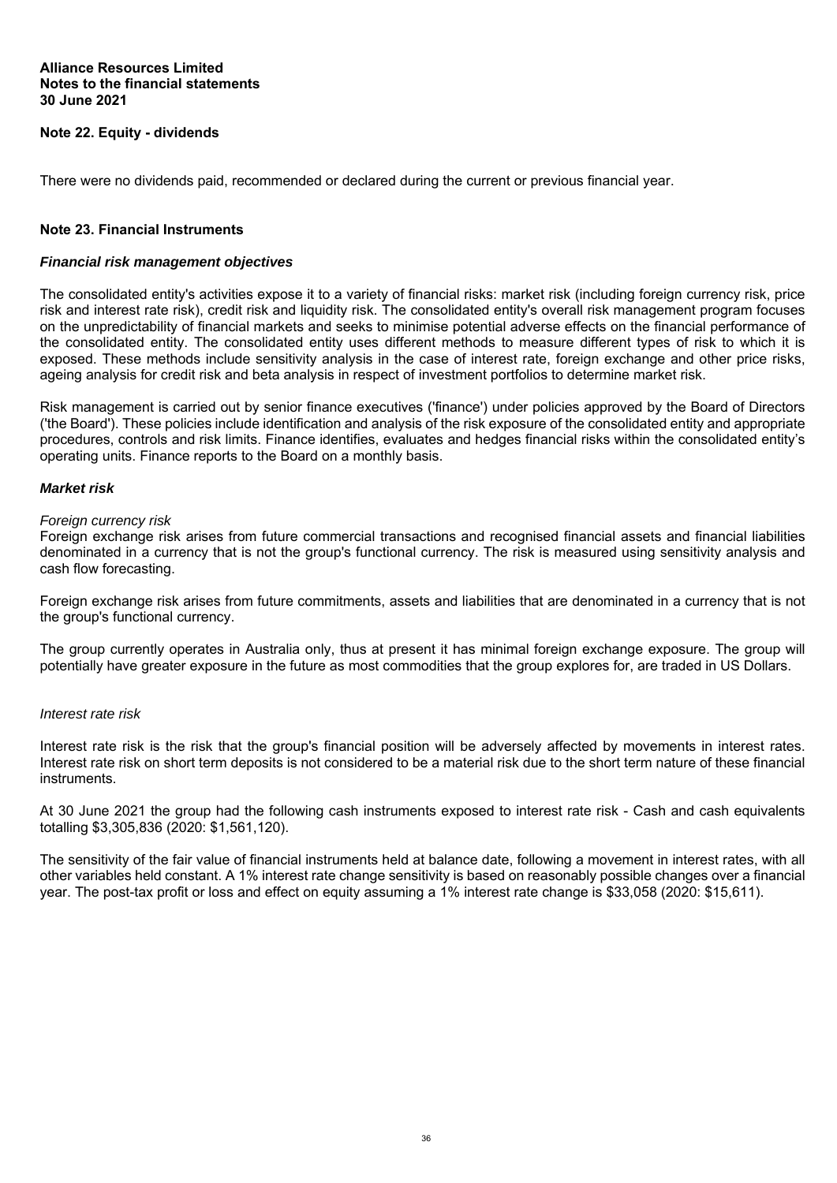**Alliance Resources Limited**
**Notes to the financial statements**
**30 June 2021**

## Note 22. Equity - dividends

There were no dividends paid, recommended or declared during the current or previous financial year.

## Note 23. Financial Instruments

### *Financial risk management objectives*

The consolidated entity's activities expose it to a variety of financial risks: market risk (including foreign currency risk, price risk and interest rate risk), credit risk and liquidity risk. The consolidated entity's overall risk management program focuses on the unpredictability of financial markets and seeks to minimise potential adverse effects on the financial performance of the consolidated entity. The consolidated entity uses different methods to measure different types of risk to which it is exposed. These methods include sensitivity analysis in the case of interest rate, foreign exchange and other price risks, ageing analysis for credit risk and beta analysis in respect of investment portfolios to determine market risk.

Risk management is carried out by senior finance executives ('finance') under policies approved by the Board of Directors ('the Board'). These policies include identification and analysis of the risk exposure of the consolidated entity and appropriate procedures, controls and risk limits. Finance identifies, evaluates and hedges financial risks within the consolidated entity's operating units. Finance reports to the Board on a monthly basis.

### *Market risk*

*Foreign currency risk*

Foreign exchange risk arises from future commercial transactions and recognised financial assets and financial liabilities denominated in a currency that is not the group's functional currency. The risk is measured using sensitivity analysis and cash flow forecasting.

Foreign exchange risk arises from future commitments, assets and liabilities that are denominated in a currency that is not the group's functional currency.

The group currently operates in Australia only, thus at present it has minimal foreign exchange exposure. The group will potentially have greater exposure in the future as most commodities that the group explores for, are traded in US Dollars.

*Interest rate risk*

Interest rate risk is the risk that the group's financial position will be adversely affected by movements in interest rates. Interest rate risk on short term deposits is not considered to be a material risk due to the short term nature of these financial instruments.

At 30 June 2021 the group had the following cash instruments exposed to interest rate risk - Cash and cash equivalents totalling $3,305,836 (2020: $1,561,120).

The sensitivity of the fair value of financial instruments held at balance date, following a movement in interest rates, with all other variables held constant. A 1% interest rate change sensitivity is based on reasonably possible changes over a financial year. The post-tax profit or loss and effect on equity assuming a 1% interest rate change is $33,058 (2020: $15,611).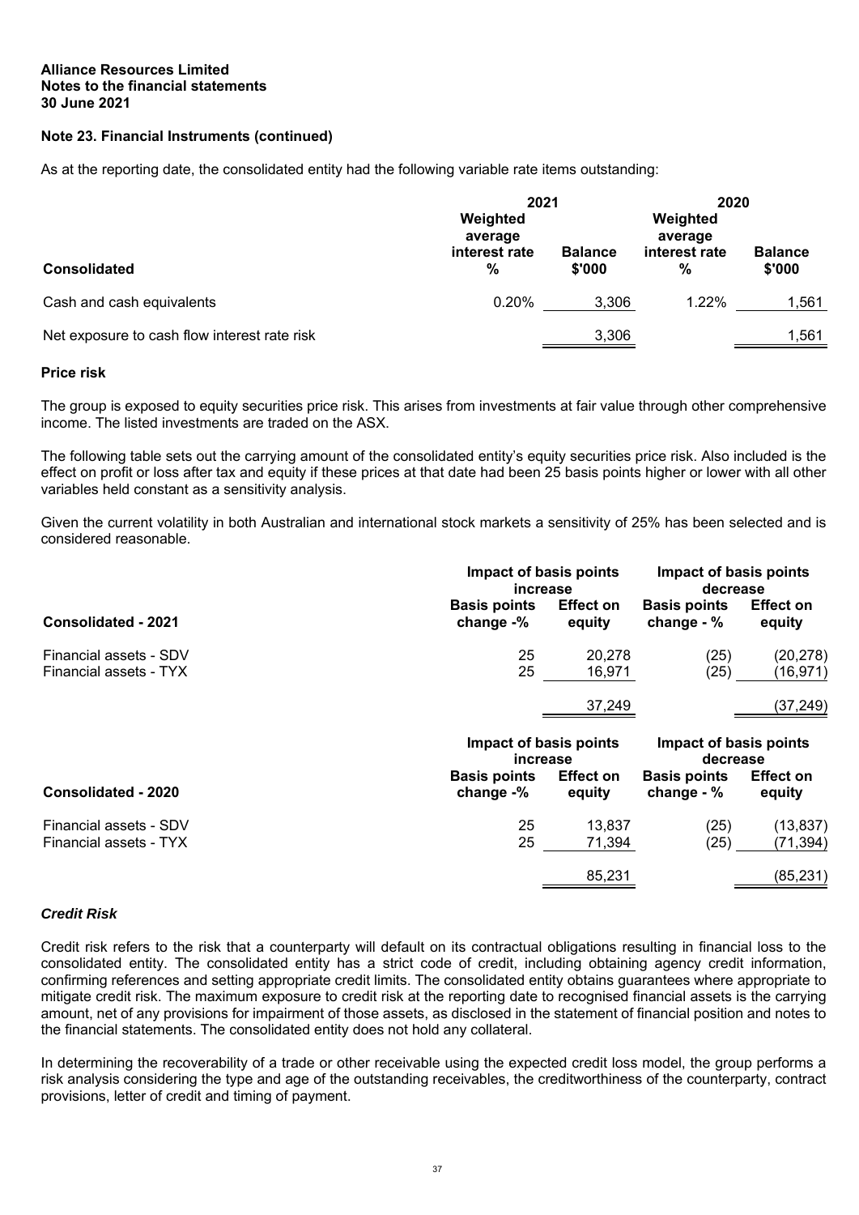**Alliance Resources Limited**
**Notes to the financial statements**
**30 June 2021**

## Note 23. Financial Instruments (continued)

As at the reporting date, the consolidated entity had the following variable rate items outstanding:

| | 2021 | | 2020 | |
|---|---|---|---|---|
| **Consolidated** | **Weighted average interest rate %** | **Balance \$'000** | **Weighted average interest rate %** | **Balance \$'000** |
| Cash and cash equivalents | 0.20% | 3,306 | 1.22% | 1,561 |
| Net exposure to cash flow interest rate risk | | 3,306 | | 1,561 |

### Price risk

The group is exposed to equity securities price risk. This arises from investments at fair value through other comprehensive income. The listed investments are traded on the ASX.

The following table sets out the carrying amount of the consolidated entity's equity securities price risk. Also included is the effect on profit or loss after tax and equity if these prices at that date had been 25 basis points higher or lower with all other variables held constant as a sensitivity analysis.

Given the current volatility in both Australian and international stock markets a sensitivity of 25% has been selected and is considered reasonable.

| | Impact of basis points increase | | Impact of basis points decrease | |
|---|---|---|---|---|
| **Consolidated - 2021** | **Basis points change -%** | **Effect on equity** | **Basis points change - %** | **Effect on equity** |
| Financial assets - SDV | 25 | 20,278 | (25) | (20,278) |
| Financial assets - TYX | 25 | 16,971 | (25) | (16,971) |
| | | 37,249 | | (37,249) |

| | Impact of basis points increase | | Impact of basis points decrease | |
|---|---|---|---|---|
| **Consolidated - 2020** | **Basis points change -%** | **Effect on equity** | **Basis points change - %** | **Effect on equity** |
| Financial assets - SDV | 25 | 13,837 | (25) | (13,837) |
| Financial assets - TYX | 25 | 71,394 | (25) | (71,394) |
| | | 85,231 | | (85,231) |

### *Credit Risk*

Credit risk refers to the risk that a counterparty will default on its contractual obligations resulting in financial loss to the consolidated entity. The consolidated entity has a strict code of credit, including obtaining agency credit information, confirming references and setting appropriate credit limits. The consolidated entity obtains guarantees where appropriate to mitigate credit risk. The maximum exposure to credit risk at the reporting date to recognised financial assets is the carrying amount, net of any provisions for impairment of those assets, as disclosed in the statement of financial position and notes to the financial statements. The consolidated entity does not hold any collateral.

In determining the recoverability of a trade or other receivable using the expected credit loss model, the group performs a risk analysis considering the type and age of the outstanding receivables, the creditworthiness of the counterparty, contract provisions, letter of credit and timing of payment.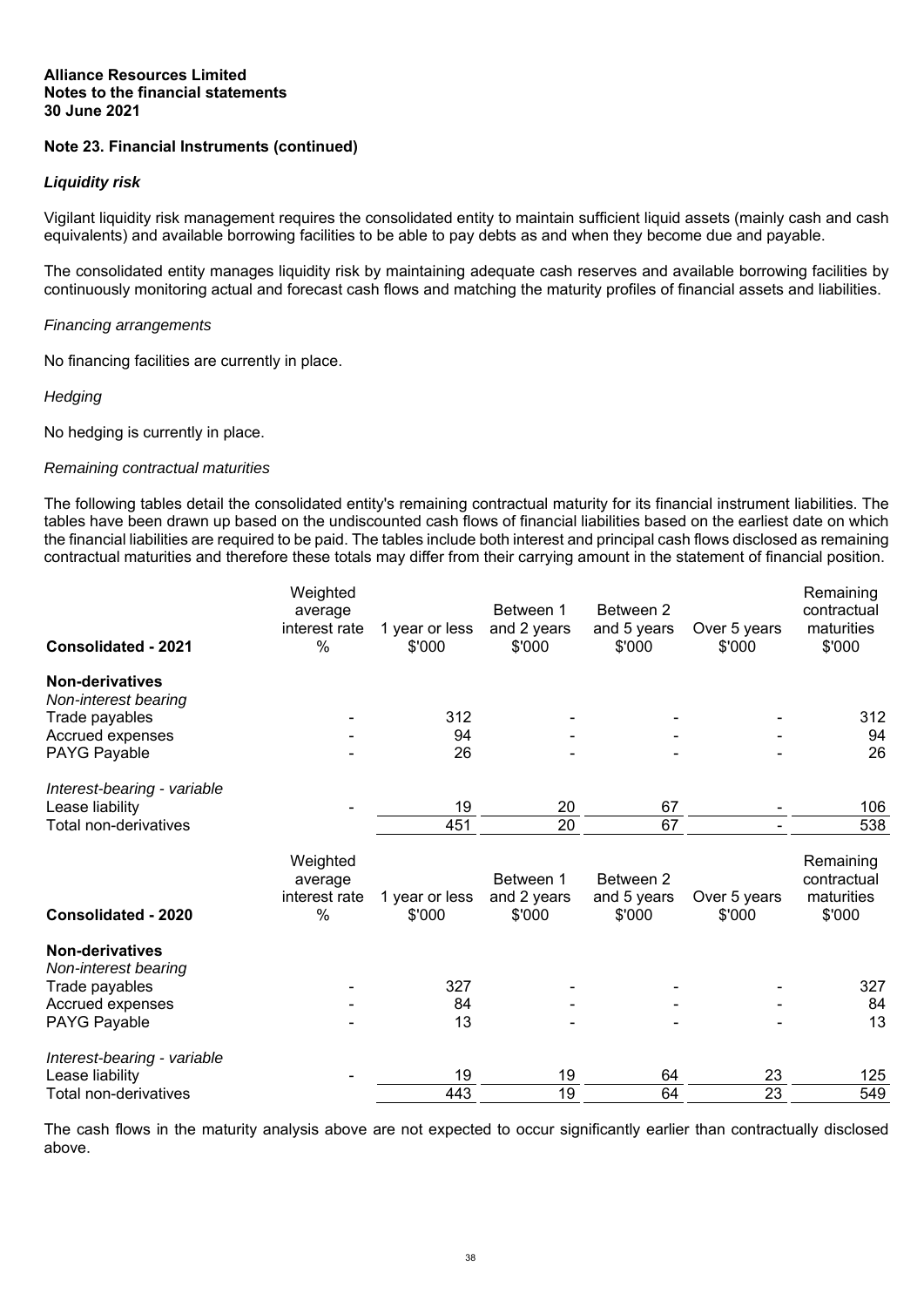**Alliance Resources Limited**
**Notes to the financial statements**
**30 June 2021**

## Note 23. Financial Instruments (continued)

### *Liquidity risk*

Vigilant liquidity risk management requires the consolidated entity to maintain sufficient liquid assets (mainly cash and cash equivalents) and available borrowing facilities to be able to pay debts as and when they become due and payable.

The consolidated entity manages liquidity risk by maintaining adequate cash reserves and available borrowing facilities by continuously monitoring actual and forecast cash flows and matching the maturity profiles of financial assets and liabilities.

*Financing arrangements*

No financing facilities are currently in place.

*Hedging*

No hedging is currently in place.

*Remaining contractual maturities*

The following tables detail the consolidated entity's remaining contractual maturity for its financial instrument liabilities. The tables have been drawn up based on the undiscounted cash flows of financial liabilities based on the earliest date on which the financial liabilities are required to be paid. The tables include both interest and principal cash flows disclosed as remaining contractual maturities and therefore these totals may differ from their carrying amount in the statement of financial position.

| Consolidated - 2021 | Weighted average interest rate % | 1 year or less $'000 | Between 1 and 2 years $'000 | Between 2 and 5 years $'000 | Over 5 years $'000 | Remaining contractual maturities $'000 |
|---|---|---|---|---|---|---|
| **Non-derivatives** | | | | | | |
| *Non-interest bearing* | | | | | | |
| Trade payables | - | 312 | - | - | - | 312 |
| Accrued expenses | - | 94 | - | - | - | 94 |
| PAYG Payable | - | 26 | - | - | - | 26 |
| *Interest-bearing - variable* | | | | | | |
| Lease liability | - | 19 | 20 | 67 | - | 106 |
| Total non-derivatives | | 451 | 20 | 67 | - | 538 |

| Consolidated - 2020 | Weighted average interest rate % | 1 year or less $'000 | Between 1 and 2 years $'000 | Between 2 and 5 years $'000 | Over 5 years $'000 | Remaining contractual maturities $'000 |
|---|---|---|---|---|---|---|
| **Non-derivatives** | | | | | | |
| *Non-interest bearing* | | | | | | |
| Trade payables | - | 327 | - | - | - | 327 |
| Accrued expenses | - | 84 | - | - | - | 84 |
| PAYG Payable | - | 13 | - | - | - | 13 |
| *Interest-bearing - variable* | | | | | | |
| Lease liability | - | 19 | 19 | 64 | 23 | 125 |
| Total non-derivatives | | 443 | 19 | 64 | 23 | 549 |

The cash flows in the maturity analysis above are not expected to occur significantly earlier than contractually disclosed above.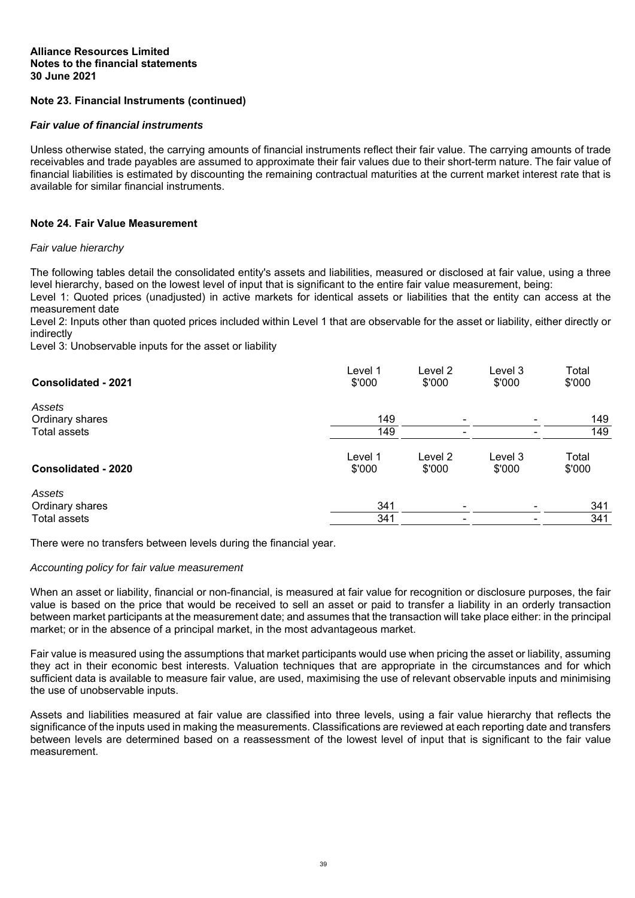**Alliance Resources Limited**
**Notes to the financial statements**
**30 June 2021**

## Note 23. Financial Instruments (continued)

### *Fair value of financial instruments*

Unless otherwise stated, the carrying amounts of financial instruments reflect their fair value. The carrying amounts of trade receivables and trade payables are assumed to approximate their fair values due to their short-term nature. The fair value of financial liabilities is estimated by discounting the remaining contractual maturities at the current market interest rate that is available for similar financial instruments.

## Note 24. Fair Value Measurement

*Fair value hierarchy*

The following tables detail the consolidated entity's assets and liabilities, measured or disclosed at fair value, using a three level hierarchy, based on the lowest level of input that is significant to the entire fair value measurement, being:

Level 1: Quoted prices (unadjusted) in active markets for identical assets or liabilities that the entity can access at the measurement date

Level 2: Inputs other than quoted prices included within Level 1 that are observable for the asset or liability, either directly or indirectly

Level 3: Unobservable inputs for the asset or liability

| **Consolidated - 2021** | Level 1 $'000 | Level 2 $'000 | Level 3 $'000 | Total $'000 |
|---|---|---|---|---|
| *Assets* | | | | |
| Ordinary shares | 149 | - | - | 149 |
| Total assets | 149 | - | - | 149 |

| **Consolidated - 2020** | Level 1 $'000 | Level 2 $'000 | Level 3 $'000 | Total $'000 |
|---|---|---|---|---|
| *Assets* | | | | |
| Ordinary shares | 341 | - | - | 341 |
| Total assets | 341 | - | - | 341 |

There were no transfers between levels during the financial year.

*Accounting policy for fair value measurement*

When an asset or liability, financial or non-financial, is measured at fair value for recognition or disclosure purposes, the fair value is based on the price that would be received to sell an asset or paid to transfer a liability in an orderly transaction between market participants at the measurement date; and assumes that the transaction will take place either: in the principal market; or in the absence of a principal market, in the most advantageous market.

Fair value is measured using the assumptions that market participants would use when pricing the asset or liability, assuming they act in their economic best interests. Valuation techniques that are appropriate in the circumstances and for which sufficient data is available to measure fair value, are used, maximising the use of relevant observable inputs and minimising the use of unobservable inputs.

Assets and liabilities measured at fair value are classified into three levels, using a fair value hierarchy that reflects the significance of the inputs used in making the measurements. Classifications are reviewed at each reporting date and transfers between levels are determined based on a reassessment of the lowest level of input that is significant to the fair value measurement.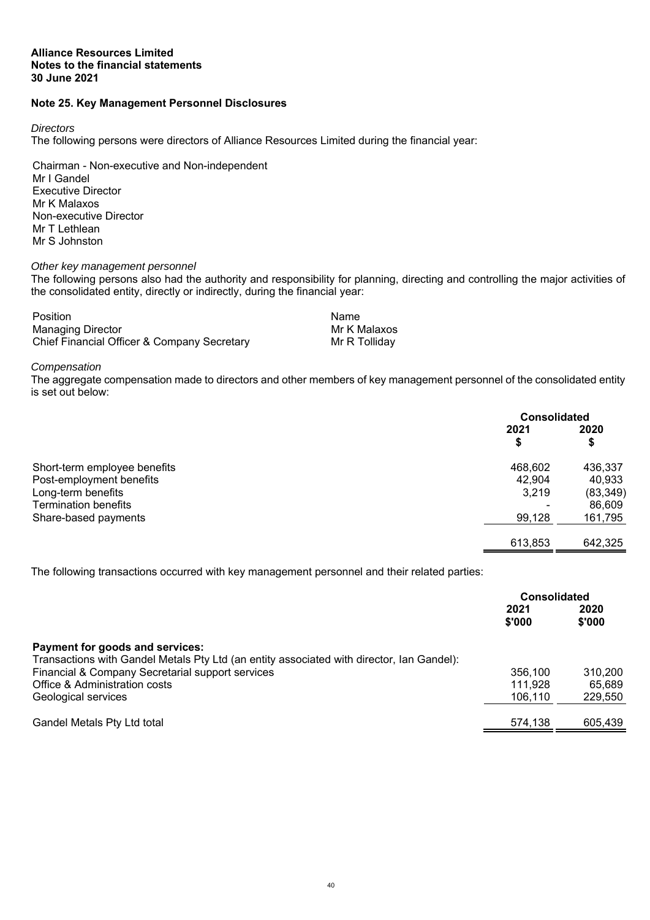**Alliance Resources Limited**
**Notes to the financial statements**
**30 June 2021**

## Note 25. Key Management Personnel Disclosures

*Directors*

The following persons were directors of Alliance Resources Limited during the financial year:

Chairman - Non-executive and Non-independent
Mr I Gandel
Executive Director
Mr K Malaxos
Non-executive Director
Mr T Lethlean
Mr S Johnston

*Other key management personnel*

The following persons also had the authority and responsibility for planning, directing and controlling the major activities of the consolidated entity, directly or indirectly, during the financial year:

| Position | Name |
|---|---|
| Managing Director | Mr K Malaxos |
| Chief Financial Officer & Company Secretary | Mr R Tolliday |

*Compensation*

The aggregate compensation made to directors and other members of key management personnel of the consolidated entity is set out below:

| | Consolidated | |
|---|---|---|
| | 2021 $ | 2020 $ |
| Short-term employee benefits | 468,602 | 436,337 |
| Post-employment benefits | 42,904 | 40,933 |
| Long-term benefits | 3,219 | (83,349) |
| Termination benefits | - | 86,609 |
| Share-based payments | 99,128 | 161,795 |
| | 613,853 | 642,325 |

The following transactions occurred with key management personnel and their related parties:

| | Consolidated | |
|---|---|---|
| | 2021 $'000 | 2020 $'000 |
| **Payment for goods and services:** | | |
| Transactions with Gandel Metals Pty Ltd (an entity associated with director, Ian Gandel): | | |
| Financial & Company Secretarial support services | 356,100 | 310,200 |
| Office & Administration costs | 111,928 | 65,689 |
| Geological services | 106,110 | 229,550 |
| Gandel Metals Pty Ltd total | 574,138 | 605,439 |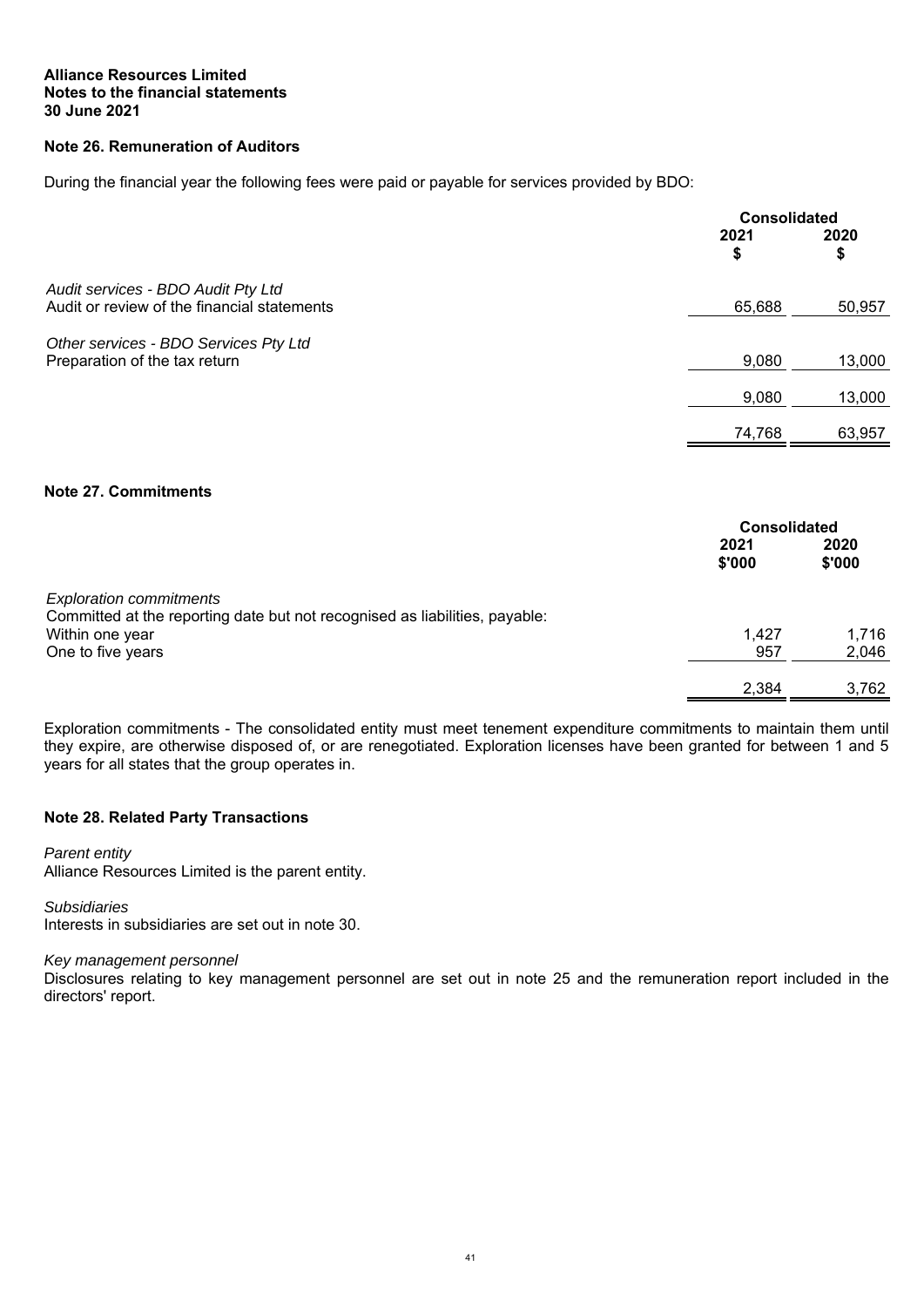**Alliance Resources Limited**
**Notes to the financial statements**
**30 June 2021**

## Note 26. Remuneration of Auditors

During the financial year the following fees were paid or payable for services provided by BDO:

| | Consolidated | |
|---|---|---|
| | 2021 $ | 2020 $ |
| *Audit services - BDO Audit Pty Ltd* | | |
| Audit or review of the financial statements | 65,688 | 50,957 |
| *Other services - BDO Services Pty Ltd* | | |
| Preparation of the tax return | 9,080 | 13,000 |
| | 9,080 | 13,000 |
| | 74,768 | 63,957 |

## Note 27. Commitments

| | Consolidated | |
|---|---|---|
| | 2021 $'000 | 2020 $'000 |
| *Exploration commitments* | | |
| Committed at the reporting date but not recognised as liabilities, payable: | | |
| Within one year | 1,427 | 1,716 |
| One to five years | 957 | 2,046 |
| | 2,384 | 3,762 |

Exploration commitments - The consolidated entity must meet tenement expenditure commitments to maintain them until they expire, are otherwise disposed of, or are renegotiated. Exploration licenses have been granted for between 1 and 5 years for all states that the group operates in.

## Note 28. Related Party Transactions

*Parent entity*
Alliance Resources Limited is the parent entity.

*Subsidiaries*
Interests in subsidiaries are set out in note 30.

*Key management personnel*
Disclosures relating to key management personnel are set out in note 25 and the remuneration report included in the directors' report.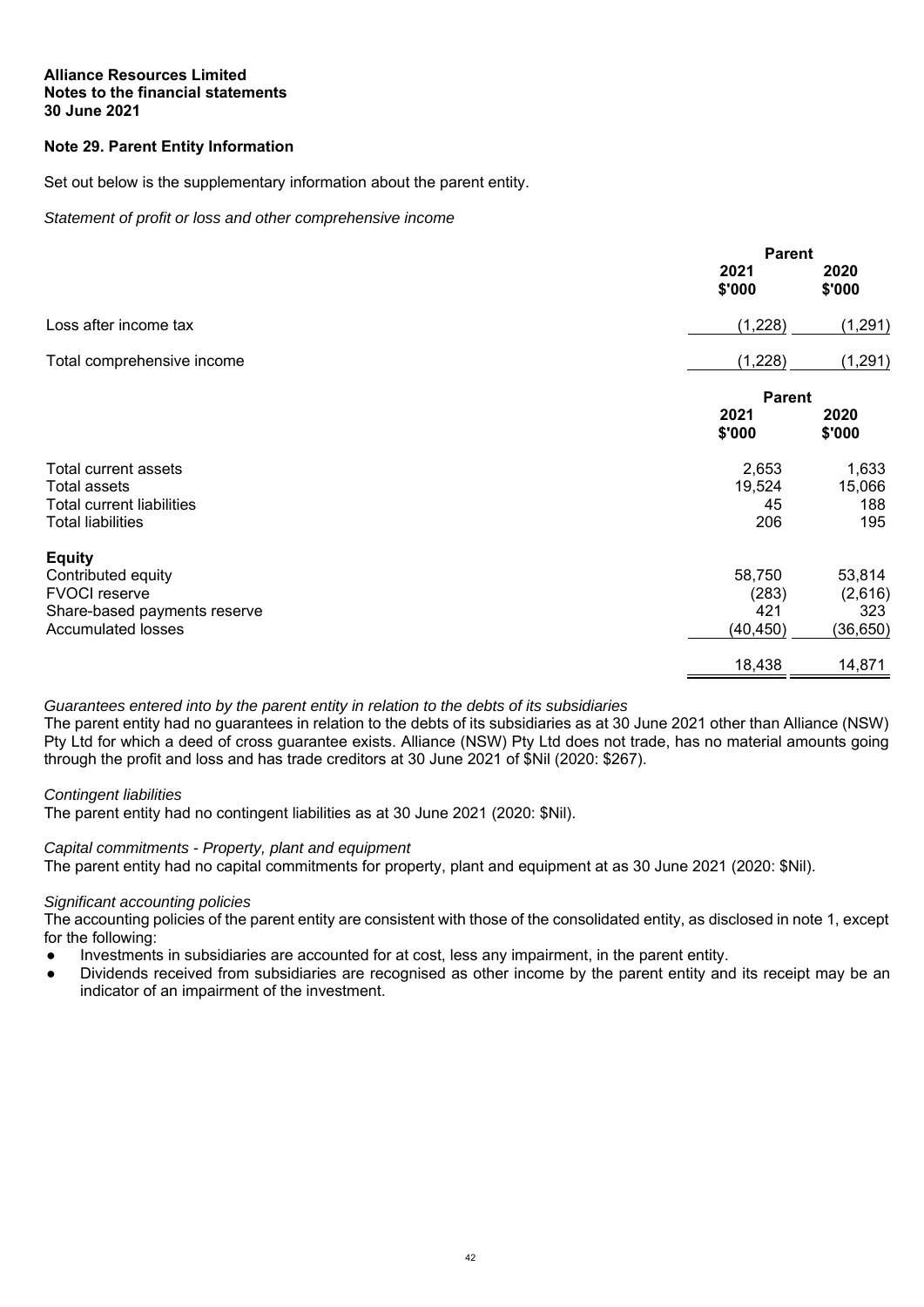**Alliance Resources Limited**
**Notes to the financial statements**
**30 June 2021**

## Note 29. Parent Entity Information

Set out below is the supplementary information about the parent entity.

*Statement of profit or loss and other comprehensive income*

| | Parent | |
|---|---|---|
| | 2021 $'000 | 2020 $'000 |
| Loss after income tax | (1,228) | (1,291) |
| Total comprehensive income | (1,228) | (1,291) |

| | Parent | |
|---|---|---|
| | 2021 $'000 | 2020 $'000 |
| Total current assets | 2,653 | 1,633 |
| Total assets | 19,524 | 15,066 |
| Total current liabilities | 45 | 188 |
| Total liabilities | 206 | 195 |
| **Equity** | | |
| Contributed equity | 58,750 | 53,814 |
| FVOCI reserve | (283) | (2,616) |
| Share-based payments reserve | 421 | 323 |
| Accumulated losses | (40,450) | (36,650) |
| | 18,438 | 14,871 |

*Guarantees entered into by the parent entity in relation to the debts of its subsidiaries*
The parent entity had no guarantees in relation to the debts of its subsidiaries as at 30 June 2021 other than Alliance (NSW) Pty Ltd for which a deed of cross guarantee exists. Alliance (NSW) Pty Ltd does not trade, has no material amounts going through the profit and loss and has trade creditors at 30 June 2021 of $Nil (2020: $267).

*Contingent liabilities*
The parent entity had no contingent liabilities as at 30 June 2021 (2020: $Nil).

*Capital commitments - Property, plant and equipment*
The parent entity had no capital commitments for property, plant and equipment at as 30 June 2021 (2020: $Nil).

*Significant accounting policies*
The accounting policies of the parent entity are consistent with those of the consolidated entity, as disclosed in note 1, except for the following:

- Investments in subsidiaries are accounted for at cost, less any impairment, in the parent entity.
- Dividends received from subsidiaries are recognised as other income by the parent entity and its receipt may be an indicator of an impairment of the investment.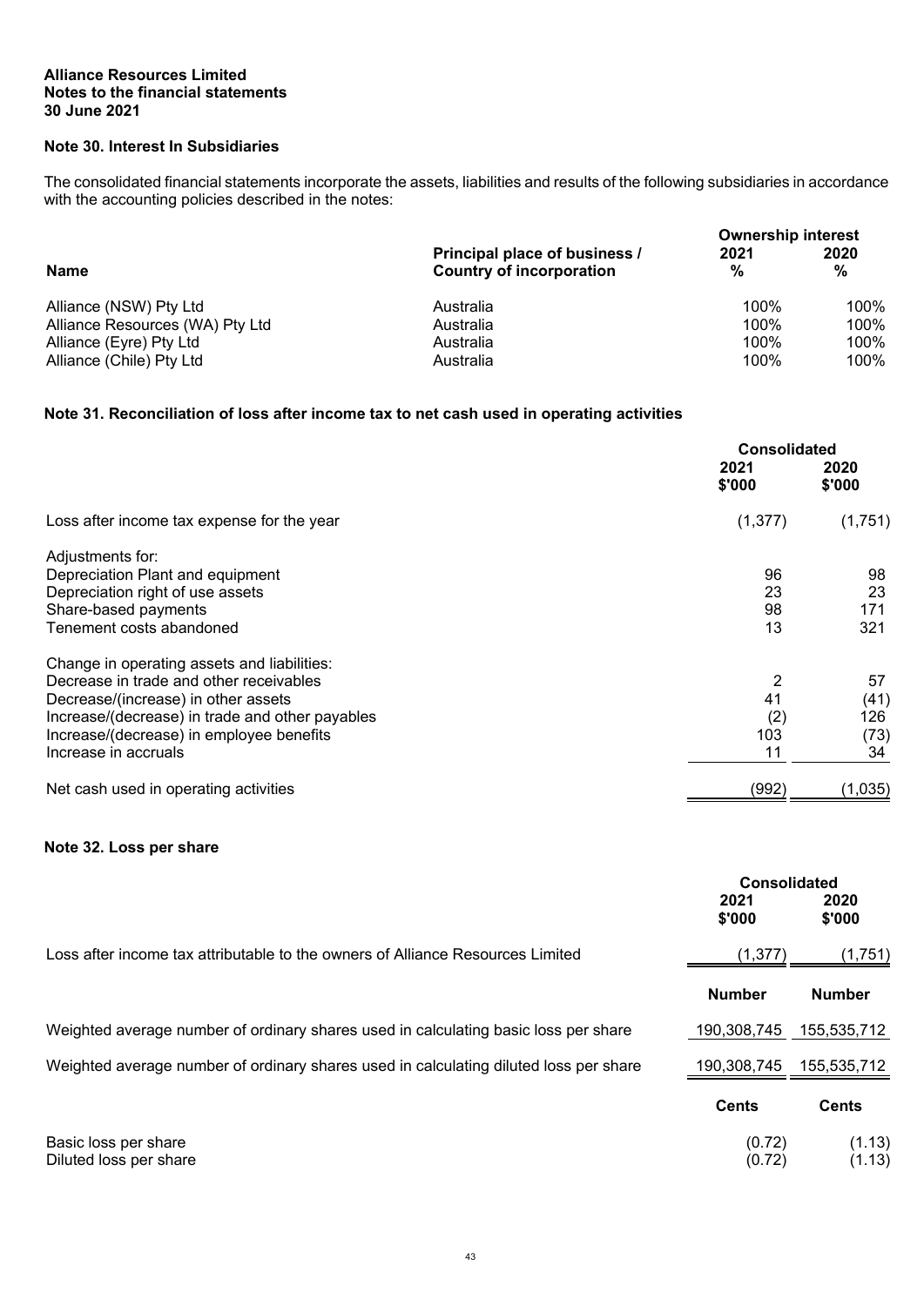**Alliance Resources Limited**
**Notes to the financial statements**
**30 June 2021**

## Note 30. Interest In Subsidiaries

The consolidated financial statements incorporate the assets, liabilities and results of the following subsidiaries in accordance with the accounting policies described in the notes:

| Name | Principal place of business / Country of incorporation | Ownership interest 2021 % | 2020 % |
|---|---|---|---|
| Alliance (NSW) Pty Ltd | Australia | 100% | 100% |
| Alliance Resources (WA) Pty Ltd | Australia | 100% | 100% |
| Alliance (Eyre) Pty Ltd | Australia | 100% | 100% |
| Alliance (Chile) Pty Ltd | Australia | 100% | 100% |

## Note 31. Reconciliation of loss after income tax to net cash used in operating activities

| | Consolidated 2021 $'000 | 2020 $'000 |
|---|---|---|
| Loss after income tax expense for the year | (1,377) | (1,751) |
| Adjustments for: | | |
| Depreciation Plant and equipment | 96 | 98 |
| Depreciation right of use assets | 23 | 23 |
| Share-based payments | 98 | 171 |
| Tenement costs abandoned | 13 | 321 |
| Change in operating assets and liabilities: | | |
| Decrease in trade and other receivables | 2 | 57 |
| Decrease/(increase) in other assets | 41 | (41) |
| Increase/(decrease) in trade and other payables | (2) | 126 |
| Increase/(decrease) in employee benefits | 103 | (73) |
| Increase in accruals | 11 | 34 |
| Net cash used in operating activities | (992) | (1,035) |

## Note 32. Loss per share

| | Consolidated 2021 $'000 | 2020 $'000 |
|---|---|---|
| Loss after income tax attributable to the owners of Alliance Resources Limited | (1,377) | (1,751) |
| | **Number** | **Number** |
| Weighted average number of ordinary shares used in calculating basic loss per share | 190,308,745 | 155,535,712 |
| Weighted average number of ordinary shares used in calculating diluted loss per share | 190,308,745 | 155,535,712 |
| | **Cents** | **Cents** |
| Basic loss per share | (0.72) | (1.13) |
| Diluted loss per share | (0.72) | (1.13) |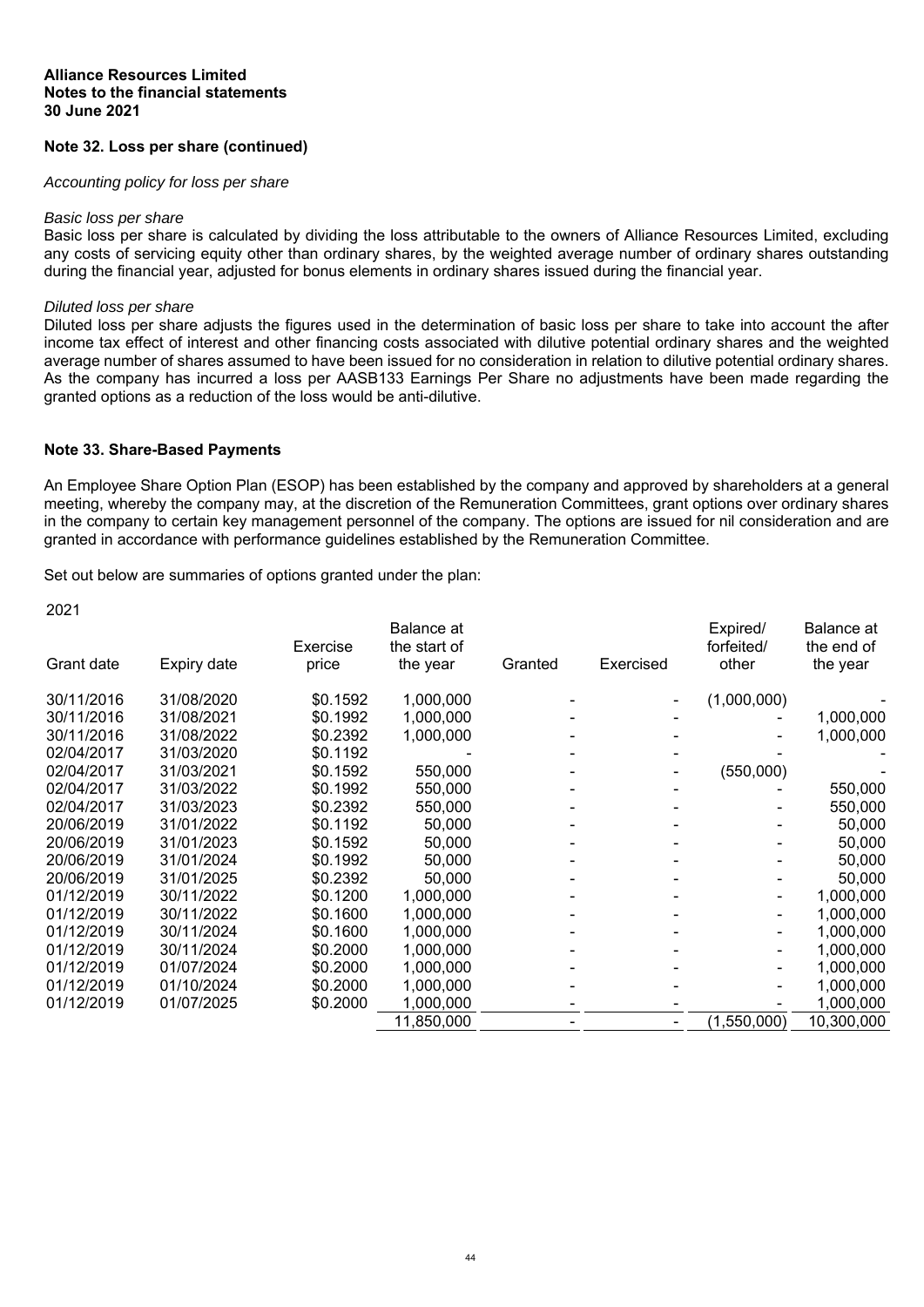**Alliance Resources Limited**
**Notes to the financial statements**
**30 June 2021**

## Note 32. Loss per share (continued)

*Accounting policy for loss per share*

*Basic loss per share*

Basic loss per share is calculated by dividing the loss attributable to the owners of Alliance Resources Limited, excluding any costs of servicing equity other than ordinary shares, by the weighted average number of ordinary shares outstanding during the financial year, adjusted for bonus elements in ordinary shares issued during the financial year.

*Diluted loss per share*

Diluted loss per share adjusts the figures used in the determination of basic loss per share to take into account the after income tax effect of interest and other financing costs associated with dilutive potential ordinary shares and the weighted average number of shares assumed to have been issued for no consideration in relation to dilutive potential ordinary shares. As the company has incurred a loss per AASB133 Earnings Per Share no adjustments have been made regarding the granted options as a reduction of the loss would be anti-dilutive.

## Note 33. Share-Based Payments

An Employee Share Option Plan (ESOP) has been established by the company and approved by shareholders at a general meeting, whereby the company may, at the discretion of the Remuneration Committees, grant options over ordinary shares in the company to certain key management personnel of the company. The options are issued for nil consideration and are granted in accordance with performance guidelines established by the Remuneration Committee.

Set out below are summaries of options granted under the plan:

2021

| Grant date | Expiry date | Exercise price | Balance at the start of the year | Granted | Exercised | Expired/ forfeited/ other | Balance at the end of the year |
|---|---|---|---|---|---|---|---|
| 30/11/2016 | 31/08/2020 | $0.1592 | 1,000,000 | - | - | (1,000,000) | - |
| 30/11/2016 | 31/08/2021 | $0.1992 | 1,000,000 | - | - | - | 1,000,000 |
| 30/11/2016 | 31/08/2022 | $0.2392 | 1,000,000 | - | - | - | 1,000,000 |
| 02/04/2017 | 31/03/2020 | $0.1192 | - | - | - | - | - |
| 02/04/2017 | 31/03/2021 | $0.1592 | 550,000 | - | - | (550,000) | - |
| 02/04/2017 | 31/03/2022 | $0.1992 | 550,000 | - | - | - | 550,000 |
| 02/04/2017 | 31/03/2023 | $0.2392 | 550,000 | - | - | - | 550,000 |
| 20/06/2019 | 31/01/2022 | $0.1192 | 50,000 | - | - | - | 50,000 |
| 20/06/2019 | 31/01/2023 | $0.1592 | 50,000 | - | - | - | 50,000 |
| 20/06/2019 | 31/01/2024 | $0.1992 | 50,000 | - | - | - | 50,000 |
| 20/06/2019 | 31/01/2025 | $0.2392 | 50,000 | - | - | - | 50,000 |
| 01/12/2019 | 30/11/2022 | $0.1200 | 1,000,000 | - | - | - | 1,000,000 |
| 01/12/2019 | 30/11/2022 | $0.1600 | 1,000,000 | - | - | - | 1,000,000 |
| 01/12/2019 | 30/11/2024 | $0.1600 | 1,000,000 | - | - | - | 1,000,000 |
| 01/12/2019 | 30/11/2024 | $0.2000 | 1,000,000 | - | - | - | 1,000,000 |
| 01/12/2019 | 01/07/2024 | $0.2000 | 1,000,000 | - | - | - | 1,000,000 |
| 01/12/2019 | 01/10/2024 | $0.2000 | 1,000,000 | - | - | - | 1,000,000 |
| 01/12/2019 | 01/07/2025 | $0.2000 | 1,000,000 | - | - | - | 1,000,000 |
| | | | 11,850,000 | - | - | (1,550,000) | 10,300,000 |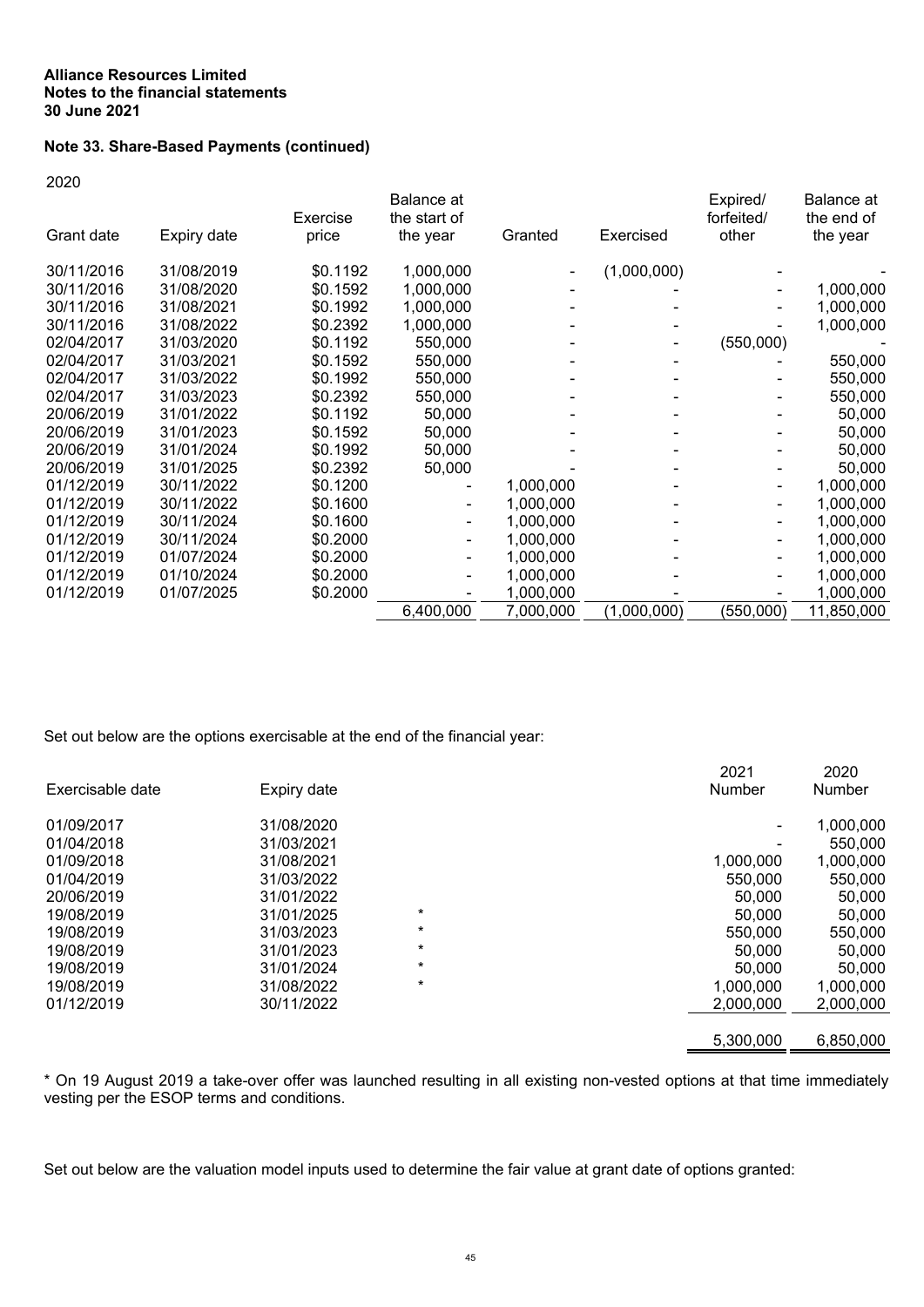**Alliance Resources Limited**
**Notes to the financial statements**
**30 June 2021**

## Note 33. Share-Based Payments (continued)

2020

| Grant date | Expiry date | Exercise price | Balance at the start of the year | Granted | Exercised | Expired/ forfeited/ other | Balance at the end of the year |
|---|---|---|---|---|---|---|---|
| 30/11/2016 | 31/08/2019 | $0.1192 | 1,000,000 | - | (1,000,000) | - | - |
| 30/11/2016 | 31/08/2020 | $0.1592 | 1,000,000 | - | - | - | 1,000,000 |
| 30/11/2016 | 31/08/2021 | $0.1992 | 1,000,000 | - | - | - | 1,000,000 |
| 30/11/2016 | 31/08/2022 | $0.2392 | 1,000,000 | - | - | - | 1,000,000 |
| 02/04/2017 | 31/03/2020 | $0.1192 | 550,000 | - | - | (550,000) | - |
| 02/04/2017 | 31/03/2021 | $0.1592 | 550,000 | - | - | - | 550,000 |
| 02/04/2017 | 31/03/2022 | $0.1992 | 550,000 | - | - | - | 550,000 |
| 02/04/2017 | 31/03/2023 | $0.2392 | 550,000 | - | - | - | 550,000 |
| 20/06/2019 | 31/01/2022 | $0.1192 | 50,000 | - | - | - | 50,000 |
| 20/06/2019 | 31/01/2023 | $0.1592 | 50,000 | - | - | - | 50,000 |
| 20/06/2019 | 31/01/2024 | $0.1992 | 50,000 | - | - | - | 50,000 |
| 20/06/2019 | 31/01/2025 | $0.2392 | 50,000 | - | - | - | 50,000 |
| 01/12/2019 | 30/11/2022 | $0.1200 | - | 1,000,000 | - | - | 1,000,000 |
| 01/12/2019 | 30/11/2022 | $0.1600 | - | 1,000,000 | - | - | 1,000,000 |
| 01/12/2019 | 30/11/2024 | $0.1600 | - | 1,000,000 | - | - | 1,000,000 |
| 01/12/2019 | 30/11/2024 | $0.2000 | - | 1,000,000 | - | - | 1,000,000 |
| 01/12/2019 | 01/07/2024 | $0.2000 | - | 1,000,000 | - | - | 1,000,000 |
| 01/12/2019 | 01/10/2024 | $0.2000 | - | 1,000,000 | - | - | 1,000,000 |
| 01/12/2019 | 01/07/2025 | $0.2000 | - | 1,000,000 | - | - | 1,000,000 |
| | | | 6,400,000 | 7,000,000 | (1,000,000) | (550,000) | 11,850,000 |

Set out below are the options exercisable at the end of the financial year:

| Exercisable date | Expiry date | | 2021 Number | 2020 Number |
|---|---|---|---|---|
| 01/09/2017 | 31/08/2020 | | - | 1,000,000 |
| 01/04/2018 | 31/03/2021 | | - | 550,000 |
| 01/09/2018 | 31/08/2021 | | 1,000,000 | 1,000,000 |
| 01/04/2019 | 31/03/2022 | | 550,000 | 550,000 |
| 20/06/2019 | 31/01/2022 | | 50,000 | 50,000 |
| 19/08/2019 | 31/01/2025 | * | 50,000 | 50,000 |
| 19/08/2019 | 31/03/2023 | * | 550,000 | 550,000 |
| 19/08/2019 | 31/01/2023 | * | 50,000 | 50,000 |
| 19/08/2019 | 31/01/2024 | * | 50,000 | 50,000 |
| 19/08/2019 | 31/08/2022 | * | 1,000,000 | 1,000,000 |
| 01/12/2019 | 30/11/2022 | | 2,000,000 | 2,000,000 |
| | | | 5,300,000 | 6,850,000 |

* On 19 August 2019 a take-over offer was launched resulting in all existing non-vested options at that time immediately vesting per the ESOP terms and conditions.

Set out below are the valuation model inputs used to determine the fair value at grant date of options granted: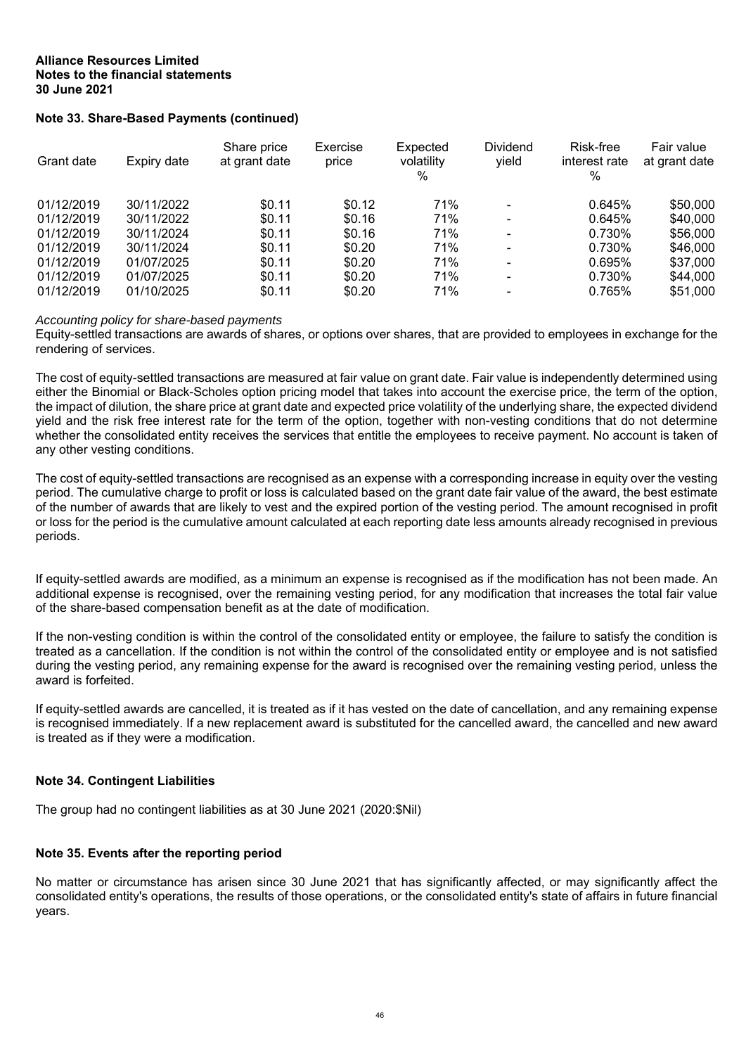**Alliance Resources Limited**
**Notes to the financial statements**
**30 June 2021**

## Note 33. Share-Based Payments (continued)

| Grant date | Expiry date | Share price at grant date | Exercise price | Expected volatility % | Dividend yield | Risk-free interest rate % | Fair value at grant date |
|---|---|---|---|---|---|---|---|
| 01/12/2019 | 30/11/2022 | \$0.11 | \$0.12 | 71% | - | 0.645% | \$50,000 |
| 01/12/2019 | 30/11/2022 | \$0.11 | \$0.16 | 71% | - | 0.645% | \$40,000 |
| 01/12/2019 | 30/11/2024 | \$0.11 | \$0.16 | 71% | - | 0.730% | \$56,000 |
| 01/12/2019 | 30/11/2024 | \$0.11 | \$0.20 | 71% | - | 0.730% | \$46,000 |
| 01/12/2019 | 01/07/2025 | \$0.11 | \$0.20 | 71% | - | 0.695% | \$37,000 |
| 01/12/2019 | 01/07/2025 | \$0.11 | \$0.20 | 71% | - | 0.730% | \$44,000 |
| 01/12/2019 | 01/10/2025 | \$0.11 | \$0.20 | 71% | - | 0.765% | \$51,000 |

*Accounting policy for share-based payments*
Equity-settled transactions are awards of shares, or options over shares, that are provided to employees in exchange for the rendering of services.

The cost of equity-settled transactions are measured at fair value on grant date. Fair value is independently determined using either the Binomial or Black-Scholes option pricing model that takes into account the exercise price, the term of the option, the impact of dilution, the share price at grant date and expected price volatility of the underlying share, the expected dividend yield and the risk free interest rate for the term of the option, together with non-vesting conditions that do not determine whether the consolidated entity receives the services that entitle the employees to receive payment. No account is taken of any other vesting conditions.

The cost of equity-settled transactions are recognised as an expense with a corresponding increase in equity over the vesting period. The cumulative charge to profit or loss is calculated based on the grant date fair value of the award, the best estimate of the number of awards that are likely to vest and the expired portion of the vesting period. The amount recognised in profit or loss for the period is the cumulative amount calculated at each reporting date less amounts already recognised in previous periods.

If equity-settled awards are modified, as a minimum an expense is recognised as if the modification has not been made. An additional expense is recognised, over the remaining vesting period, for any modification that increases the total fair value of the share-based compensation benefit as at the date of modification.

If the non-vesting condition is within the control of the consolidated entity or employee, the failure to satisfy the condition is treated as a cancellation. If the condition is not within the control of the consolidated entity or employee and is not satisfied during the vesting period, any remaining expense for the award is recognised over the remaining vesting period, unless the award is forfeited.

If equity-settled awards are cancelled, it is treated as if it has vested on the date of cancellation, and any remaining expense is recognised immediately. If a new replacement award is substituted for the cancelled award, the cancelled and new award is treated as if they were a modification.

## Note 34. Contingent Liabilities

The group had no contingent liabilities as at 30 June 2021 (2020:\$Nil)

## Note 35. Events after the reporting period

No matter or circumstance has arisen since 30 June 2021 that has significantly affected, or may significantly affect the consolidated entity's operations, the results of those operations, or the consolidated entity's state of affairs in future financial years.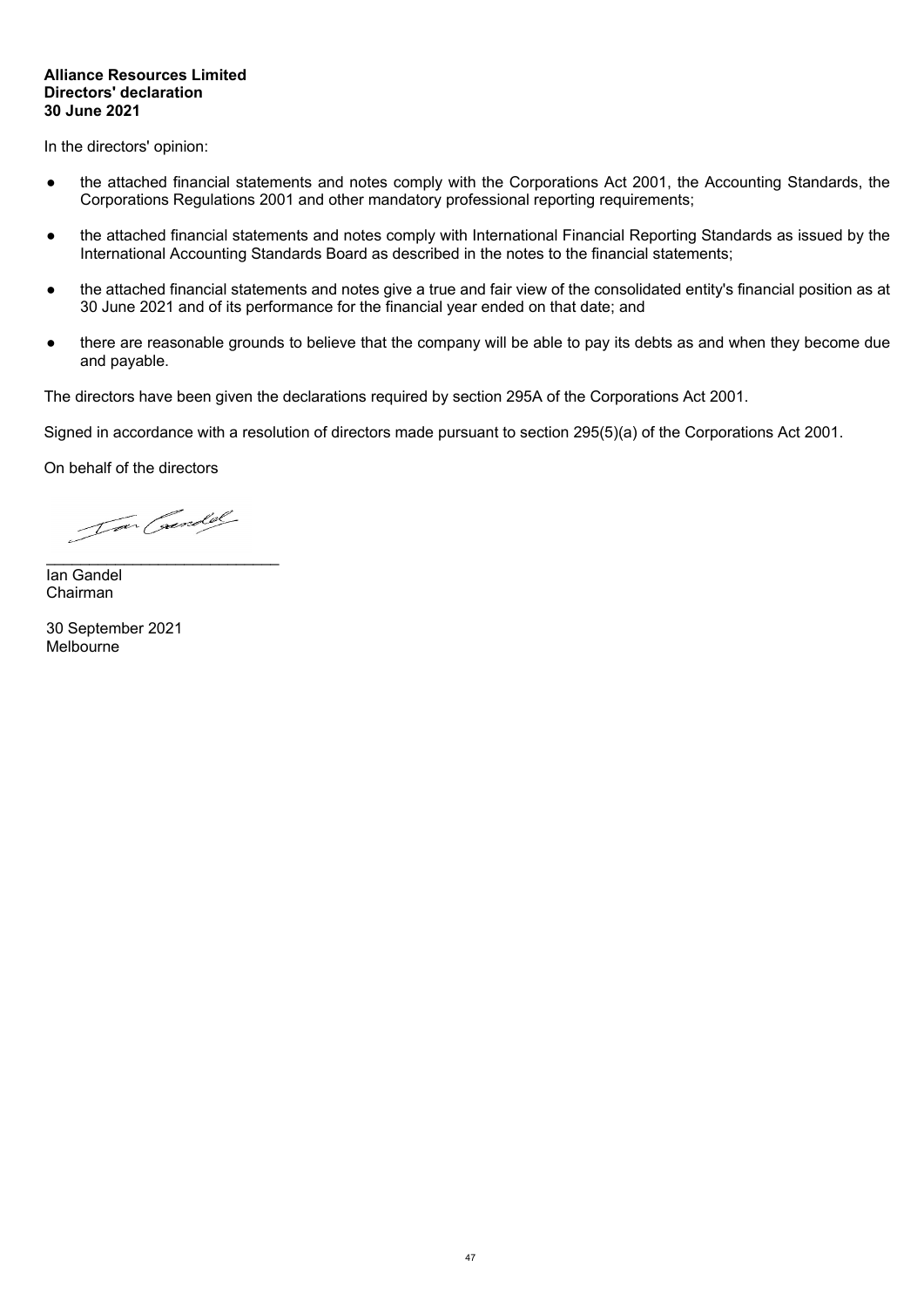**Alliance Resources Limited**
**Directors' declaration**
**30 June 2021**

In the directors' opinion:

- the attached financial statements and notes comply with the Corporations Act 2001, the Accounting Standards, the Corporations Regulations 2001 and other mandatory professional reporting requirements;
- the attached financial statements and notes comply with International Financial Reporting Standards as issued by the International Accounting Standards Board as described in the notes to the financial statements;
- the attached financial statements and notes give a true and fair view of the consolidated entity's financial position as at 30 June 2021 and of its performance for the financial year ended on that date; and
- there are reasonable grounds to believe that the company will be able to pay its debts as and when they become due and payable.

The directors have been given the declarations required by section 295A of the Corporations Act 2001.

Signed in accordance with a resolution of directors made pursuant to section 295(5)(a) of the Corporations Act 2001.

On behalf of the directors

___________________________
Ian Gandel
Chairman

30 September 2021
Melbourne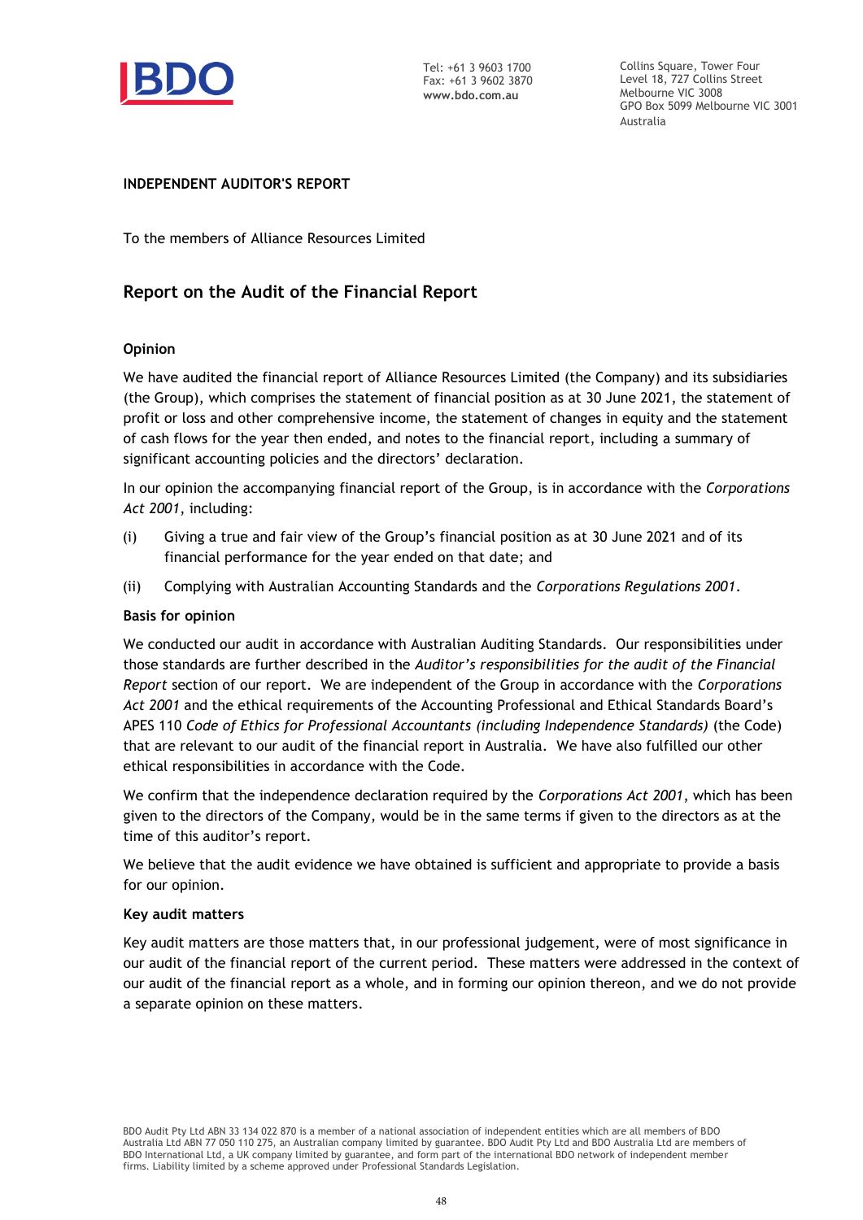Tel: +61 3 9603 1700
Fax: +61 3 9602 3870
**www.bdo.com.au**

Collins Square, Tower Four
Level 18, 727 Collins Street
Melbourne VIC 3008
GPO Box 5099 Melbourne VIC 3001
Australia

**INDEPENDENT AUDITOR'S REPORT**

To the members of Alliance Resources Limited

## Report on the Audit of the Financial Report

### Opinion

We have audited the financial report of Alliance Resources Limited (the Company) and its subsidiaries (the Group), which comprises the statement of financial position as at 30 June 2021, the statement of profit or loss and other comprehensive income, the statement of changes in equity and the statement of cash flows for the year then ended, and notes to the financial report, including a summary of significant accounting policies and the directors' declaration.

In our opinion the accompanying financial report of the Group, is in accordance with the *Corporations Act 2001*, including:

(i) Giving a true and fair view of the Group's financial position as at 30 June 2021 and of its financial performance for the year ended on that date; and

(ii) Complying with Australian Accounting Standards and the *Corporations Regulations 2001*.

### Basis for opinion

We conducted our audit in accordance with Australian Auditing Standards. Our responsibilities under those standards are further described in the *Auditor's responsibilities for the audit of the Financial Report* section of our report. We are independent of the Group in accordance with the *Corporations Act 2001* and the ethical requirements of the Accounting Professional and Ethical Standards Board's APES 110 *Code of Ethics for Professional Accountants (including Independence Standards)* (the Code) that are relevant to our audit of the financial report in Australia. We have also fulfilled our other ethical responsibilities in accordance with the Code.

We confirm that the independence declaration required by the *Corporations Act 2001*, which has been given to the directors of the Company, would be in the same terms if given to the directors as at the time of this auditor's report.

We believe that the audit evidence we have obtained is sufficient and appropriate to provide a basis for our opinion.

### Key audit matters

Key audit matters are those matters that, in our professional judgement, were of most significance in our audit of the financial report of the current period. These matters were addressed in the context of our audit of the financial report as a whole, and in forming our opinion thereon, and we do not provide a separate opinion on these matters.

BDO Audit Pty Ltd ABN 33 134 022 870 is a member of a national association of independent entities which are all members of BDO Australia Ltd ABN 77 050 110 275, an Australian company limited by guarantee. BDO Audit Pty Ltd and BDO Australia Ltd are members of BDO International Ltd, a UK company limited by guarantee, and form part of the international BDO network of independent member firms. Liability limited by a scheme approved under Professional Standards Legislation.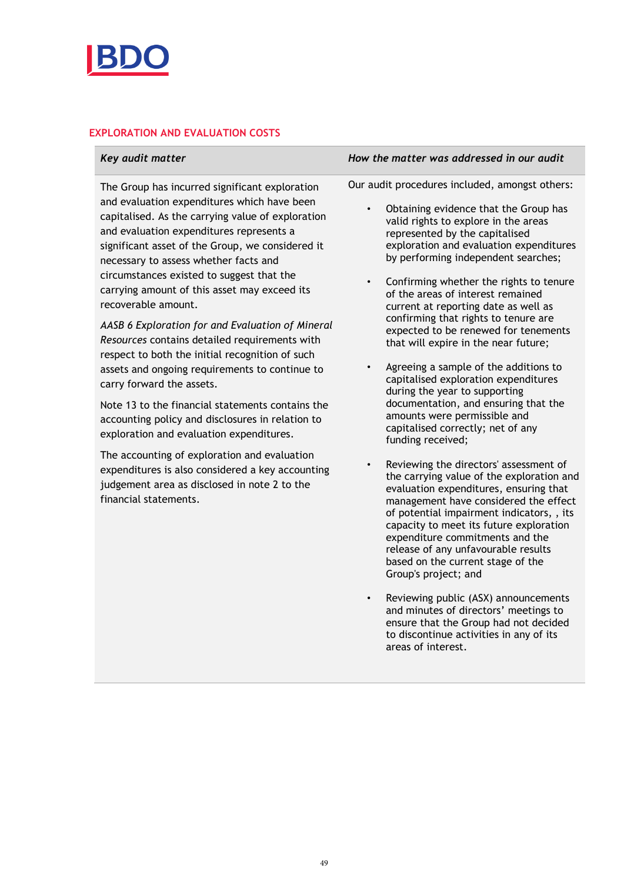## EXPLORATION AND EVALUATION COSTS

| *Key audit matter* | *How the matter was addressed in our audit* |
|---|---|
| The Group has incurred significant exploration and evaluation expenditures which have been capitalised. As the carrying value of exploration and evaluation expenditures represents a significant asset of the Group, we considered it necessary to assess whether facts and circumstances existed to suggest that the carrying amount of this asset may exceed its recoverable amount.<br><br>*AASB 6 Exploration for and Evaluation of Mineral Resources* contains detailed requirements with respect to both the initial recognition of such assets and ongoing requirements to continue to carry forward the assets.<br><br>Note 13 to the financial statements contains the accounting policy and disclosures in relation to exploration and evaluation expenditures.<br><br>The accounting of exploration and evaluation expenditures is also considered a key accounting judgement area as disclosed in note 2 to the financial statements. | Our audit procedures included, amongst others:<br><br>• Obtaining evidence that the Group has valid rights to explore in the areas represented by the capitalised exploration and evaluation expenditures by performing independent searches;<br><br>• Confirming whether the rights to tenure of the areas of interest remained current at reporting date as well as confirming that rights to tenure are expected to be renewed for tenements that will expire in the near future;<br><br>• Agreeing a sample of the additions to capitalised exploration expenditures during the year to supporting documentation, and ensuring that the amounts were permissible and capitalised correctly; net of any funding received;<br><br>• Reviewing the directors' assessment of the carrying value of the exploration and evaluation expenditures, ensuring that management have considered the effect of potential impairment indicators, , its capacity to meet its future exploration expenditure commitments and the release of any unfavourable results based on the current stage of the Group's project; and<br><br>• Reviewing public (ASX) announcements and minutes of directors' meetings to ensure that the Group had not decided to discontinue activities in any of its areas of interest. |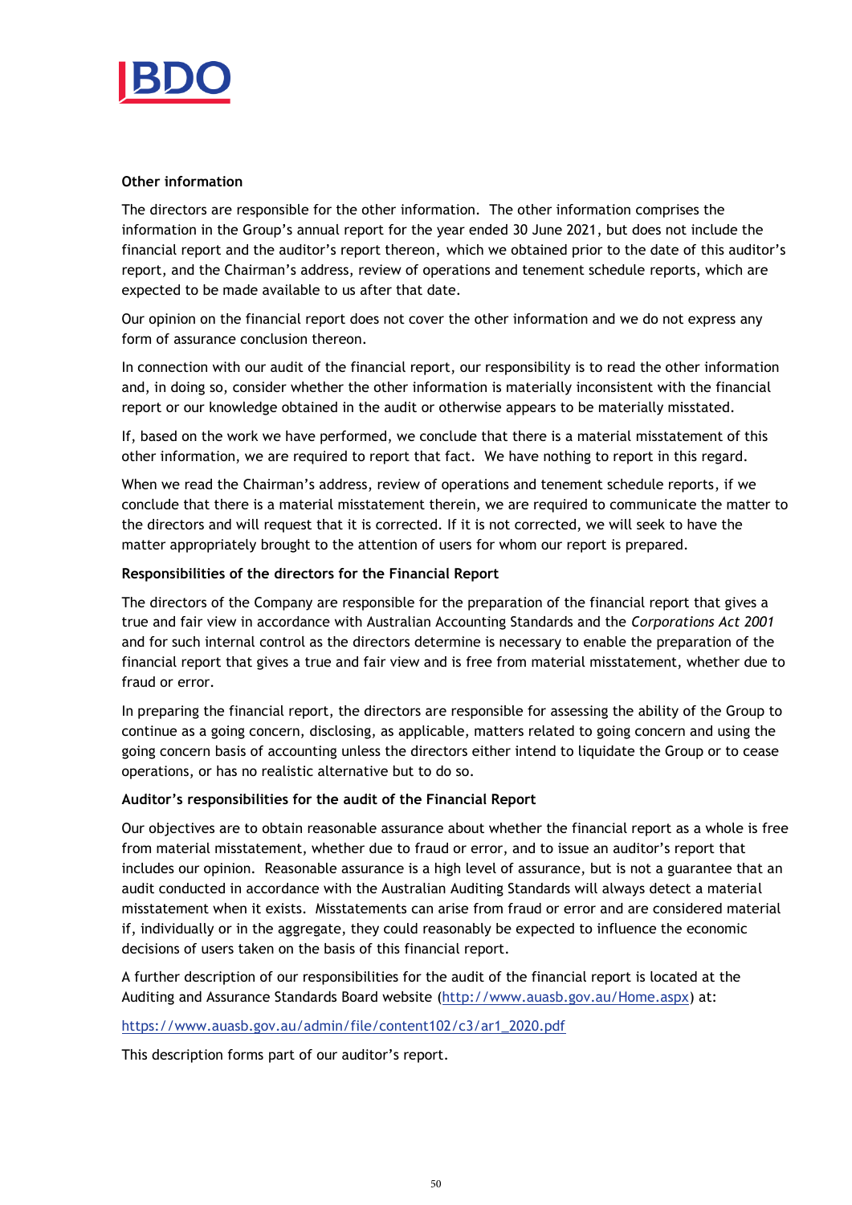**Other information**

The directors are responsible for the other information. The other information comprises the information in the Group's annual report for the year ended 30 June 2021, but does not include the financial report and the auditor's report thereon, which we obtained prior to the date of this auditor's report, and the Chairman's address, review of operations and tenement schedule reports, which are expected to be made available to us after that date.

Our opinion on the financial report does not cover the other information and we do not express any form of assurance conclusion thereon.

In connection with our audit of the financial report, our responsibility is to read the other information and, in doing so, consider whether the other information is materially inconsistent with the financial report or our knowledge obtained in the audit or otherwise appears to be materially misstated.

If, based on the work we have performed, we conclude that there is a material misstatement of this other information, we are required to report that fact. We have nothing to report in this regard.

When we read the Chairman's address, review of operations and tenement schedule reports, if we conclude that there is a material misstatement therein, we are required to communicate the matter to the directors and will request that it is corrected. If it is not corrected, we will seek to have the matter appropriately brought to the attention of users for whom our report is prepared.

**Responsibilities of the directors for the Financial Report**

The directors of the Company are responsible for the preparation of the financial report that gives a true and fair view in accordance with Australian Accounting Standards and the *Corporations Act 2001* and for such internal control as the directors determine is necessary to enable the preparation of the financial report that gives a true and fair view and is free from material misstatement, whether due to fraud or error.

In preparing the financial report, the directors are responsible for assessing the ability of the Group to continue as a going concern, disclosing, as applicable, matters related to going concern and using the going concern basis of accounting unless the directors either intend to liquidate the Group or to cease operations, or has no realistic alternative but to do so.

**Auditor's responsibilities for the audit of the Financial Report**

Our objectives are to obtain reasonable assurance about whether the financial report as a whole is free from material misstatement, whether due to fraud or error, and to issue an auditor's report that includes our opinion. Reasonable assurance is a high level of assurance, but is not a guarantee that an audit conducted in accordance with the Australian Auditing Standards will always detect a material misstatement when it exists. Misstatements can arise from fraud or error and are considered material if, individually or in the aggregate, they could reasonably be expected to influence the economic decisions of users taken on the basis of this financial report.

A further description of our responsibilities for the audit of the financial report is located at the Auditing and Assurance Standards Board website (http://www.auasb.gov.au/Home.aspx) at:

https://www.auasb.gov.au/admin/file/content102/c3/ar1_2020.pdf

This description forms part of our auditor's report.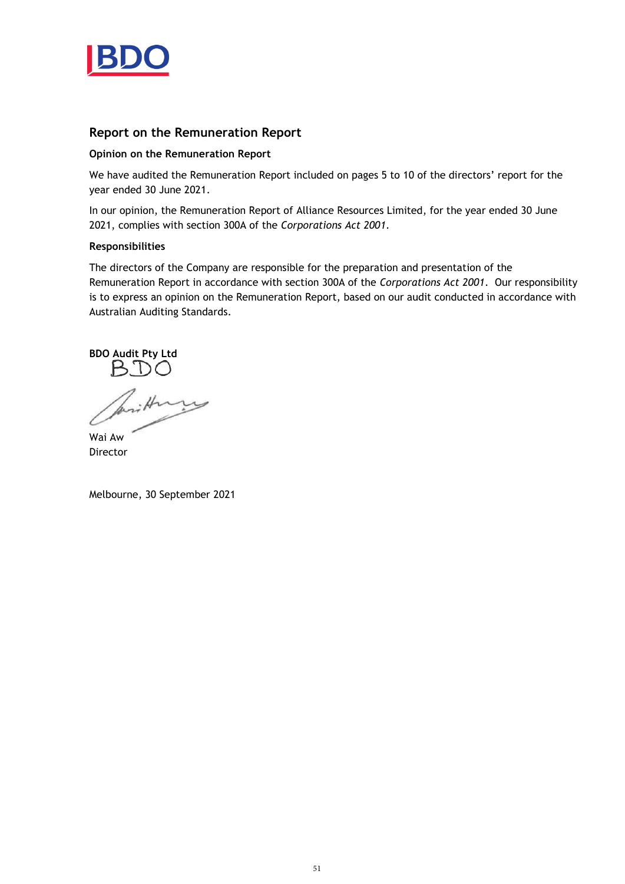## Report on the Remuneration Report

### Opinion on the Remuneration Report

We have audited the Remuneration Report included on pages 5 to 10 of the directors' report for the year ended 30 June 2021.

In our opinion, the Remuneration Report of Alliance Resources Limited, for the year ended 30 June 2021, complies with section 300A of the *Corporations Act 2001*.

### Responsibilities

The directors of the Company are responsible for the preparation and presentation of the Remuneration Report in accordance with section 300A of the *Corporations Act 2001*. Our responsibility is to express an opinion on the Remuneration Report, based on our audit conducted in accordance with Australian Auditing Standards.

**BDO Audit Pty Ltd**

Wai Aw
Director

Melbourne, 30 September 2021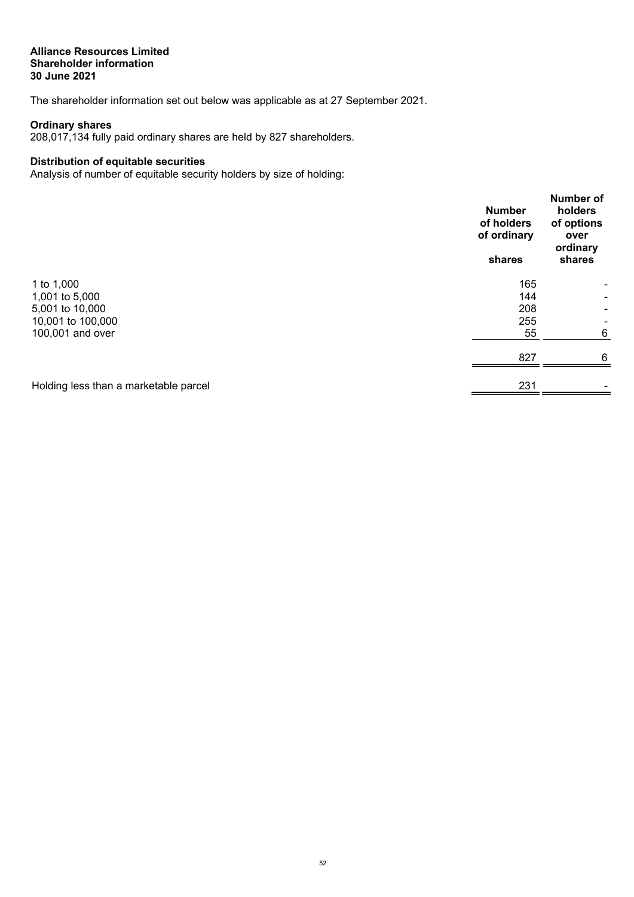**Alliance Resources Limited**
**Shareholder information**
**30 June 2021**

The shareholder information set out below was applicable as at 27 September 2021.

## Ordinary shares

208,017,134 fully paid ordinary shares are held by 827 shareholders.

## Distribution of equitable securities

Analysis of number of equitable security holders by size of holding:

| | Number of holders of ordinary shares | Number of holders of options over ordinary shares |
|---|---|---|
| 1 to 1,000 | 165 | - |
| 1,001 to 5,000 | 144 | - |
| 5,001 to 10,000 | 208 | - |
| 10,001 to 100,000 | 255 | - |
| 100,001 and over | 55 | 6 |
| | 827 | 6 |
| Holding less than a marketable parcel | 231 | - |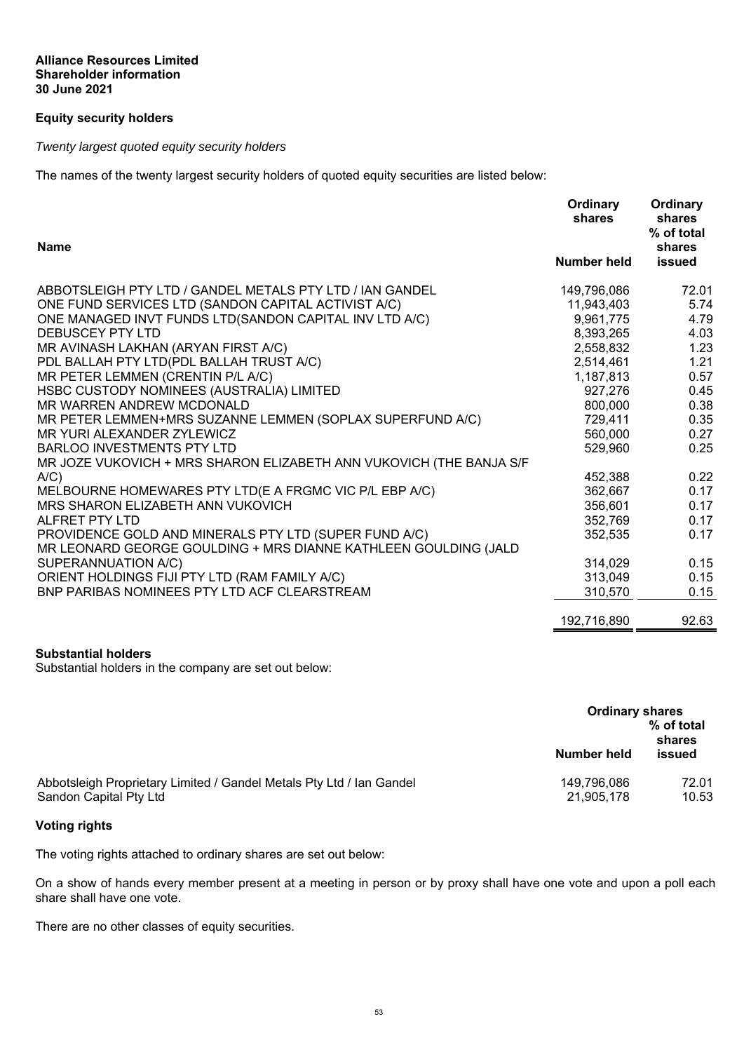**Alliance Resources Limited**
**Shareholder information**
**30 June 2021**

## Equity security holders

*Twenty largest quoted equity security holders*

The names of the twenty largest security holders of quoted equity securities are listed below:

| Name | Ordinary shares Number held | Ordinary shares % of total shares issued |
|---|---|---|
| ABBOTSLEIGH PTY LTD / GANDEL METALS PTY LTD / IAN GANDEL | 149,796,086 | 72.01 |
| ONE FUND SERVICES LTD (SANDON CAPITAL ACTIVIST A/C) | 11,943,403 | 5.74 |
| ONE MANAGED INVT FUNDS LTD(SANDON CAPITAL INV LTD A/C) | 9,961,775 | 4.79 |
| DEBUSCEY PTY LTD | 8,393,265 | 4.03 |
| MR AVINASH LAKHAN (ARYAN FIRST A/C) | 2,558,832 | 1.23 |
| PDL BALLAH PTY LTD(PDL BALLAH TRUST A/C) | 2,514,461 | 1.21 |
| MR PETER LEMMEN (CRENTIN P/L A/C) | 1,187,813 | 0.57 |
| HSBC CUSTODY NOMINEES (AUSTRALIA) LIMITED | 927,276 | 0.45 |
| MR WARREN ANDREW MCDONALD | 800,000 | 0.38 |
| MR PETER LEMMEN+MRS SUZANNE LEMMEN (SOPLAX SUPERFUND A/C) | 729,411 | 0.35 |
| MR YURI ALEXANDER ZYLEWICZ | 560,000 | 0.27 |
| BARLOO INVESTMENTS PTY LTD | 529,960 | 0.25 |
| MR JOZE VUKOVICH + MRS SHARON ELIZABETH ANN VUKOVICH (THE BANJA S/F A/C) | 452,388 | 0.22 |
| MELBOURNE HOMEWARES PTY LTD(E A FRGMC VIC P/L EBP A/C) | 362,667 | 0.17 |
| MRS SHARON ELIZABETH ANN VUKOVICH | 356,601 | 0.17 |
| ALFRET PTY LTD | 352,769 | 0.17 |
| PROVIDENCE GOLD AND MINERALS PTY LTD (SUPER FUND A/C) | 352,535 | 0.17 |
| MR LEONARD GEORGE GOULDING + MRS DIANNE KATHLEEN GOULDING (JALD SUPERANNUATION A/C) | 314,029 | 0.15 |
| ORIENT HOLDINGS FIJI PTY LTD (RAM FAMILY A/C) | 313,049 | 0.15 |
| BNP PARIBAS NOMINEES PTY LTD ACF CLEARSTREAM | 310,570 | 0.15 |
| | 192,716,890 | 92.63 |

## Substantial holders

Substantial holders in the company are set out below:

| | Ordinary shares Number held | Ordinary shares % of total shares issued |
|---|---|---|
| Abbotsleigh Proprietary Limited / Gandel Metals Pty Ltd / Ian Gandel | 149,796,086 | 72.01 |
| Sandon Capital Pty Ltd | 21,905,178 | 10.53 |

## Voting rights

The voting rights attached to ordinary shares are set out below:

On a show of hands every member present at a meeting in person or by proxy shall have one vote and upon a poll each share shall have one vote.

There are no other classes of equity securities.